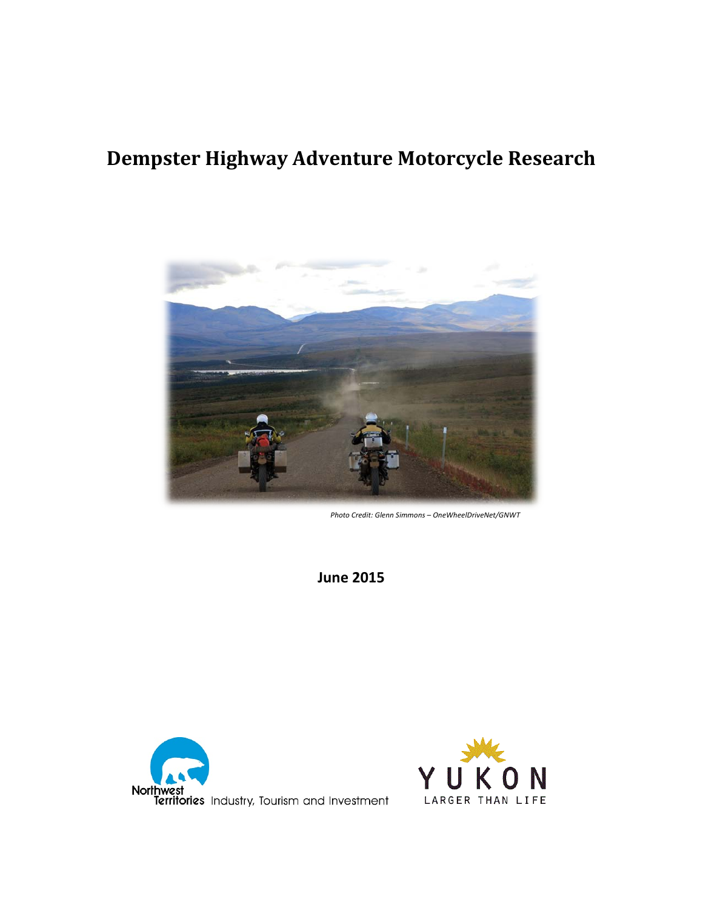# Dempster Highway Adventure Motorcycle Research

*Photo Credit: Glenn Simmons – OneWheelDriveNet/GNWT*

**June 2015**

Northwest Territories Industry, Tourism and Investment

YUKON LARGER THAN LIFE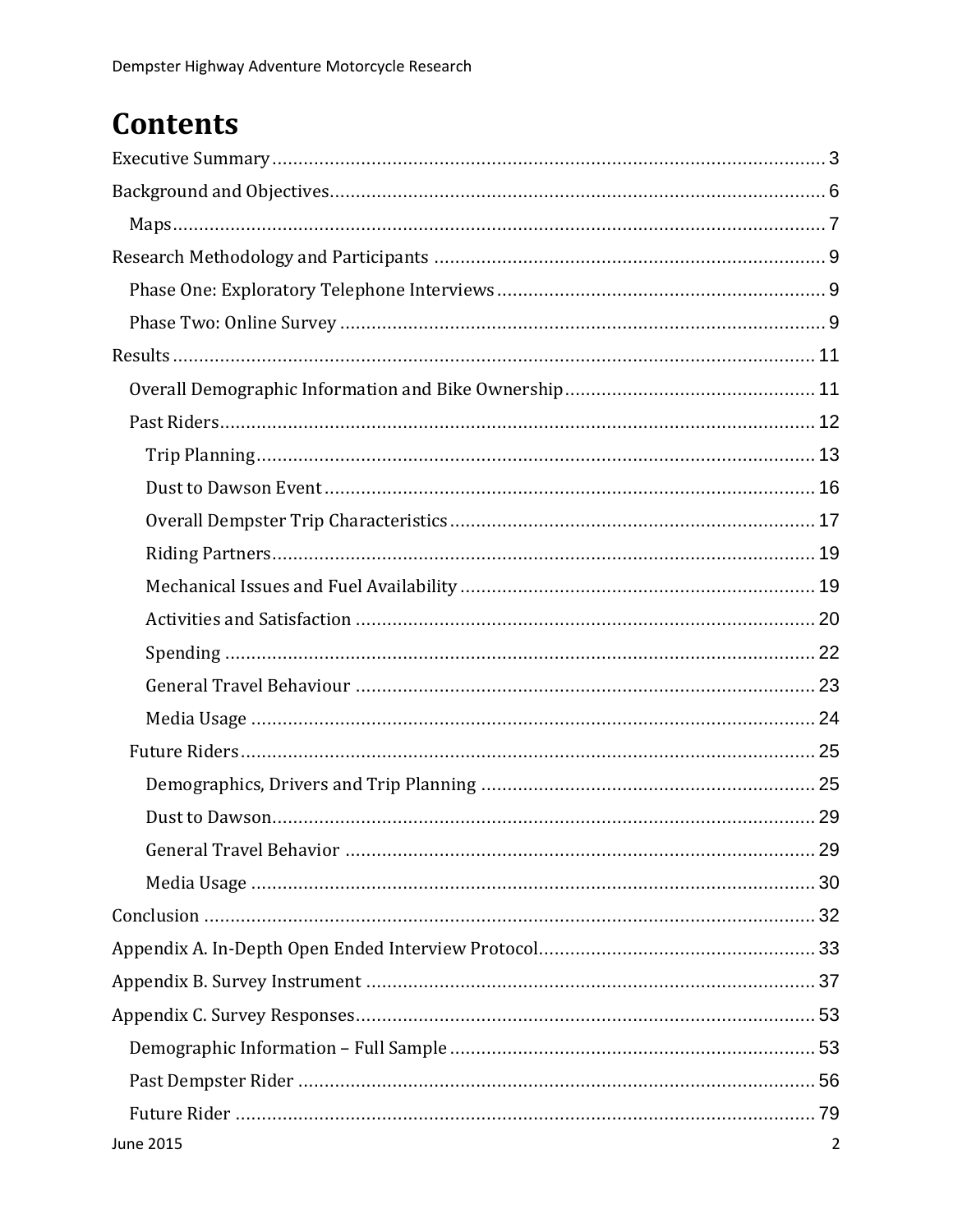# Contents

Executive Summary ........................................................................................................ 3
Background and Objectives............................................................................................. 6
  Maps............................................................................................................................ 7
Research Methodology and Participants .......................................................................... 9
  Phase One: Exploratory Telephone Interviews ............................................................. 9
  Phase Two: Online Survey ........................................................................................... 9
Results .......................................................................................................................... 11
  Overall Demographic Information and Bike Ownership............................................... 11
  Past Riders................................................................................................................. 12
    Trip Planning.......................................................................................................... 13
    Dust to Dawson Event ............................................................................................ 16
    Overall Dempster Trip Characteristics .................................................................... 17
    Riding Partners....................................................................................................... 19
    Mechanical Issues and Fuel Availability .................................................................. 19
    Activities and Satisfaction ...................................................................................... 20
    Spending ............................................................................................................... 22
    General Travel Behaviour ...................................................................................... 23
    Media Usage .......................................................................................................... 24
  Future Riders............................................................................................................. 25
    Demographics, Drivers and Trip Planning ............................................................... 25
    Dust to Dawson...................................................................................................... 29
    General Travel Behavior ........................................................................................ 29
    Media Usage .......................................................................................................... 30
Conclusion .................................................................................................................... 32
Appendix A. In-Depth Open Ended Interview Protocol.................................................... 33
Appendix B. Survey Instrument ..................................................................................... 37
Appendix C. Survey Responses...................................................................................... 53
  Demographic Information – Full Sample .................................................................... 53
  Past Dempster Rider .................................................................................................. 56
  Future Rider .............................................................................................................. 79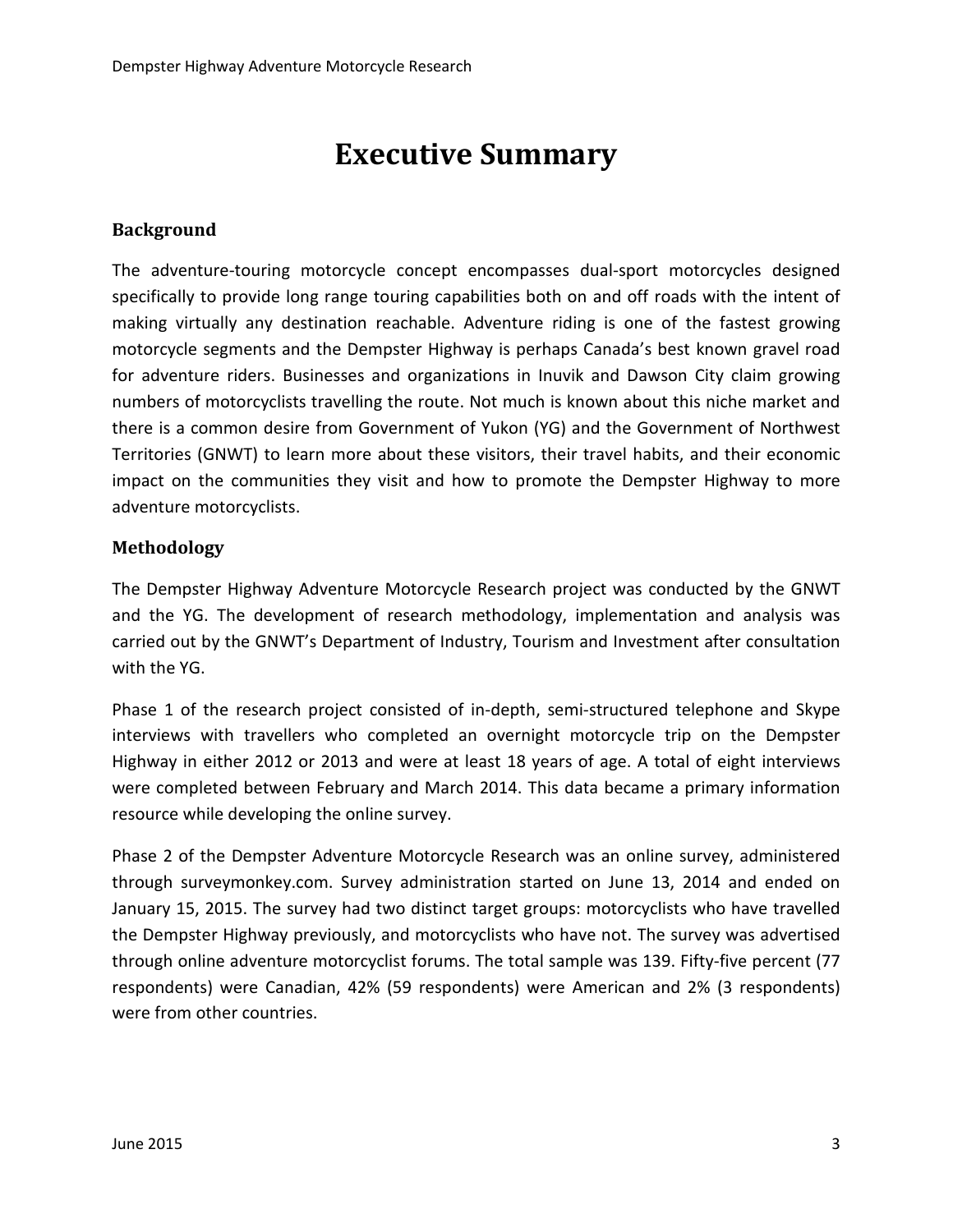# Executive Summary

## Background

The adventure-touring motorcycle concept encompasses dual-sport motorcycles designed specifically to provide long range touring capabilities both on and off roads with the intent of making virtually any destination reachable. Adventure riding is one of the fastest growing motorcycle segments and the Dempster Highway is perhaps Canada's best known gravel road for adventure riders. Businesses and organizations in Inuvik and Dawson City claim growing numbers of motorcyclists travelling the route. Not much is known about this niche market and there is a common desire from Government of Yukon (YG) and the Government of Northwest Territories (GNWT) to learn more about these visitors, their travel habits, and their economic impact on the communities they visit and how to promote the Dempster Highway to more adventure motorcyclists.

## Methodology

The Dempster Highway Adventure Motorcycle Research project was conducted by the GNWT and the YG. The development of research methodology, implementation and analysis was carried out by the GNWT's Department of Industry, Tourism and Investment after consultation with the YG.

Phase 1 of the research project consisted of in-depth, semi-structured telephone and Skype interviews with travellers who completed an overnight motorcycle trip on the Dempster Highway in either 2012 or 2013 and were at least 18 years of age. A total of eight interviews were completed between February and March 2014. This data became a primary information resource while developing the online survey.

Phase 2 of the Dempster Adventure Motorcycle Research was an online survey, administered through surveymonkey.com. Survey administration started on June 13, 2014 and ended on January 15, 2015. The survey had two distinct target groups: motorcyclists who have travelled the Dempster Highway previously, and motorcyclists who have not. The survey was advertised through online adventure motorcyclist forums. The total sample was 139. Fifty-five percent (77 respondents) were Canadian, 42% (59 respondents) were American and 2% (3 respondents) were from other countries.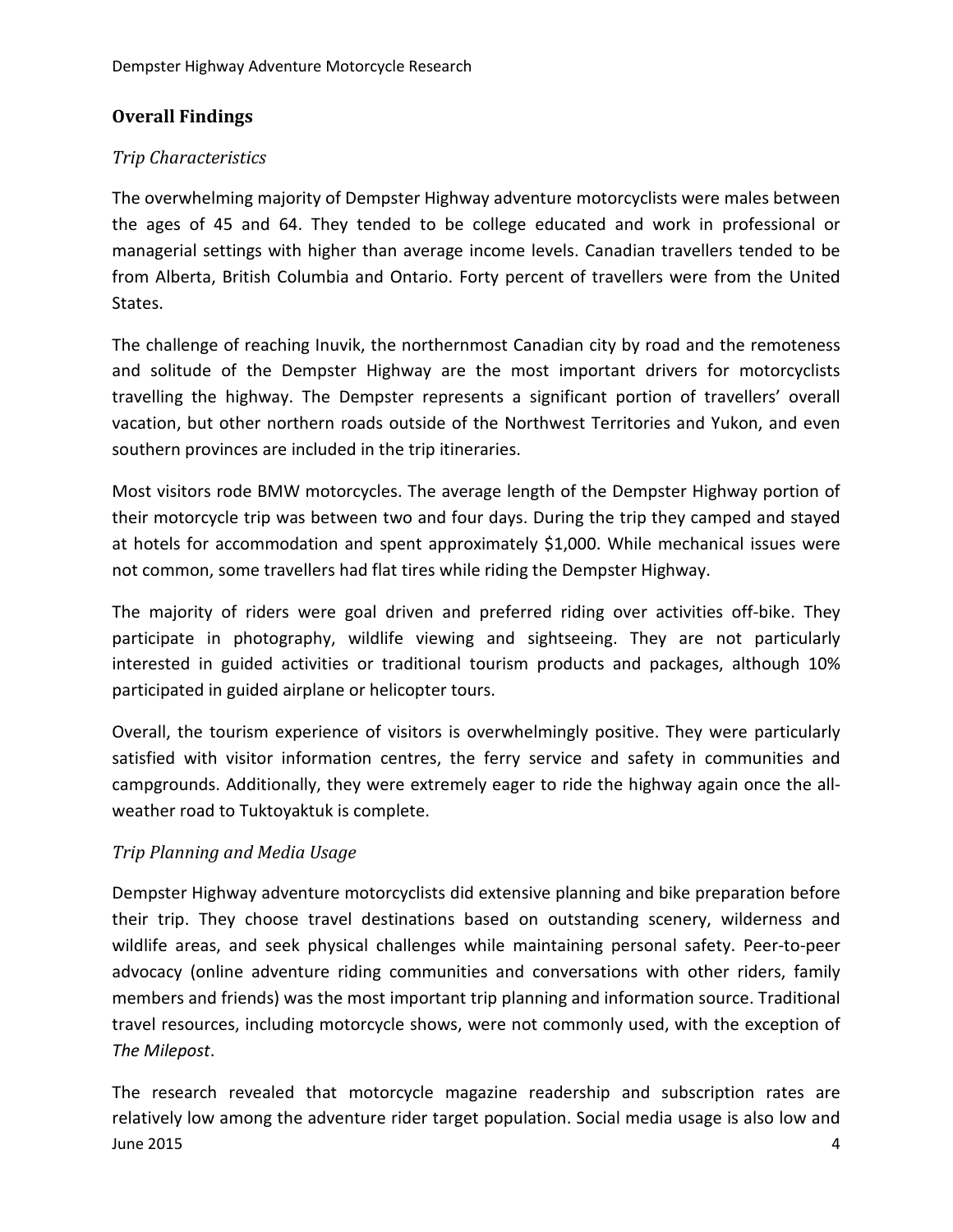## Overall Findings

### *Trip Characteristics*

The overwhelming majority of Dempster Highway adventure motorcyclists were males between the ages of 45 and 64. They tended to be college educated and work in professional or managerial settings with higher than average income levels. Canadian travellers tended to be from Alberta, British Columbia and Ontario. Forty percent of travellers were from the United States.

The challenge of reaching Inuvik, the northernmost Canadian city by road and the remoteness and solitude of the Dempster Highway are the most important drivers for motorcyclists travelling the highway. The Dempster represents a significant portion of travellers' overall vacation, but other northern roads outside of the Northwest Territories and Yukon, and even southern provinces are included in the trip itineraries.

Most visitors rode BMW motorcycles. The average length of the Dempster Highway portion of their motorcycle trip was between two and four days. During the trip they camped and stayed at hotels for accommodation and spent approximately $1,000. While mechanical issues were not common, some travellers had flat tires while riding the Dempster Highway.

The majority of riders were goal driven and preferred riding over activities off-bike. They participate in photography, wildlife viewing and sightseeing. They are not particularly interested in guided activities or traditional tourism products and packages, although 10% participated in guided airplane or helicopter tours.

Overall, the tourism experience of visitors is overwhelmingly positive. They were particularly satisfied with visitor information centres, the ferry service and safety in communities and campgrounds. Additionally, they were extremely eager to ride the highway again once the all-weather road to Tuktoyaktuk is complete.

### *Trip Planning and Media Usage*

Dempster Highway adventure motorcyclists did extensive planning and bike preparation before their trip. They choose travel destinations based on outstanding scenery, wilderness and wildlife areas, and seek physical challenges while maintaining personal safety. Peer-to-peer advocacy (online adventure riding communities and conversations with other riders, family members and friends) was the most important trip planning and information source. Traditional travel resources, including motorcycle shows, were not commonly used, with the exception of *The Milepost*.

The research revealed that motorcycle magazine readership and subscription rates are relatively low among the adventure rider target population. Social media usage is also low and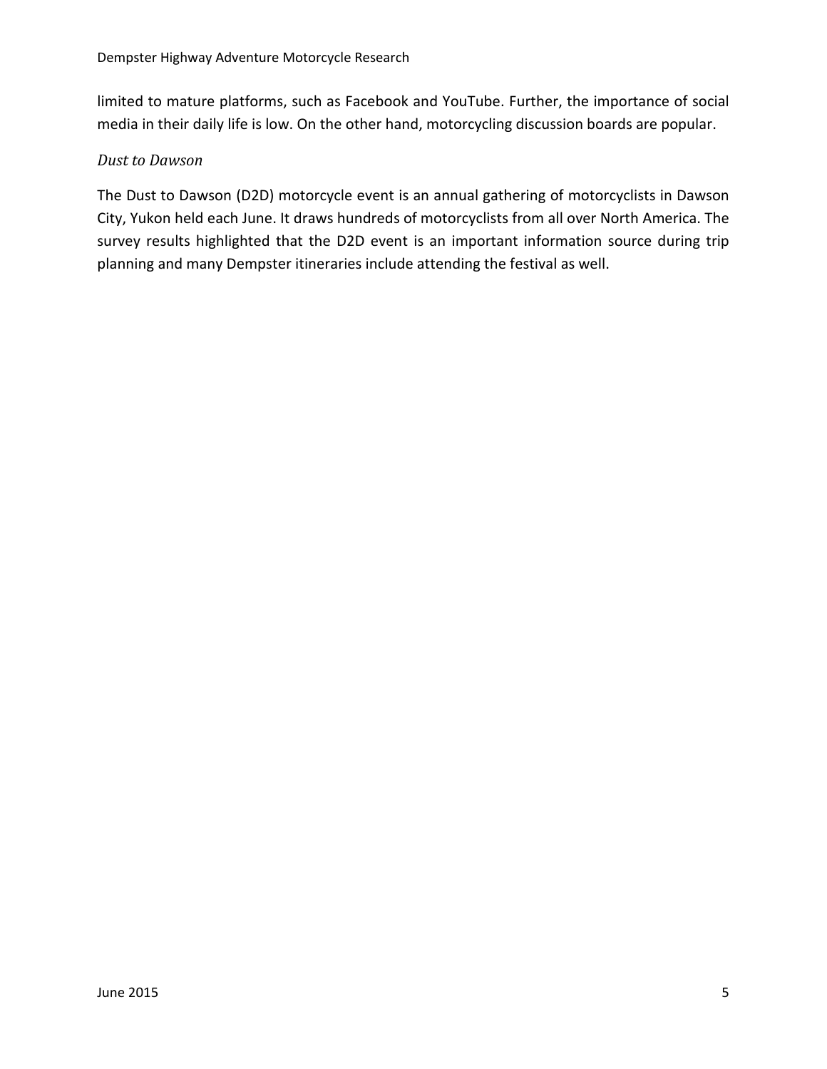limited to mature platforms, such as Facebook and YouTube. Further, the importance of social media in their daily life is low. On the other hand, motorcycling discussion boards are popular.

### *Dust to Dawson*

The Dust to Dawson (D2D) motorcycle event is an annual gathering of motorcyclists in Dawson City, Yukon held each June. It draws hundreds of motorcyclists from all over North America. The survey results highlighted that the D2D event is an important information source during trip planning and many Dempster itineraries include attending the festival as well.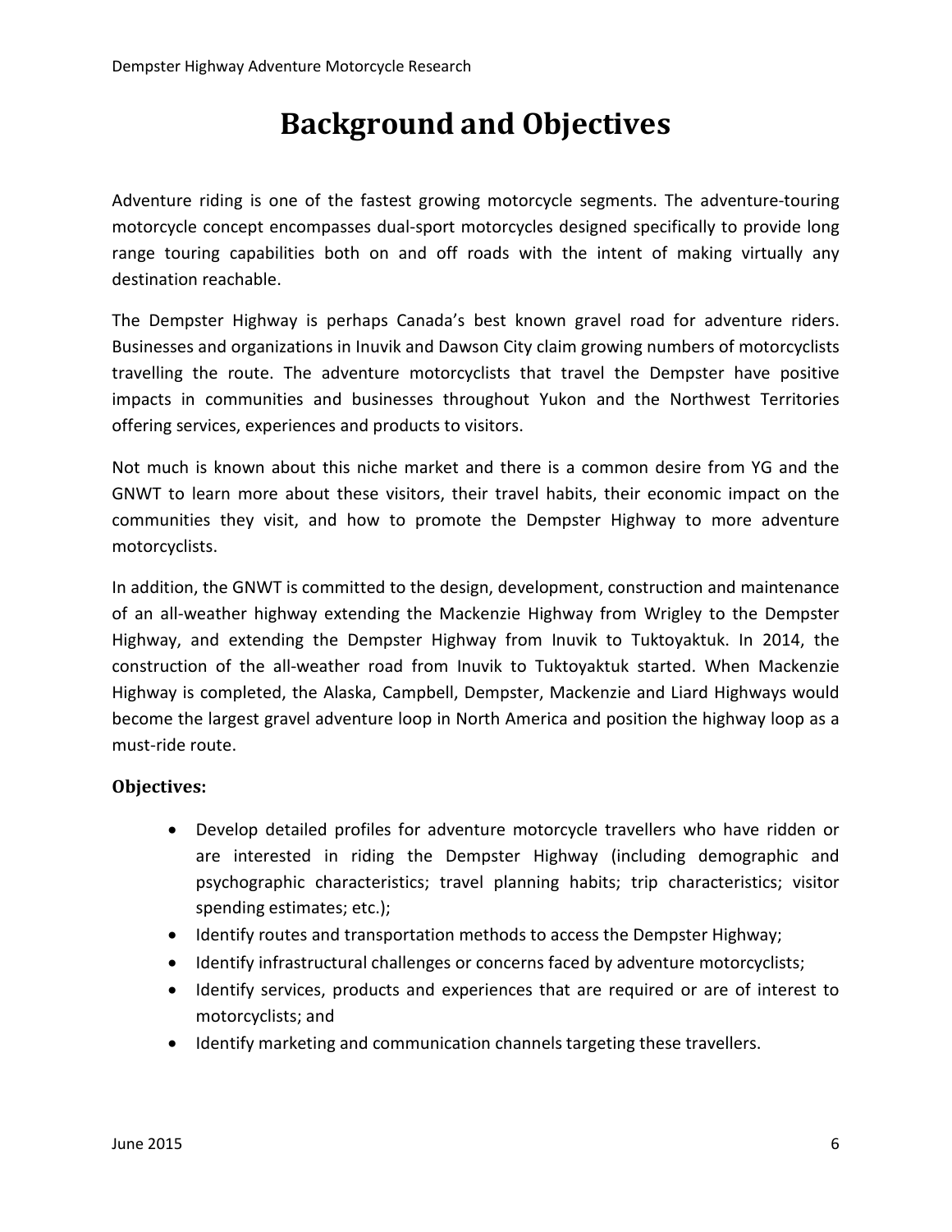# Background and Objectives

Adventure riding is one of the fastest growing motorcycle segments. The adventure-touring motorcycle concept encompasses dual-sport motorcycles designed specifically to provide long range touring capabilities both on and off roads with the intent of making virtually any destination reachable.

The Dempster Highway is perhaps Canada's best known gravel road for adventure riders. Businesses and organizations in Inuvik and Dawson City claim growing numbers of motorcyclists travelling the route. The adventure motorcyclists that travel the Dempster have positive impacts in communities and businesses throughout Yukon and the Northwest Territories offering services, experiences and products to visitors.

Not much is known about this niche market and there is a common desire from YG and the GNWT to learn more about these visitors, their travel habits, their economic impact on the communities they visit, and how to promote the Dempster Highway to more adventure motorcyclists.

In addition, the GNWT is committed to the design, development, construction and maintenance of an all-weather highway extending the Mackenzie Highway from Wrigley to the Dempster Highway, and extending the Dempster Highway from Inuvik to Tuktoyaktuk. In 2014, the construction of the all-weather road from Inuvik to Tuktoyaktuk started. When Mackenzie Highway is completed, the Alaska, Campbell, Dempster, Mackenzie and Liard Highways would become the largest gravel adventure loop in North America and position the highway loop as a must-ride route.

### Objectives:

- Develop detailed profiles for adventure motorcycle travellers who have ridden or are interested in riding the Dempster Highway (including demographic and psychographic characteristics; travel planning habits; trip characteristics; visitor spending estimates; etc.);
- Identify routes and transportation methods to access the Dempster Highway;
- Identify infrastructural challenges or concerns faced by adventure motorcyclists;
- Identify services, products and experiences that are required or are of interest to motorcyclists; and
- Identify marketing and communication channels targeting these travellers.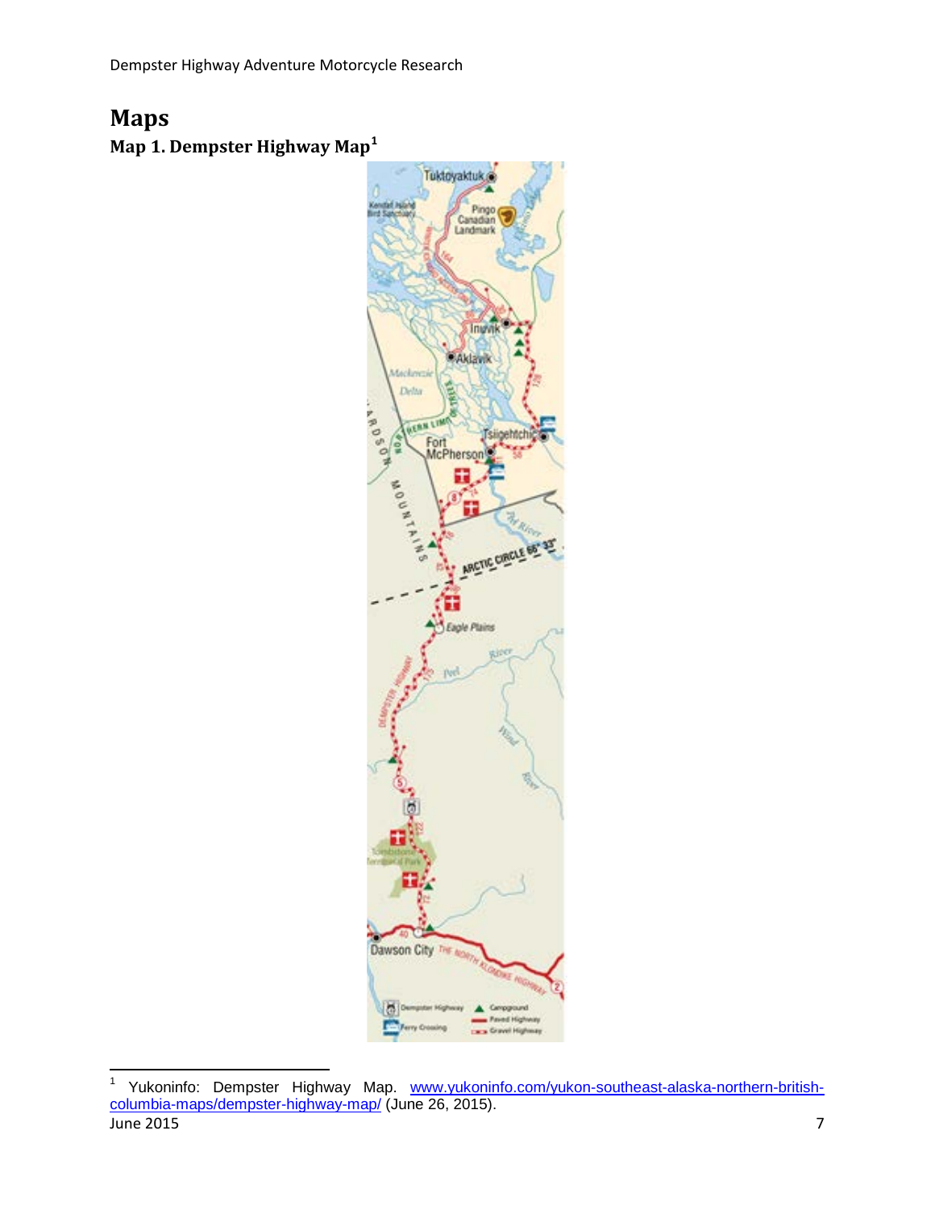# Maps

## Map 1. Dempster Highway Map[1]

[1] Yukoninfo: Dempster Highway Map. www.yukoninfo.com/yukon-southeast-alaska-northern-british-columbia-maps/dempster-highway-map/ (June 26, 2015).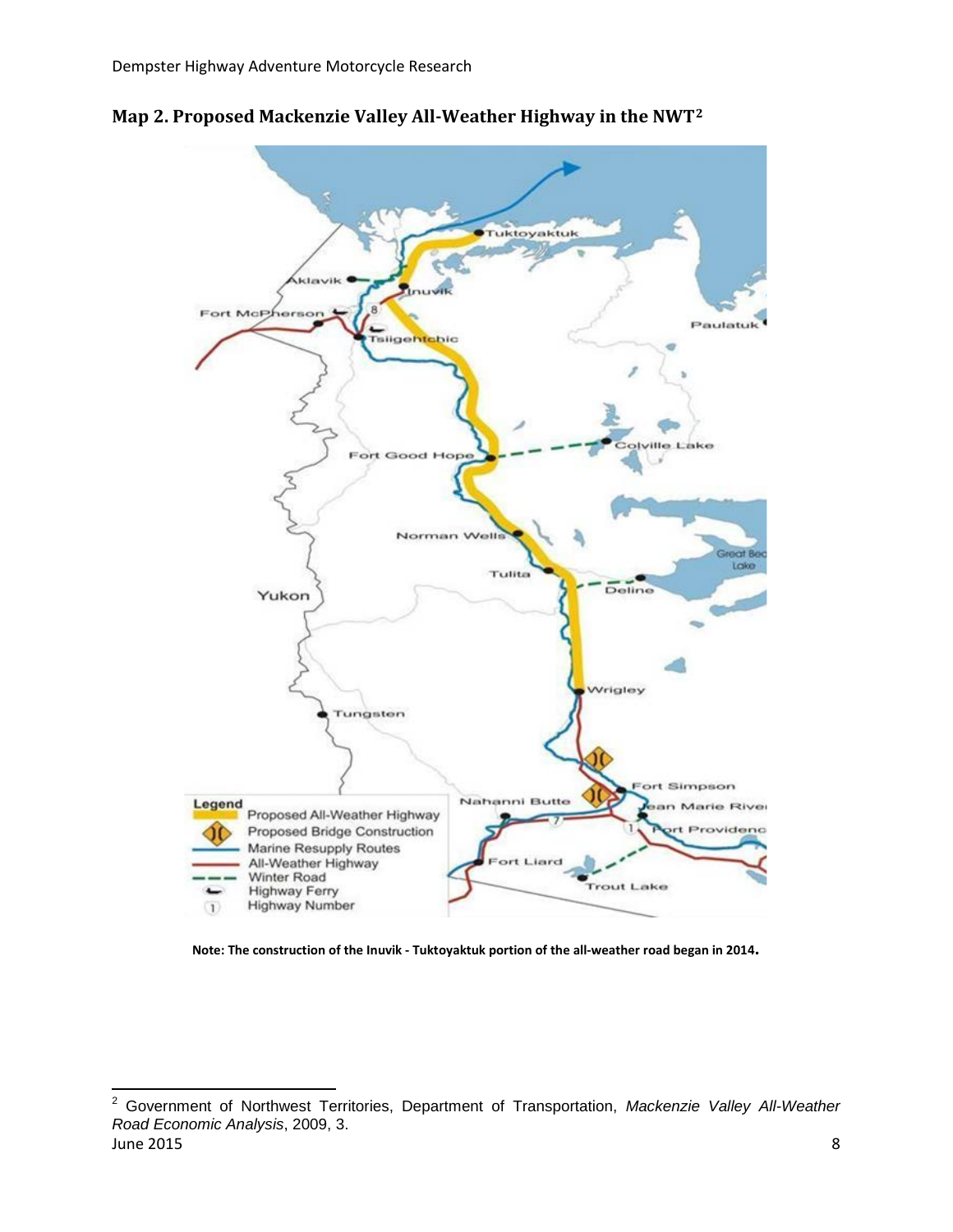## Map 2. Proposed Mackenzie Valley All-Weather Highway in the NWT[2]

**Note: The construction of the Inuvik - Tuktoyaktuk portion of the all-weather road began in 2014.**

---

[2] Government of Northwest Territories, Department of Transportation, *Mackenzie Valley All-Weather Road Economic Analysis*, 2009, 3.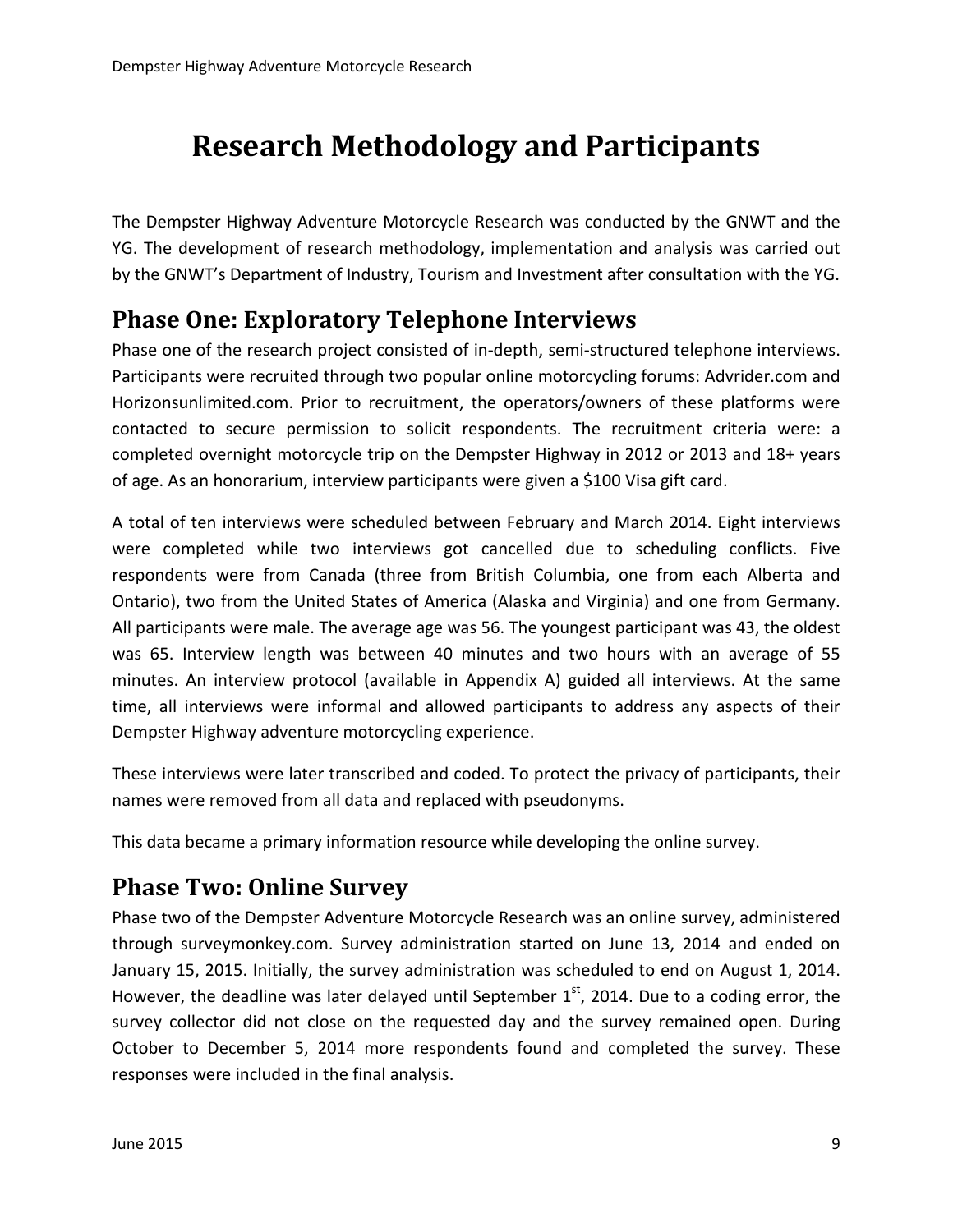# Research Methodology and Participants

The Dempster Highway Adventure Motorcycle Research was conducted by the GNWT and the YG. The development of research methodology, implementation and analysis was carried out by the GNWT's Department of Industry, Tourism and Investment after consultation with the YG.

## Phase One: Exploratory Telephone Interviews

Phase one of the research project consisted of in-depth, semi-structured telephone interviews. Participants were recruited through two popular online motorcycling forums: Advrider.com and Horizonsunlimited.com. Prior to recruitment, the operators/owners of these platforms were contacted to secure permission to solicit respondents. The recruitment criteria were: a completed overnight motorcycle trip on the Dempster Highway in 2012 or 2013 and 18+ years of age. As an honorarium, interview participants were given a $100 Visa gift card.

A total of ten interviews were scheduled between February and March 2014. Eight interviews were completed while two interviews got cancelled due to scheduling conflicts. Five respondents were from Canada (three from British Columbia, one from each Alberta and Ontario), two from the United States of America (Alaska and Virginia) and one from Germany. All participants were male. The average age was 56. The youngest participant was 43, the oldest was 65. Interview length was between 40 minutes and two hours with an average of 55 minutes. An interview protocol (available in Appendix A) guided all interviews. At the same time, all interviews were informal and allowed participants to address any aspects of their Dempster Highway adventure motorcycling experience.

These interviews were later transcribed and coded. To protect the privacy of participants, their names were removed from all data and replaced with pseudonyms.

This data became a primary information resource while developing the online survey.

## Phase Two: Online Survey

Phase two of the Dempster Adventure Motorcycle Research was an online survey, administered through surveymonkey.com. Survey administration started on June 13, 2014 and ended on January 15, 2015. Initially, the survey administration was scheduled to end on August 1, 2014. However, the deadline was later delayed until September 1st, 2014. Due to a coding error, the survey collector did not close on the requested day and the survey remained open. During October to December 5, 2014 more respondents found and completed the survey. These responses were included in the final analysis.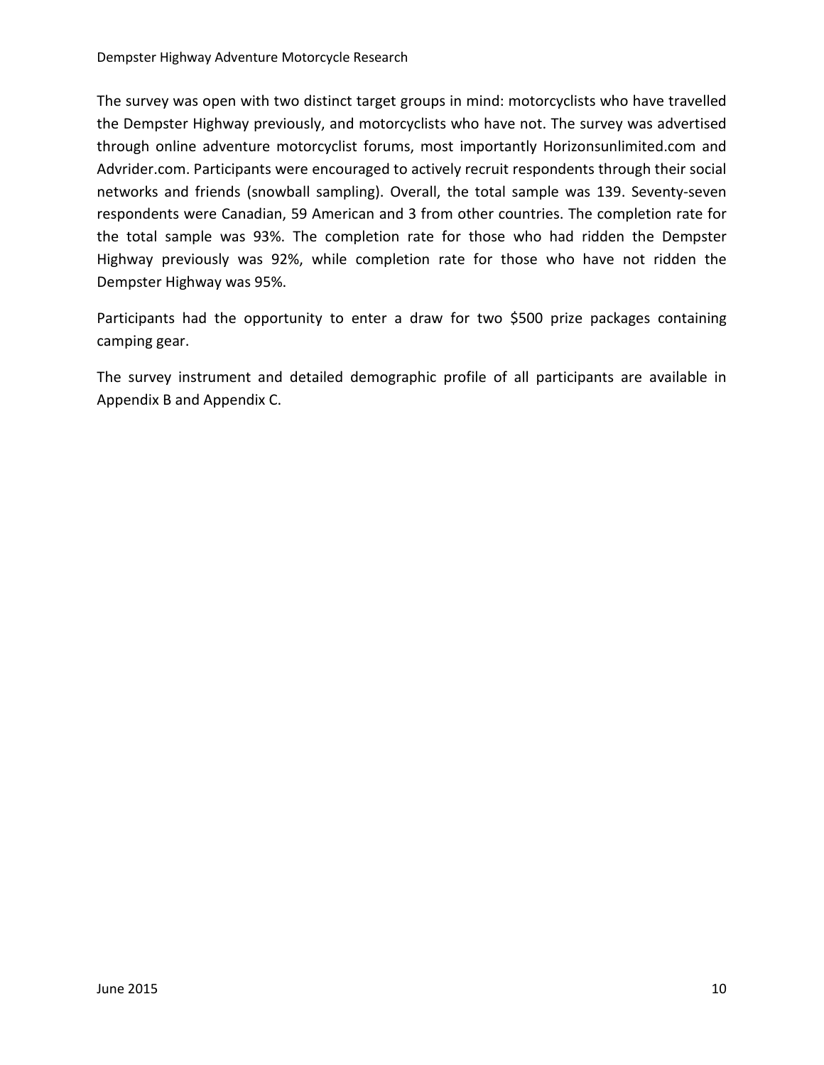The survey was open with two distinct target groups in mind: motorcyclists who have travelled the Dempster Highway previously, and motorcyclists who have not. The survey was advertised through online adventure motorcyclist forums, most importantly Horizonsunlimited.com and Advrider.com. Participants were encouraged to actively recruit respondents through their social networks and friends (snowball sampling). Overall, the total sample was 139. Seventy-seven respondents were Canadian, 59 American and 3 from other countries. The completion rate for the total sample was 93%. The completion rate for those who had ridden the Dempster Highway previously was 92%, while completion rate for those who have not ridden the Dempster Highway was 95%.

Participants had the opportunity to enter a draw for two $500 prize packages containing camping gear.

The survey instrument and detailed demographic profile of all participants are available in Appendix B and Appendix C.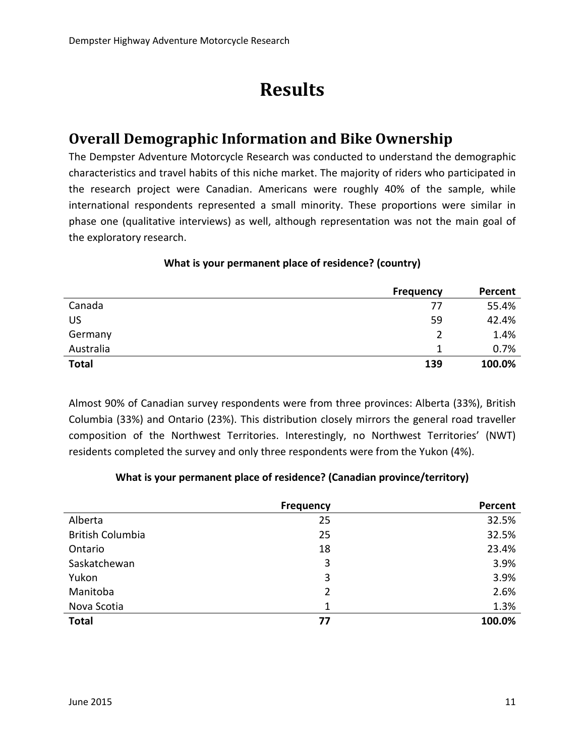# Results

## Overall Demographic Information and Bike Ownership

The Dempster Adventure Motorcycle Research was conducted to understand the demographic characteristics and travel habits of this niche market. The majority of riders who participated in the research project were Canadian. Americans were roughly 40% of the sample, while international respondents represented a small minority. These proportions were similar in phase one (qualitative interviews) as well, although representation was not the main goal of the exploratory research.

**What is your permanent place of residence? (country)**

| | Frequency | Percent |
|---|---|---|
| Canada | 77 | 55.4% |
| US | 59 | 42.4% |
| Germany | 2 | 1.4% |
| Australia | 1 | 0.7% |
| **Total** | **139** | **100.0%** |

Almost 90% of Canadian survey respondents were from three provinces: Alberta (33%), British Columbia (33%) and Ontario (23%). This distribution closely mirrors the general road traveller composition of the Northwest Territories. Interestingly, no Northwest Territories' (NWT) residents completed the survey and only three respondents were from the Yukon (4%).

**What is your permanent place of residence? (Canadian province/territory)**

| | Frequency | Percent |
|---|---|---|
| Alberta | 25 | 32.5% |
| British Columbia | 25 | 32.5% |
| Ontario | 18 | 23.4% |
| Saskatchewan | 3 | 3.9% |
| Yukon | 3 | 3.9% |
| Manitoba | 2 | 2.6% |
| Nova Scotia | 1 | 1.3% |
| **Total** | **77** | **100.0%** |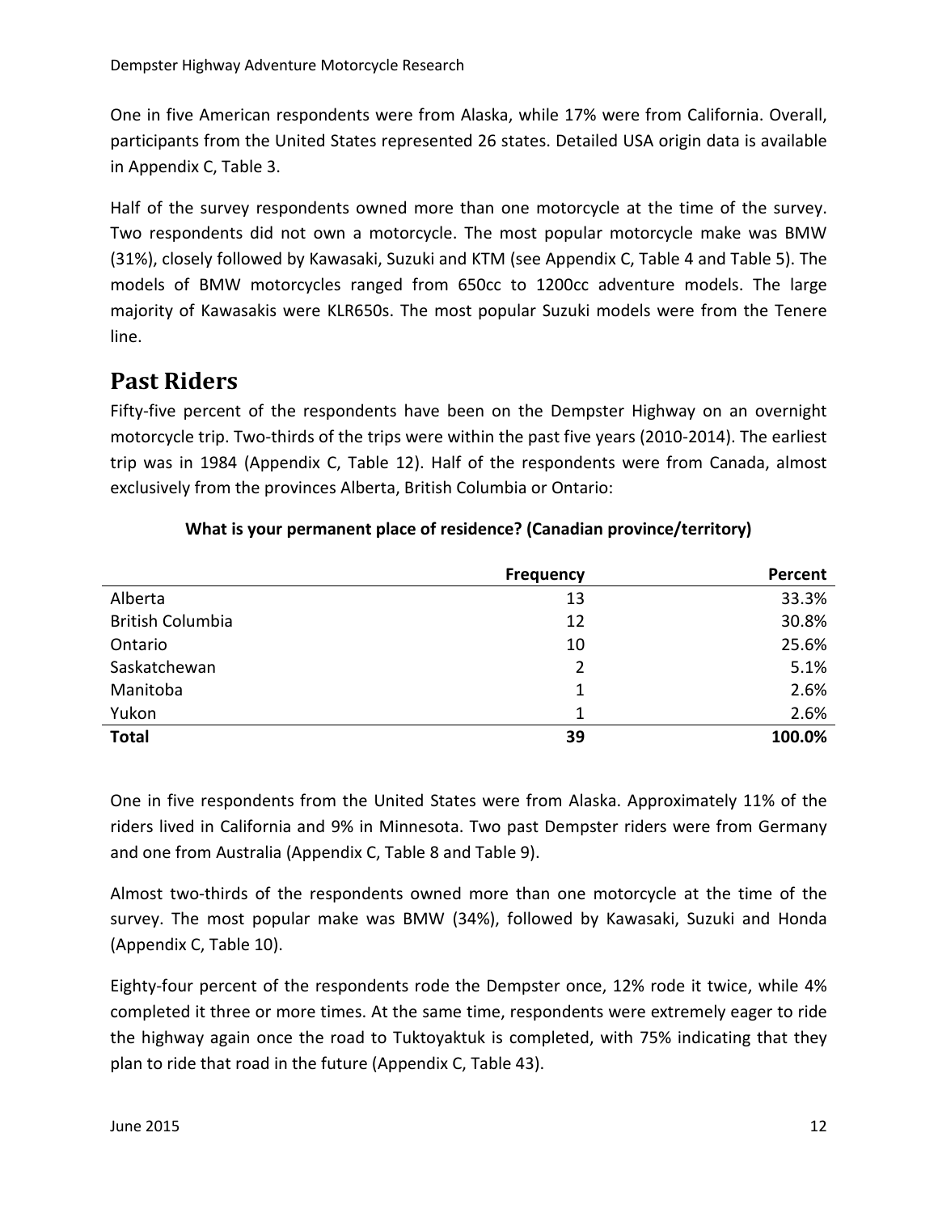One in five American respondents were from Alaska, while 17% were from California. Overall, participants from the United States represented 26 states. Detailed USA origin data is available in Appendix C, Table 3.

Half of the survey respondents owned more than one motorcycle at the time of the survey. Two respondents did not own a motorcycle. The most popular motorcycle make was BMW (31%), closely followed by Kawasaki, Suzuki and KTM (see Appendix C, Table 4 and Table 5). The models of BMW motorcycles ranged from 650cc to 1200cc adventure models. The large majority of Kawasakis were KLR650s. The most popular Suzuki models were from the Tenere line.

## Past Riders

Fifty-five percent of the respondents have been on the Dempster Highway on an overnight motorcycle trip. Two-thirds of the trips were within the past five years (2010-2014). The earliest trip was in 1984 (Appendix C, Table 12). Half of the respondents were from Canada, almost exclusively from the provinces Alberta, British Columbia or Ontario:

**What is your permanent place of residence? (Canadian province/territory)**

| | Frequency | Percent |
|---|---|---|
| Alberta | 13 | 33.3% |
| British Columbia | 12 | 30.8% |
| Ontario | 10 | 25.6% |
| Saskatchewan | 2 | 5.1% |
| Manitoba | 1 | 2.6% |
| Yukon | 1 | 2.6% |
| **Total** | **39** | **100.0%** |

One in five respondents from the United States were from Alaska. Approximately 11% of the riders lived in California and 9% in Minnesota. Two past Dempster riders were from Germany and one from Australia (Appendix C, Table 8 and Table 9).

Almost two-thirds of the respondents owned more than one motorcycle at the time of the survey. The most popular make was BMW (34%), followed by Kawasaki, Suzuki and Honda (Appendix C, Table 10).

Eighty-four percent of the respondents rode the Dempster once, 12% rode it twice, while 4% completed it three or more times. At the same time, respondents were extremely eager to ride the highway again once the road to Tuktoyaktuk is completed, with 75% indicating that they plan to ride that road in the future (Appendix C, Table 43).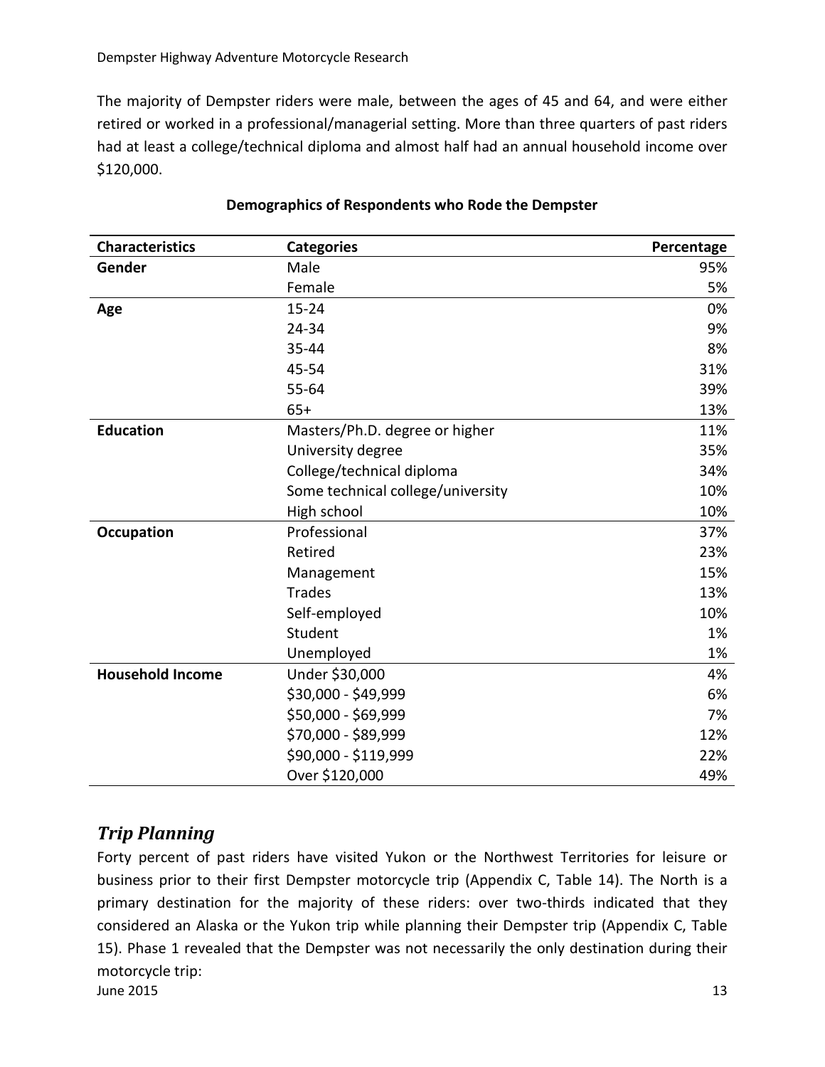The majority of Dempster riders were male, between the ages of 45 and 64, and were either retired or worked in a professional/managerial setting. More than three quarters of past riders had at least a college/technical diploma and almost half had an annual household income over $120,000.

**Demographics of Respondents who Rode the Dempster**

| Characteristics | Categories | Percentage |
|---|---|---|
| **Gender** | Male | 95% |
| | Female | 5% |
| **Age** | 15-24 | 0% |
| | 24-34 | 9% |
| | 35-44 | 8% |
| | 45-54 | 31% |
| | 55-64 | 39% |
| | 65+ | 13% |
| **Education** | Masters/Ph.D. degree or higher | 11% |
| | University degree | 35% |
| | College/technical diploma | 34% |
| | Some technical college/university | 10% |
| | High school | 10% |
| **Occupation** | Professional | 37% |
| | Retired | 23% |
| | Management | 15% |
| | Trades | 13% |
| | Self-employed | 10% |
| | Student | 1% |
| | Unemployed | 1% |
| **Household Income** | Under $30,000 | 4% |
| | $30,000 - $49,999 | 6% |
| | $50,000 - $69,999 | 7% |
| | $70,000 - $89,999 | 12% |
| | $90,000 - $119,999 | 22% |
| | Over $120,000 | 49% |

## *Trip Planning*

Forty percent of past riders have visited Yukon or the Northwest Territories for leisure or business prior to their first Dempster motorcycle trip (Appendix C, Table 14). The North is a primary destination for the majority of these riders: over two-thirds indicated that they considered an Alaska or the Yukon trip while planning their Dempster trip (Appendix C, Table 15). Phase 1 revealed that the Dempster was not necessarily the only destination during their motorcycle trip: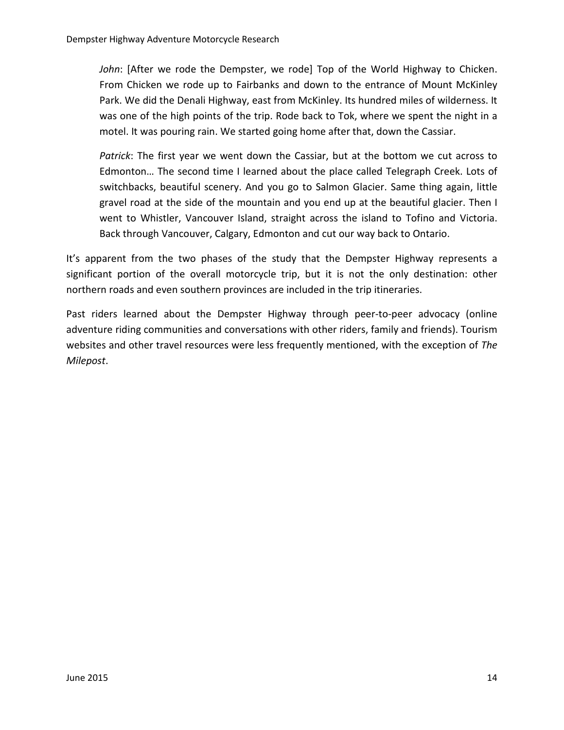> *John*: [After we rode the Dempster, we rode] Top of the World Highway to Chicken. From Chicken we rode up to Fairbanks and down to the entrance of Mount McKinley Park. We did the Denali Highway, east from McKinley. Its hundred miles of wilderness. It was one of the high points of the trip. Rode back to Tok, where we spent the night in a motel. It was pouring rain. We started going home after that, down the Cassiar.

> *Patrick*: The first year we went down the Cassiar, but at the bottom we cut across to Edmonton… The second time I learned about the place called Telegraph Creek. Lots of switchbacks, beautiful scenery. And you go to Salmon Glacier. Same thing again, little gravel road at the side of the mountain and you end up at the beautiful glacier. Then I went to Whistler, Vancouver Island, straight across the island to Tofino and Victoria. Back through Vancouver, Calgary, Edmonton and cut our way back to Ontario.

It's apparent from the two phases of the study that the Dempster Highway represents a significant portion of the overall motorcycle trip, but it is not the only destination: other northern roads and even southern provinces are included in the trip itineraries.

Past riders learned about the Dempster Highway through peer-to-peer advocacy (online adventure riding communities and conversations with other riders, family and friends). Tourism websites and other travel resources were less frequently mentioned, with the exception of *The Milepost*.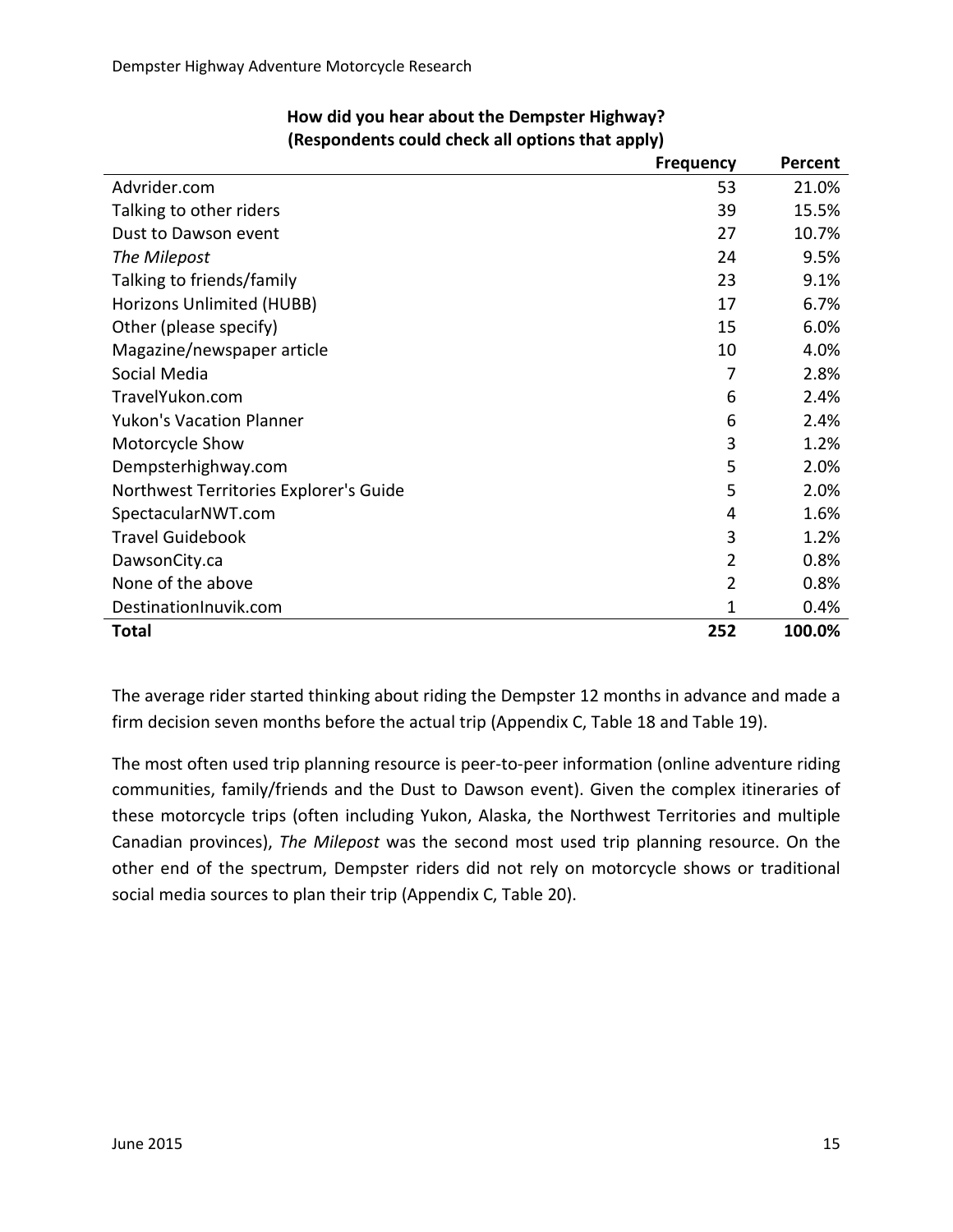**How did you hear about the Dempster Highway?**
**(Respondents could check all options that apply)**

| | Frequency | Percent |
|---|---|---|
| Advrider.com | 53 | 21.0% |
| Talking to other riders | 39 | 15.5% |
| Dust to Dawson event | 27 | 10.7% |
| *The Milepost* | 24 | 9.5% |
| Talking to friends/family | 23 | 9.1% |
| Horizons Unlimited (HUBB) | 17 | 6.7% |
| Other (please specify) | 15 | 6.0% |
| Magazine/newspaper article | 10 | 4.0% |
| Social Media | 7 | 2.8% |
| TravelYukon.com | 6 | 2.4% |
| Yukon's Vacation Planner | 6 | 2.4% |
| Motorcycle Show | 3 | 1.2% |
| Dempsterhighway.com | 5 | 2.0% |
| Northwest Territories Explorer's Guide | 5 | 2.0% |
| SpectacularNWT.com | 4 | 1.6% |
| Travel Guidebook | 3 | 1.2% |
| DawsonCity.ca | 2 | 0.8% |
| None of the above | 2 | 0.8% |
| DestinationInuvik.com | 1 | 0.4% |
| **Total** | **252** | **100.0%** |

The average rider started thinking about riding the Dempster 12 months in advance and made a firm decision seven months before the actual trip (Appendix C, Table 18 and Table 19).

The most often used trip planning resource is peer-to-peer information (online adventure riding communities, family/friends and the Dust to Dawson event). Given the complex itineraries of these motorcycle trips (often including Yukon, Alaska, the Northwest Territories and multiple Canadian provinces), *The Milepost* was the second most used trip planning resource. On the other end of the spectrum, Dempster riders did not rely on motorcycle shows or traditional social media sources to plan their trip (Appendix C, Table 20).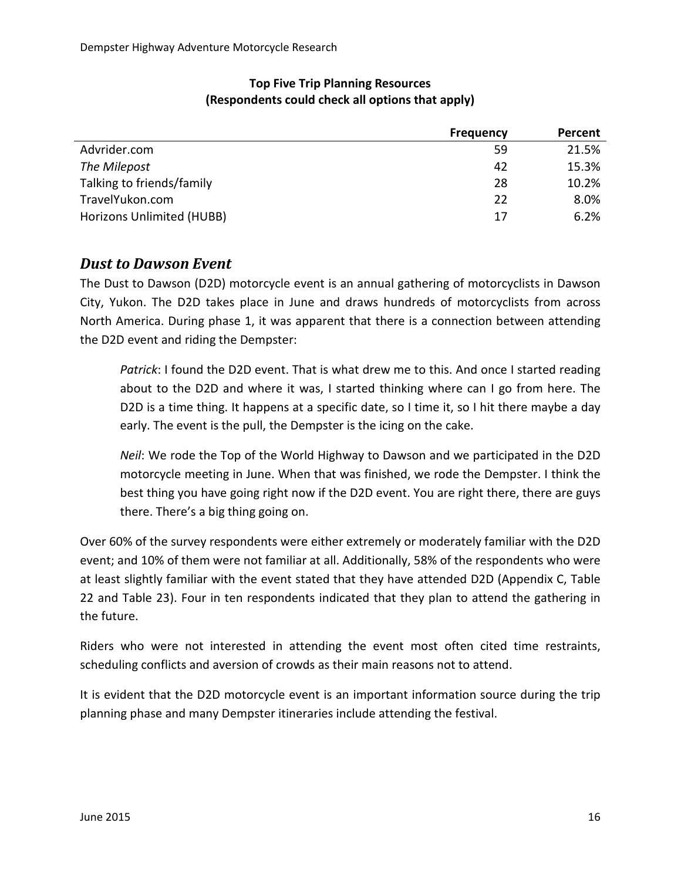**Top Five Trip Planning Resources**
**(Respondents could check all options that apply)**

| | Frequency | Percent |
|---|---|---|
| Advrider.com | 59 | 21.5% |
| *The Milepost* | 42 | 15.3% |
| Talking to friends/family | 28 | 10.2% |
| TravelYukon.com | 22 | 8.0% |
| Horizons Unlimited (HUBB) | 17 | 6.2% |

## *Dust to Dawson Event*

The Dust to Dawson (D2D) motorcycle event is an annual gathering of motorcyclists in Dawson City, Yukon. The D2D takes place in June and draws hundreds of motorcyclists from across North America. During phase 1, it was apparent that there is a connection between attending the D2D event and riding the Dempster:

> *Patrick*: I found the D2D event. That is what drew me to this. And once I started reading about to the D2D and where it was, I started thinking where can I go from here. The D2D is a time thing. It happens at a specific date, so I time it, so I hit there maybe a day early. The event is the pull, the Dempster is the icing on the cake.
>
> *Neil*: We rode the Top of the World Highway to Dawson and we participated in the D2D motorcycle meeting in June. When that was finished, we rode the Dempster. I think the best thing you have going right now if the D2D event. You are right there, there are guys there. There's a big thing going on.

Over 60% of the survey respondents were either extremely or moderately familiar with the D2D event; and 10% of them were not familiar at all. Additionally, 58% of the respondents who were at least slightly familiar with the event stated that they have attended D2D (Appendix C, Table 22 and Table 23). Four in ten respondents indicated that they plan to attend the gathering in the future.

Riders who were not interested in attending the event most often cited time restraints, scheduling conflicts and aversion of crowds as their main reasons not to attend.

It is evident that the D2D motorcycle event is an important information source during the trip planning phase and many Dempster itineraries include attending the festival.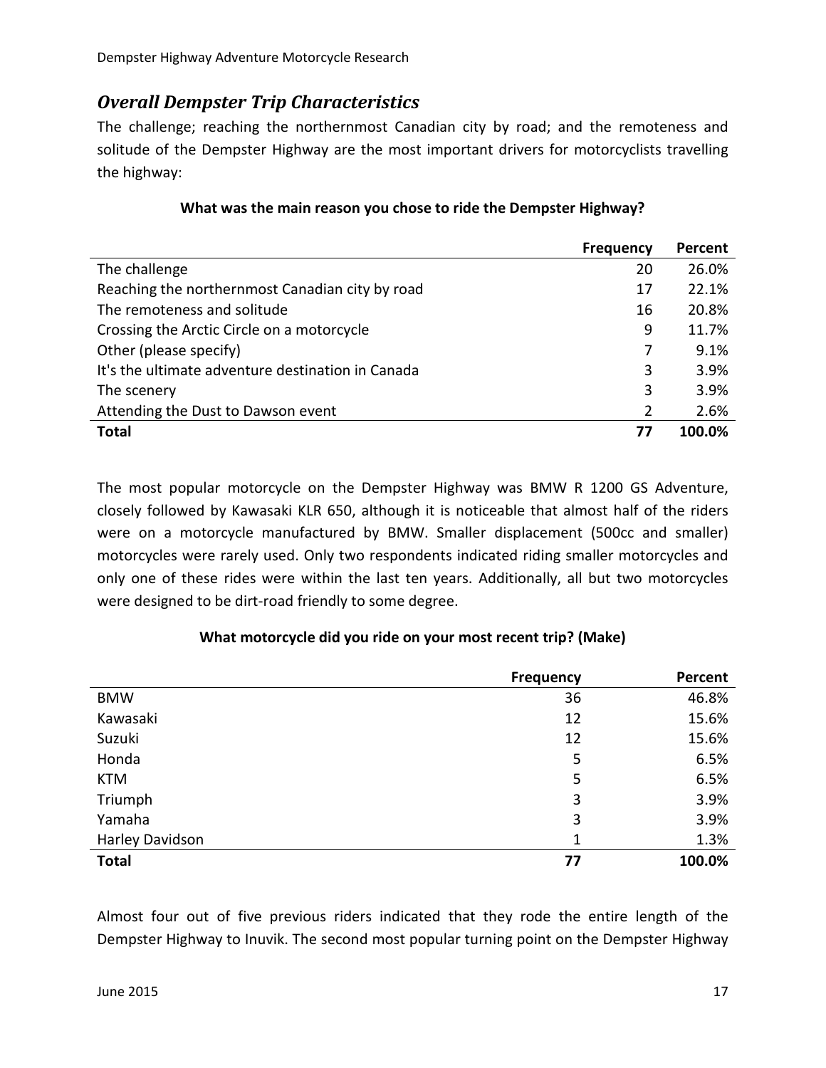## *Overall Dempster Trip Characteristics*

The challenge; reaching the northernmost Canadian city by road; and the remoteness and solitude of the Dempster Highway are the most important drivers for motorcyclists travelling the highway:

**What was the main reason you chose to ride the Dempster Highway?**

| | Frequency | Percent |
|---|---|---|
| The challenge | 20 | 26.0% |
| Reaching the northernmost Canadian city by road | 17 | 22.1% |
| The remoteness and solitude | 16 | 20.8% |
| Crossing the Arctic Circle on a motorcycle | 9 | 11.7% |
| Other (please specify) | 7 | 9.1% |
| It's the ultimate adventure destination in Canada | 3 | 3.9% |
| The scenery | 3 | 3.9% |
| Attending the Dust to Dawson event | 2 | 2.6% |
| **Total** | **77** | **100.0%** |

The most popular motorcycle on the Dempster Highway was BMW R 1200 GS Adventure, closely followed by Kawasaki KLR 650, although it is noticeable that almost half of the riders were on a motorcycle manufactured by BMW. Smaller displacement (500cc and smaller) motorcycles were rarely used. Only two respondents indicated riding smaller motorcycles and only one of these rides were within the last ten years. Additionally, all but two motorcycles were designed to be dirt-road friendly to some degree.

**What motorcycle did you ride on your most recent trip? (Make)**

| | Frequency | Percent |
|---|---|---|
| BMW | 36 | 46.8% |
| Kawasaki | 12 | 15.6% |
| Suzuki | 12 | 15.6% |
| Honda | 5 | 6.5% |
| KTM | 5 | 6.5% |
| Triumph | 3 | 3.9% |
| Yamaha | 3 | 3.9% |
| Harley Davidson | 1 | 1.3% |
| **Total** | **77** | **100.0%** |

Almost four out of five previous riders indicated that they rode the entire length of the Dempster Highway to Inuvik. The second most popular turning point on the Dempster Highway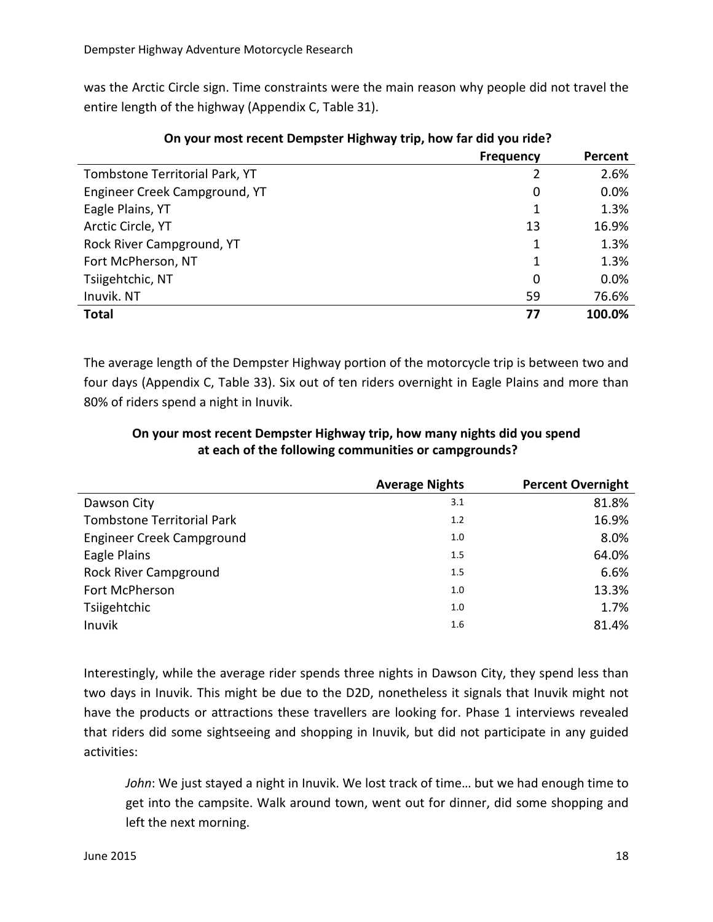was the Arctic Circle sign. Time constraints were the main reason why people did not travel the entire length of the highway (Appendix C, Table 31).

**On your most recent Dempster Highway trip, how far did you ride?**

| | Frequency | Percent |
|---|---|---|
| Tombstone Territorial Park, YT | 2 | 2.6% |
| Engineer Creek Campground, YT | 0 | 0.0% |
| Eagle Plains, YT | 1 | 1.3% |
| Arctic Circle, YT | 13 | 16.9% |
| Rock River Campground, YT | 1 | 1.3% |
| Fort McPherson, NT | 1 | 1.3% |
| Tsiigehtchic, NT | 0 | 0.0% |
| Inuvik. NT | 59 | 76.6% |
| **Total** | **77** | **100.0%** |

The average length of the Dempster Highway portion of the motorcycle trip is between two and four days (Appendix C, Table 33). Six out of ten riders overnight in Eagle Plains and more than 80% of riders spend a night in Inuvik.

**On your most recent Dempster Highway trip, how many nights did you spend at each of the following communities or campgrounds?**

| | Average Nights | Percent Overnight |
|---|---|---|
| Dawson City | 3.1 | 81.8% |
| Tombstone Territorial Park | 1.2 | 16.9% |
| Engineer Creek Campground | 1.0 | 8.0% |
| Eagle Plains | 1.5 | 64.0% |
| Rock River Campground | 1.5 | 6.6% |
| Fort McPherson | 1.0 | 13.3% |
| Tsiigehtchic | 1.0 | 1.7% |
| Inuvik | 1.6 | 81.4% |

Interestingly, while the average rider spends three nights in Dawson City, they spend less than two days in Inuvik. This might be due to the D2D, nonetheless it signals that Inuvik might not have the products or attractions these travellers are looking for. Phase 1 interviews revealed that riders did some sightseeing and shopping in Inuvik, but did not participate in any guided activities:

> *John*: We just stayed a night in Inuvik. We lost track of time… but we had enough time to get into the campsite. Walk around town, went out for dinner, did some shopping and left the next morning.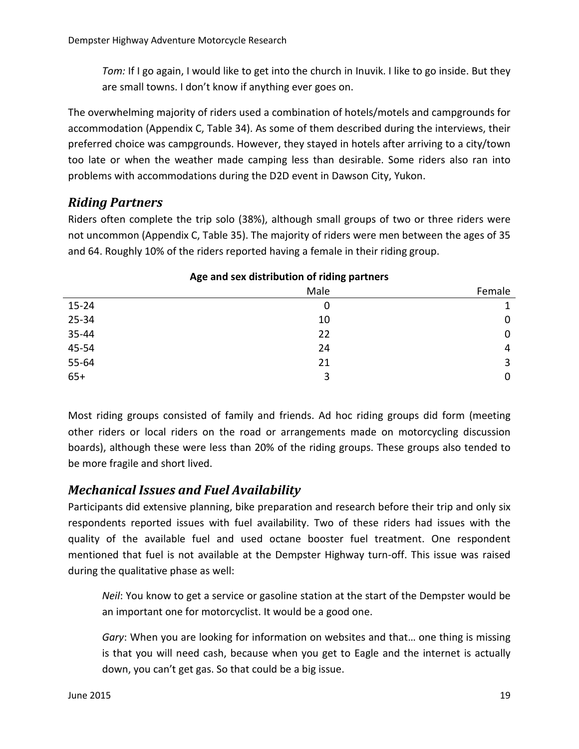*Tom:* If I go again, I would like to get into the church in Inuvik. I like to go inside. But they are small towns. I don't know if anything ever goes on.

The overwhelming majority of riders used a combination of hotels/motels and campgrounds for accommodation (Appendix C, Table 34). As some of them described during the interviews, their preferred choice was campgrounds. However, they stayed in hotels after arriving to a city/town too late or when the weather made camping less than desirable. Some riders also ran into problems with accommodations during the D2D event in Dawson City, Yukon.

## *Riding Partners*

Riders often complete the trip solo (38%), although small groups of two or three riders were not uncommon (Appendix C, Table 35). The majority of riders were men between the ages of 35 and 64. Roughly 10% of the riders reported having a female in their riding group.

**Age and sex distribution of riding partners**

| | Male | Female |
|---|---|---|
| 15-24 | 0 | 1 |
| 25-34 | 10 | 0 |
| 35-44 | 22 | 0 |
| 45-54 | 24 | 4 |
| 55-64 | 21 | 3 |
| 65+ | 3 | 0 |

Most riding groups consisted of family and friends. Ad hoc riding groups did form (meeting other riders or local riders on the road or arrangements made on motorcycling discussion boards), although these were less than 20% of the riding groups. These groups also tended to be more fragile and short lived.

## *Mechanical Issues and Fuel Availability*

Participants did extensive planning, bike preparation and research before their trip and only six respondents reported issues with fuel availability. Two of these riders had issues with the quality of the available fuel and used octane booster fuel treatment. One respondent mentioned that fuel is not available at the Dempster Highway turn-off. This issue was raised during the qualitative phase as well:

*Neil*: You know to get a service or gasoline station at the start of the Dempster would be an important one for motorcyclist. It would be a good one.

*Gary*: When you are looking for information on websites and that… one thing is missing is that you will need cash, because when you get to Eagle and the internet is actually down, you can't get gas. So that could be a big issue.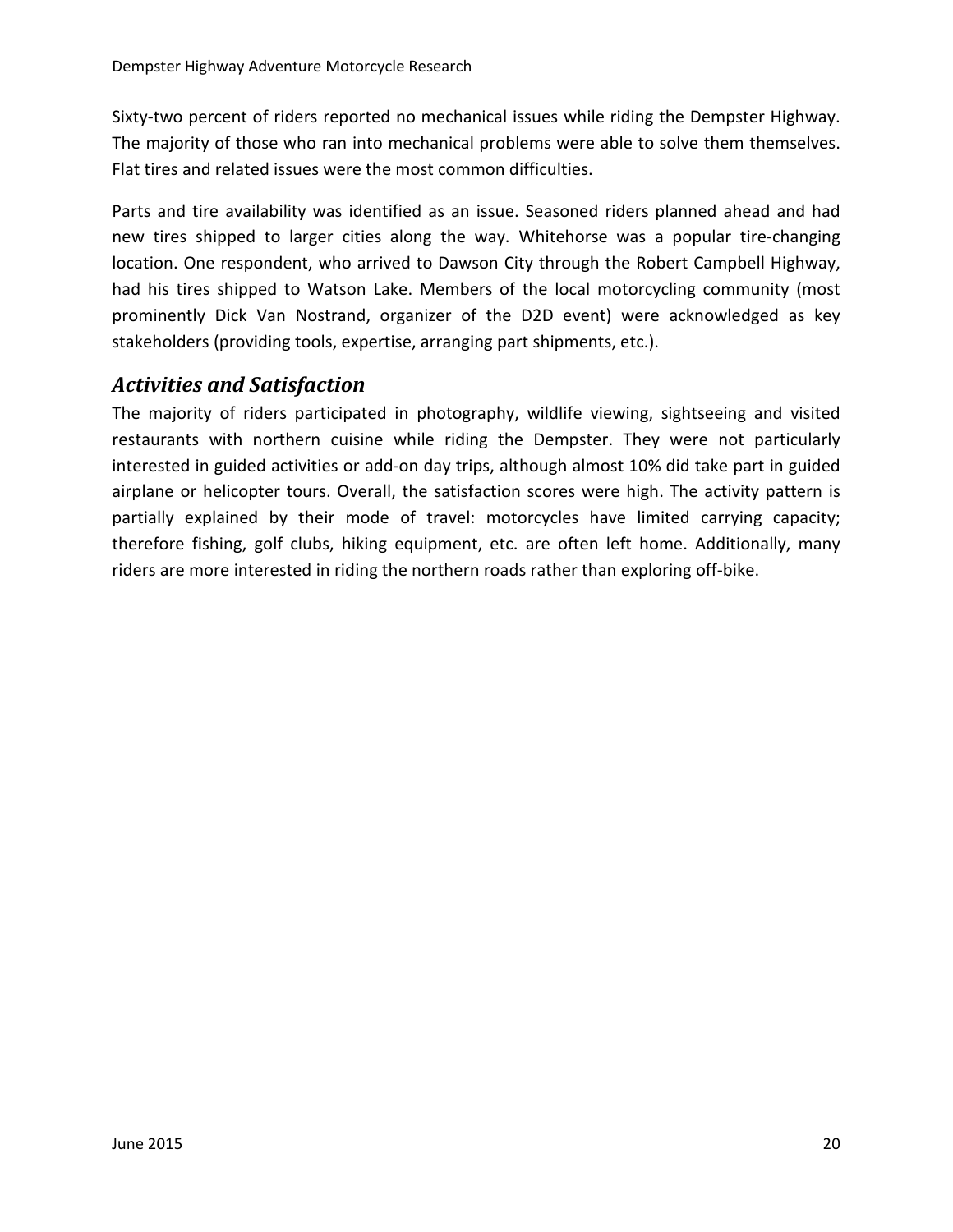Sixty-two percent of riders reported no mechanical issues while riding the Dempster Highway. The majority of those who ran into mechanical problems were able to solve them themselves. Flat tires and related issues were the most common difficulties.

Parts and tire availability was identified as an issue. Seasoned riders planned ahead and had new tires shipped to larger cities along the way. Whitehorse was a popular tire-changing location. One respondent, who arrived to Dawson City through the Robert Campbell Highway, had his tires shipped to Watson Lake. Members of the local motorcycling community (most prominently Dick Van Nostrand, organizer of the D2D event) were acknowledged as key stakeholders (providing tools, expertise, arranging part shipments, etc.).

## *Activities and Satisfaction*

The majority of riders participated in photography, wildlife viewing, sightseeing and visited restaurants with northern cuisine while riding the Dempster. They were not particularly interested in guided activities or add-on day trips, although almost 10% did take part in guided airplane or helicopter tours. Overall, the satisfaction scores were high. The activity pattern is partially explained by their mode of travel: motorcycles have limited carrying capacity; therefore fishing, golf clubs, hiking equipment, etc. are often left home. Additionally, many riders are more interested in riding the northern roads rather than exploring off-bike.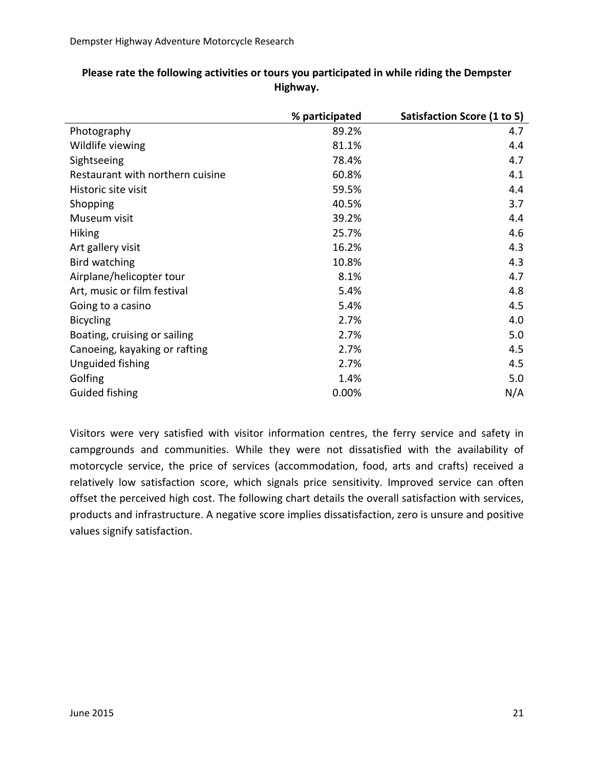**Please rate the following activities or tours you participated in while riding the Dempster Highway.**

| | % participated | Satisfaction Score (1 to 5) |
|---|---|---|
| Photography | 89.2% | 4.7 |
| Wildlife viewing | 81.1% | 4.4 |
| Sightseeing | 78.4% | 4.7 |
| Restaurant with northern cuisine | 60.8% | 4.1 |
| Historic site visit | 59.5% | 4.4 |
| Shopping | 40.5% | 3.7 |
| Museum visit | 39.2% | 4.4 |
| Hiking | 25.7% | 4.6 |
| Art gallery visit | 16.2% | 4.3 |
| Bird watching | 10.8% | 4.3 |
| Airplane/helicopter tour | 8.1% | 4.7 |
| Art, music or film festival | 5.4% | 4.8 |
| Going to a casino | 5.4% | 4.5 |
| Bicycling | 2.7% | 4.0 |
| Boating, cruising or sailing | 2.7% | 5.0 |
| Canoeing, kayaking or rafting | 2.7% | 4.5 |
| Unguided fishing | 2.7% | 4.5 |
| Golfing | 1.4% | 5.0 |
| Guided fishing | 0.00% | N/A |

Visitors were very satisfied with visitor information centres, the ferry service and safety in campgrounds and communities. While they were not dissatisfied with the availability of motorcycle service, the price of services (accommodation, food, arts and crafts) received a relatively low satisfaction score, which signals price sensitivity. Improved service can often offset the perceived high cost. The following chart details the overall satisfaction with services, products and infrastructure. A negative score implies dissatisfaction, zero is unsure and positive values signify satisfaction.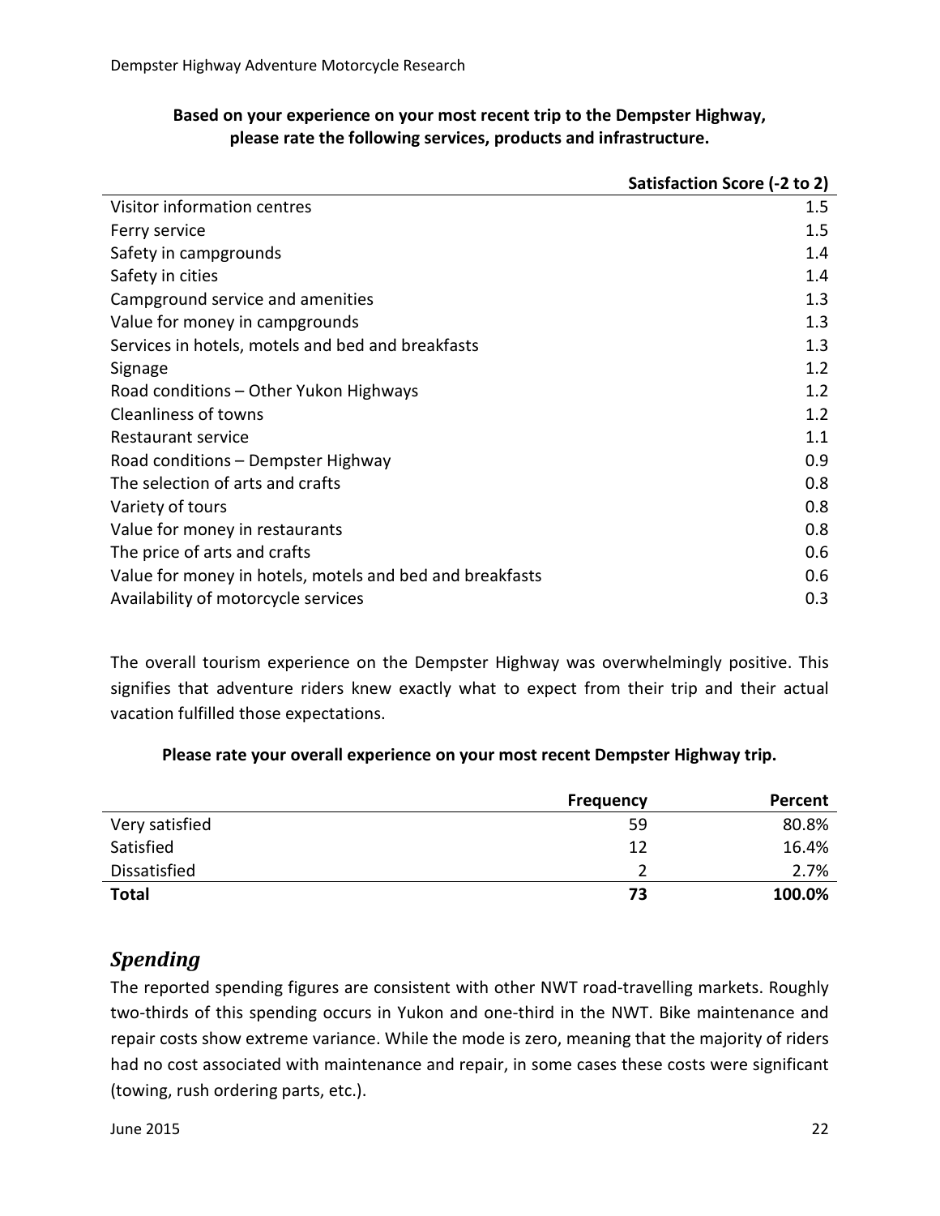**Based on your experience on your most recent trip to the Dempster Highway, please rate the following services, products and infrastructure.**

| | Satisfaction Score (-2 to 2) |
|---|---|
| Visitor information centres | 1.5 |
| Ferry service | 1.5 |
| Safety in campgrounds | 1.4 |
| Safety in cities | 1.4 |
| Campground service and amenities | 1.3 |
| Value for money in campgrounds | 1.3 |
| Services in hotels, motels and bed and breakfasts | 1.3 |
| Signage | 1.2 |
| Road conditions – Other Yukon Highways | 1.2 |
| Cleanliness of towns | 1.2 |
| Restaurant service | 1.1 |
| Road conditions – Dempster Highway | 0.9 |
| The selection of arts and crafts | 0.8 |
| Variety of tours | 0.8 |
| Value for money in restaurants | 0.8 |
| The price of arts and crafts | 0.6 |
| Value for money in hotels, motels and bed and breakfasts | 0.6 |
| Availability of motorcycle services | 0.3 |

The overall tourism experience on the Dempster Highway was overwhelmingly positive. This signifies that adventure riders knew exactly what to expect from their trip and their actual vacation fulfilled those expectations.

**Please rate your overall experience on your most recent Dempster Highway trip.**

| | Frequency | Percent |
|---|---|---|
| Very satisfied | 59 | 80.8% |
| Satisfied | 12 | 16.4% |
| Dissatisfied | 2 | 2.7% |
| **Total** | **73** | **100.0%** |

## *Spending*

The reported spending figures are consistent with other NWT road-travelling markets. Roughly two-thirds of this spending occurs in Yukon and one-third in the NWT. Bike maintenance and repair costs show extreme variance. While the mode is zero, meaning that the majority of riders had no cost associated with maintenance and repair, in some cases these costs were significant (towing, rush ordering parts, etc.).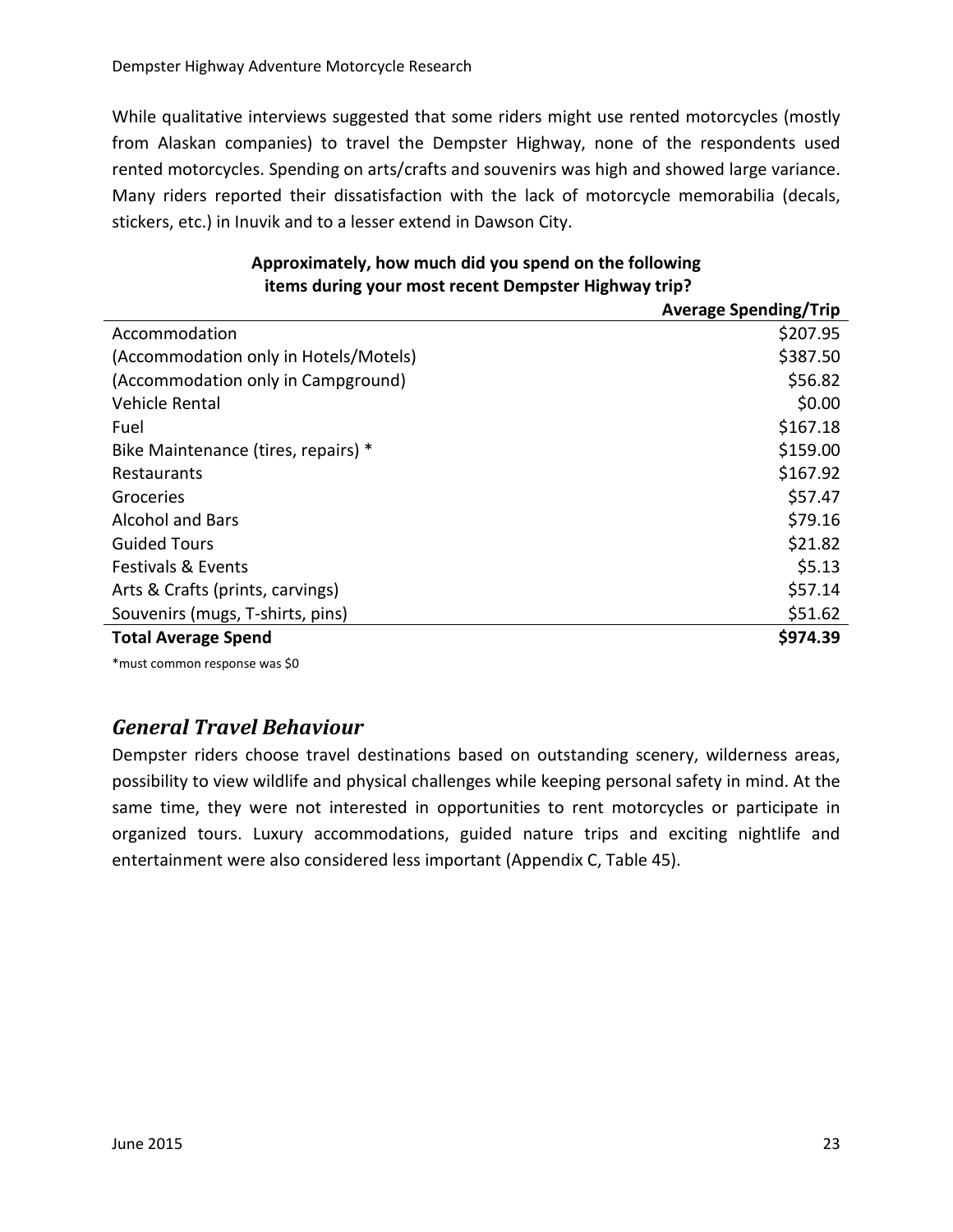While qualitative interviews suggested that some riders might use rented motorcycles (mostly from Alaskan companies) to travel the Dempster Highway, none of the respondents used rented motorcycles. Spending on arts/crafts and souvenirs was high and showed large variance. Many riders reported their dissatisfaction with the lack of motorcycle memorabilia (decals, stickers, etc.) in Inuvik and to a lesser extend in Dawson City.

**Approximately, how much did you spend on the following items during your most recent Dempster Highway trip?**

| | Average Spending/Trip |
|---|---:|
| Accommodation | $207.95 |
| (Accommodation only in Hotels/Motels) | $387.50 |
| (Accommodation only in Campground) | $56.82 |
| Vehicle Rental | $0.00 |
| Fuel | $167.18 |
| Bike Maintenance (tires, repairs) * | $159.00 |
| Restaurants | $167.92 |
| Groceries | $57.47 |
| Alcohol and Bars | $79.16 |
| Guided Tours | $21.82 |
| Festivals & Events | $5.13 |
| Arts & Crafts (prints, carvings) | $57.14 |
| Souvenirs (mugs, T-shirts, pins) | $51.62 |
| **Total Average Spend** | **$974.39** |

*must common response was $0

## *General Travel Behaviour*

Dempster riders choose travel destinations based on outstanding scenery, wilderness areas, possibility to view wildlife and physical challenges while keeping personal safety in mind. At the same time, they were not interested in opportunities to rent motorcycles or participate in organized tours. Luxury accommodations, guided nature trips and exciting nightlife and entertainment were also considered less important (Appendix C, Table 45).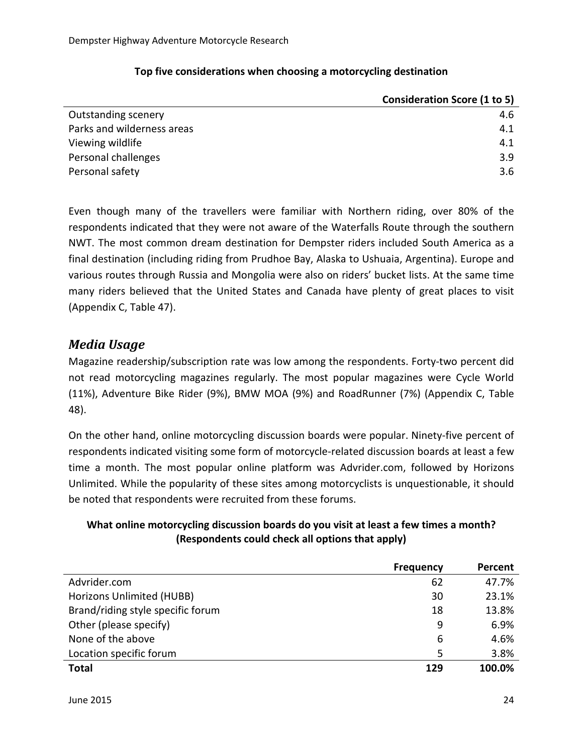**Top five considerations when choosing a motorcycling destination**

| | Consideration Score (1 to 5) |
|---|---|
| Outstanding scenery | 4.6 |
| Parks and wilderness areas | 4.1 |
| Viewing wildlife | 4.1 |
| Personal challenges | 3.9 |
| Personal safety | 3.6 |

Even though many of the travellers were familiar with Northern riding, over 80% of the respondents indicated that they were not aware of the Waterfalls Route through the southern NWT. The most common dream destination for Dempster riders included South America as a final destination (including riding from Prudhoe Bay, Alaska to Ushuaia, Argentina). Europe and various routes through Russia and Mongolia were also on riders' bucket lists. At the same time many riders believed that the United States and Canada have plenty of great places to visit (Appendix C, Table 47).

## *Media Usage*

Magazine readership/subscription rate was low among the respondents. Forty-two percent did not read motorcycling magazines regularly. The most popular magazines were Cycle World (11%), Adventure Bike Rider (9%), BMW MOA (9%) and RoadRunner (7%) (Appendix C, Table 48).

On the other hand, online motorcycling discussion boards were popular. Ninety-five percent of respondents indicated visiting some form of motorcycle-related discussion boards at least a few time a month. The most popular online platform was Advrider.com, followed by Horizons Unlimited. While the popularity of these sites among motorcyclists is unquestionable, it should be noted that respondents were recruited from these forums.

**What online motorcycling discussion boards do you visit at least a few times a month? (Respondents could check all options that apply)**

| | Frequency | Percent |
|---|---|---|
| Advrider.com | 62 | 47.7% |
| Horizons Unlimited (HUBB) | 30 | 23.1% |
| Brand/riding style specific forum | 18 | 13.8% |
| Other (please specify) | 9 | 6.9% |
| None of the above | 6 | 4.6% |
| Location specific forum | 5 | 3.8% |
| **Total** | **129** | **100.0%** |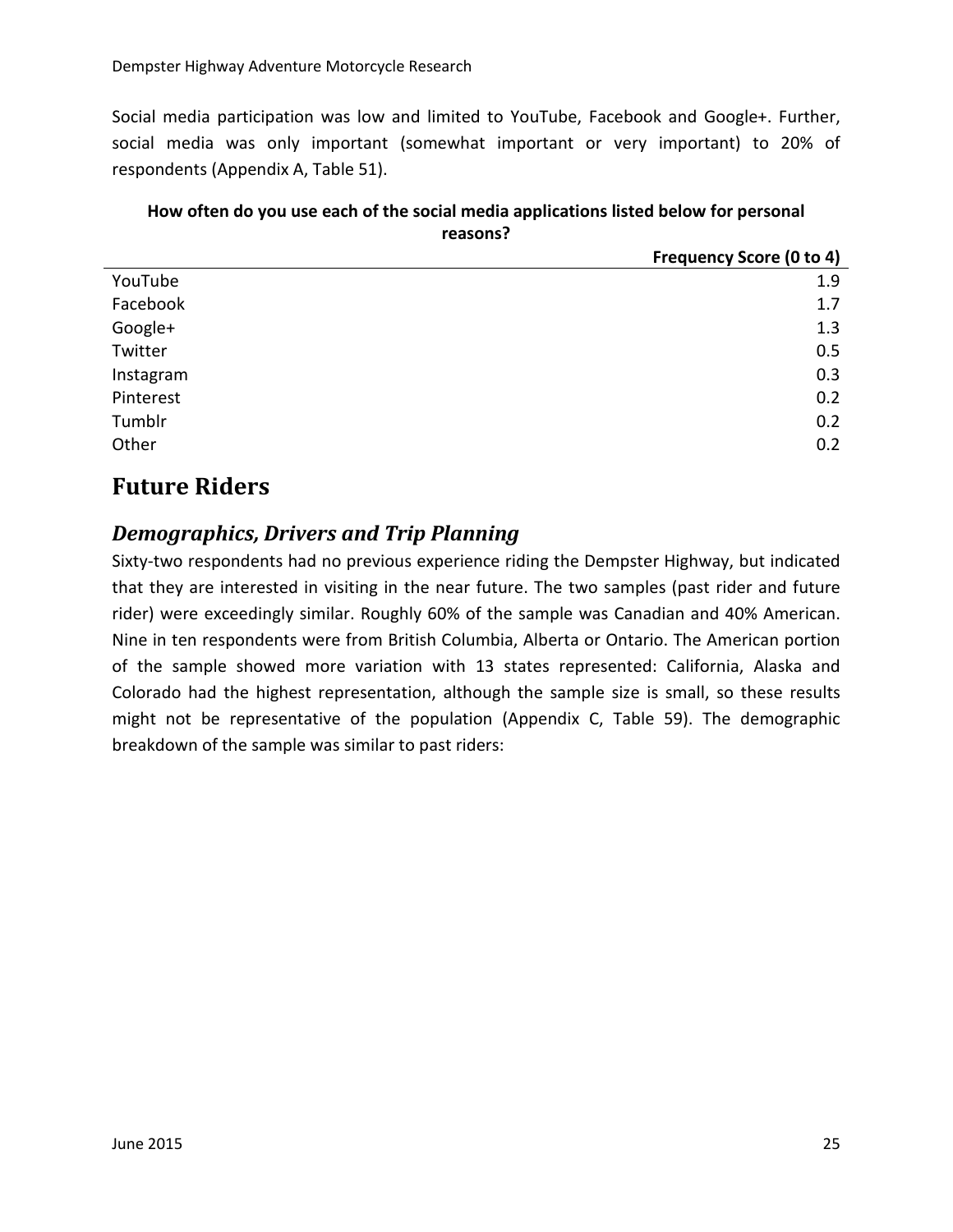Social media participation was low and limited to YouTube, Facebook and Google+. Further, social media was only important (somewhat important or very important) to 20% of respondents (Appendix A, Table 51).

**How often do you use each of the social media applications listed below for personal reasons?**

| | Frequency Score (0 to 4) |
|---|---|
| YouTube | 1.9 |
| Facebook | 1.7 |
| Google+ | 1.3 |
| Twitter | 0.5 |
| Instagram | 0.3 |
| Pinterest | 0.2 |
| Tumblr | 0.2 |
| Other | 0.2 |

# Future Riders

## *Demographics, Drivers and Trip Planning*

Sixty-two respondents had no previous experience riding the Dempster Highway, but indicated that they are interested in visiting in the near future. The two samples (past rider and future rider) were exceedingly similar. Roughly 60% of the sample was Canadian and 40% American. Nine in ten respondents were from British Columbia, Alberta or Ontario. The American portion of the sample showed more variation with 13 states represented: California, Alaska and Colorado had the highest representation, although the sample size is small, so these results might not be representative of the population (Appendix C, Table 59). The demographic breakdown of the sample was similar to past riders: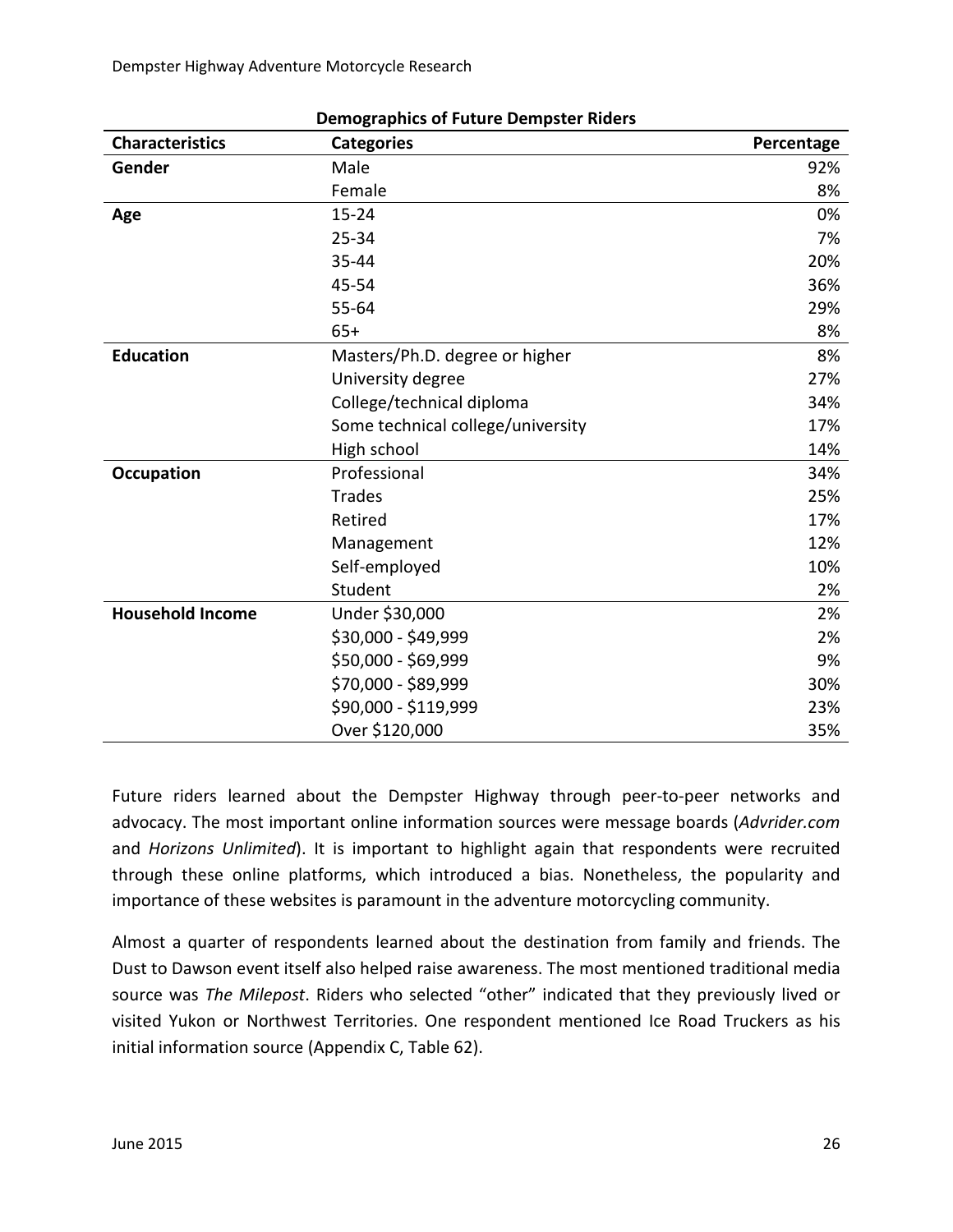**Demographics of Future Dempster Riders**

| Characteristics | Categories | Percentage |
|---|---|---|
| **Gender** | Male | 92% |
| | Female | 8% |
| **Age** | 15-24 | 0% |
| | 25-34 | 7% |
| | 35-44 | 20% |
| | 45-54 | 36% |
| | 55-64 | 29% |
| | 65+ | 8% |
| **Education** | Masters/Ph.D. degree or higher | 8% |
| | University degree | 27% |
| | College/technical diploma | 34% |
| | Some technical college/university | 17% |
| | High school | 14% |
| **Occupation** | Professional | 34% |
| | Trades | 25% |
| | Retired | 17% |
| | Management | 12% |
| | Self-employed | 10% |
| | Student | 2% |
| **Household Income** | Under $30,000 | 2% |
| | $30,000 - $49,999 | 2% |
| | $50,000 - $69,999 | 9% |
| | $70,000 - $89,999 | 30% |
| | $90,000 - $119,999 | 23% |
| | Over $120,000 | 35% |

Future riders learned about the Dempster Highway through peer-to-peer networks and advocacy. The most important online information sources were message boards (*Advrider.com* and *Horizons Unlimited*). It is important to highlight again that respondents were recruited through these online platforms, which introduced a bias. Nonetheless, the popularity and importance of these websites is paramount in the adventure motorcycling community.

Almost a quarter of respondents learned about the destination from family and friends. The Dust to Dawson event itself also helped raise awareness. The most mentioned traditional media source was *The Milepost*. Riders who selected "other" indicated that they previously lived or visited Yukon or Northwest Territories. One respondent mentioned Ice Road Truckers as his initial information source (Appendix C, Table 62).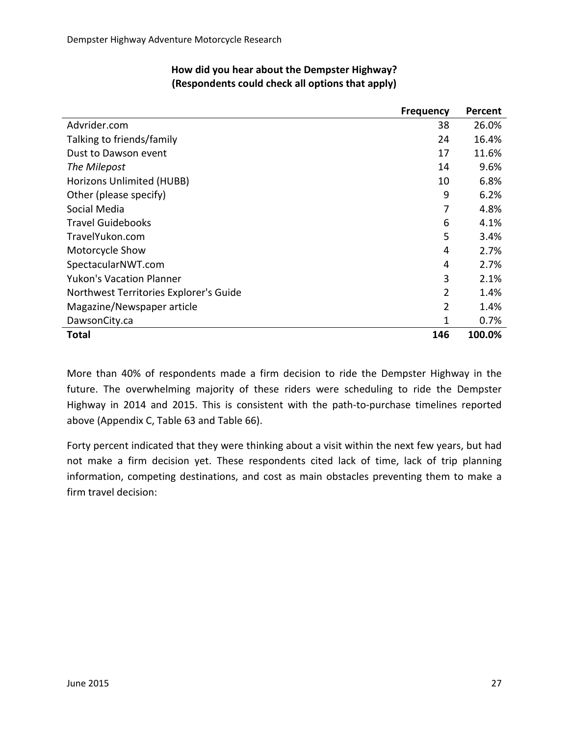**How did you hear about the Dempster Highway?**
**(Respondents could check all options that apply)**

| | Frequency | Percent |
|---|---|---|
| Advrider.com | 38 | 26.0% |
| Talking to friends/family | 24 | 16.4% |
| Dust to Dawson event | 17 | 11.6% |
| *The Milepost* | 14 | 9.6% |
| Horizons Unlimited (HUBB) | 10 | 6.8% |
| Other (please specify) | 9 | 6.2% |
| Social Media | 7 | 4.8% |
| Travel Guidebooks | 6 | 4.1% |
| TravelYukon.com | 5 | 3.4% |
| Motorcycle Show | 4 | 2.7% |
| SpectacularNWT.com | 4 | 2.7% |
| Yukon's Vacation Planner | 3 | 2.1% |
| Northwest Territories Explorer's Guide | 2 | 1.4% |
| Magazine/Newspaper article | 2 | 1.4% |
| DawsonCity.ca | 1 | 0.7% |
| **Total** | **146** | **100.0%** |

More than 40% of respondents made a firm decision to ride the Dempster Highway in the future. The overwhelming majority of these riders were scheduling to ride the Dempster Highway in 2014 and 2015. This is consistent with the path-to-purchase timelines reported above (Appendix C, Table 63 and Table 66).

Forty percent indicated that they were thinking about a visit within the next few years, but had not make a firm decision yet. These respondents cited lack of time, lack of trip planning information, competing destinations, and cost as main obstacles preventing them to make a firm travel decision: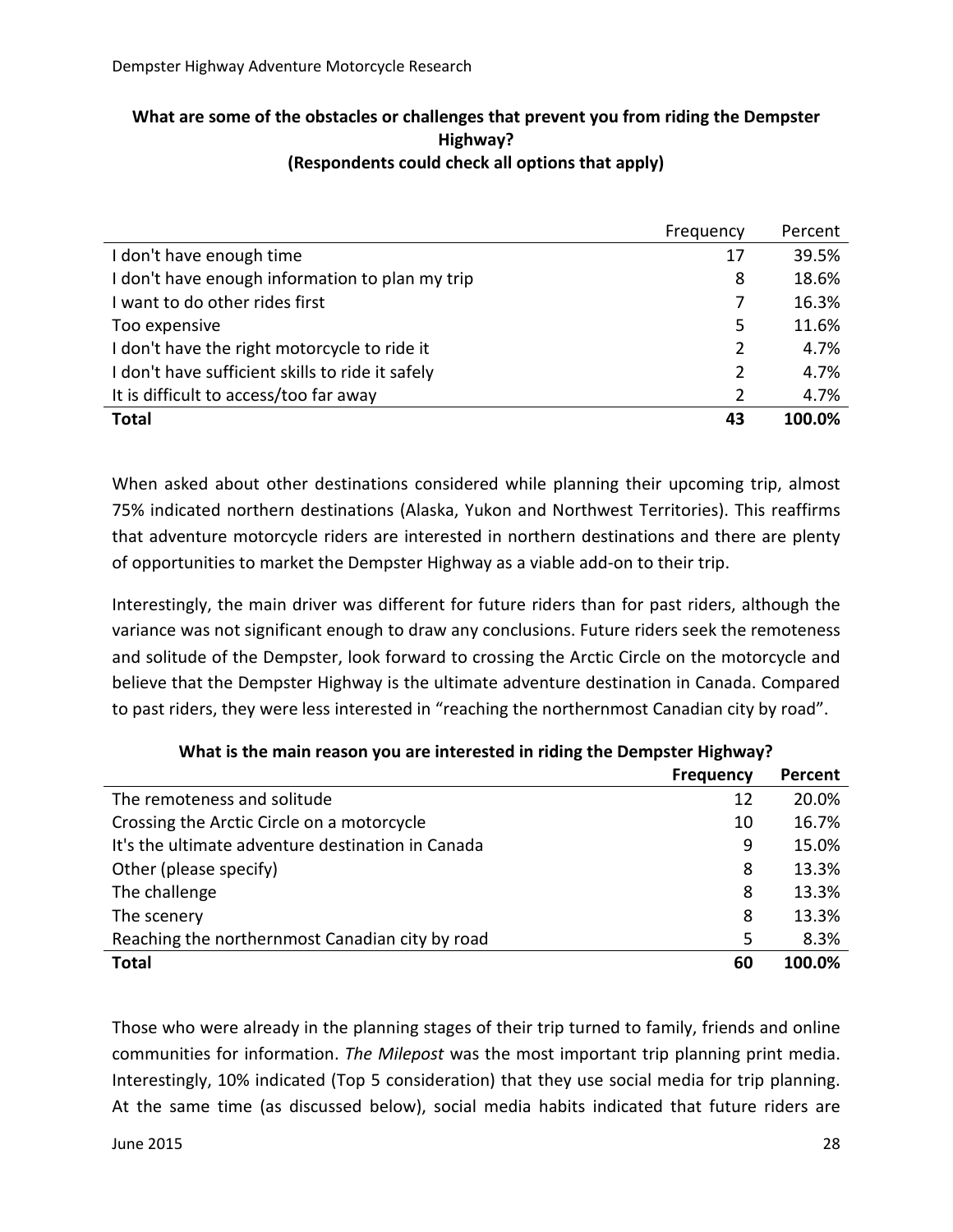**What are some of the obstacles or challenges that prevent you from riding the Dempster Highway?**
**(Respondents could check all options that apply)**

| | Frequency | Percent |
|---|---|---|
| I don't have enough time | 17 | 39.5% |
| I don't have enough information to plan my trip | 8 | 18.6% |
| I want to do other rides first | 7 | 16.3% |
| Too expensive | 5 | 11.6% |
| I don't have the right motorcycle to ride it | 2 | 4.7% |
| I don't have sufficient skills to ride it safely | 2 | 4.7% |
| It is difficult to access/too far away | 2 | 4.7% |
| **Total** | **43** | **100.0%** |

When asked about other destinations considered while planning their upcoming trip, almost 75% indicated northern destinations (Alaska, Yukon and Northwest Territories). This reaffirms that adventure motorcycle riders are interested in northern destinations and there are plenty of opportunities to market the Dempster Highway as a viable add-on to their trip.

Interestingly, the main driver was different for future riders than for past riders, although the variance was not significant enough to draw any conclusions. Future riders seek the remoteness and solitude of the Dempster, look forward to crossing the Arctic Circle on the motorcycle and believe that the Dempster Highway is the ultimate adventure destination in Canada. Compared to past riders, they were less interested in "reaching the northernmost Canadian city by road".

**What is the main reason you are interested in riding the Dempster Highway?**

| | **Frequency** | **Percent** |
|---|---|---|
| The remoteness and solitude | 12 | 20.0% |
| Crossing the Arctic Circle on a motorcycle | 10 | 16.7% |
| It's the ultimate adventure destination in Canada | 9 | 15.0% |
| Other (please specify) | 8 | 13.3% |
| The challenge | 8 | 13.3% |
| The scenery | 8 | 13.3% |
| Reaching the northernmost Canadian city by road | 5 | 8.3% |
| **Total** | **60** | **100.0%** |

Those who were already in the planning stages of their trip turned to family, friends and online communities for information. *The Milepost* was the most important trip planning print media. Interestingly, 10% indicated (Top 5 consideration) that they use social media for trip planning. At the same time (as discussed below), social media habits indicated that future riders are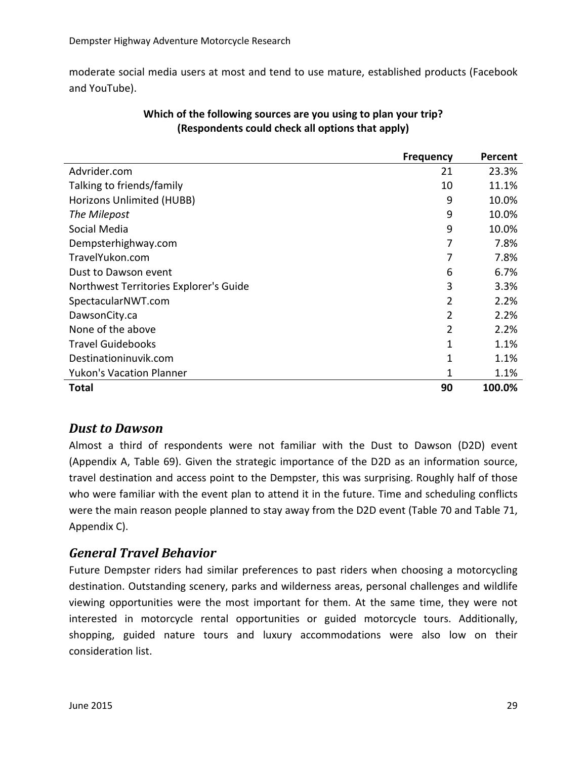moderate social media users at most and tend to use mature, established products (Facebook and YouTube).

**Which of the following sources are you using to plan your trip?**
**(Respondents could check all options that apply)**

| | Frequency | Percent |
|---|---|---|
| Advrider.com | 21 | 23.3% |
| Talking to friends/family | 10 | 11.1% |
| Horizons Unlimited (HUBB) | 9 | 10.0% |
| *The Milepost* | 9 | 10.0% |
| Social Media | 9 | 10.0% |
| Dempsterhighway.com | 7 | 7.8% |
| TravelYukon.com | 7 | 7.8% |
| Dust to Dawson event | 6 | 6.7% |
| Northwest Territories Explorer's Guide | 3 | 3.3% |
| SpectacularNWT.com | 2 | 2.2% |
| DawsonCity.ca | 2 | 2.2% |
| None of the above | 2 | 2.2% |
| Travel Guidebooks | 1 | 1.1% |
| Destinationinuvik.com | 1 | 1.1% |
| Yukon's Vacation Planner | 1 | 1.1% |
| **Total** | **90** | **100.0%** |

## *Dust to Dawson*

Almost a third of respondents were not familiar with the Dust to Dawson (D2D) event (Appendix A, Table 69). Given the strategic importance of the D2D as an information source, travel destination and access point to the Dempster, this was surprising. Roughly half of those who were familiar with the event plan to attend it in the future. Time and scheduling conflicts were the main reason people planned to stay away from the D2D event (Table 70 and Table 71, Appendix C).

## *General Travel Behavior*

Future Dempster riders had similar preferences to past riders when choosing a motorcycling destination. Outstanding scenery, parks and wilderness areas, personal challenges and wildlife viewing opportunities were the most important for them. At the same time, they were not interested in motorcycle rental opportunities or guided motorcycle tours. Additionally, shopping, guided nature tours and luxury accommodations were also low on their consideration list.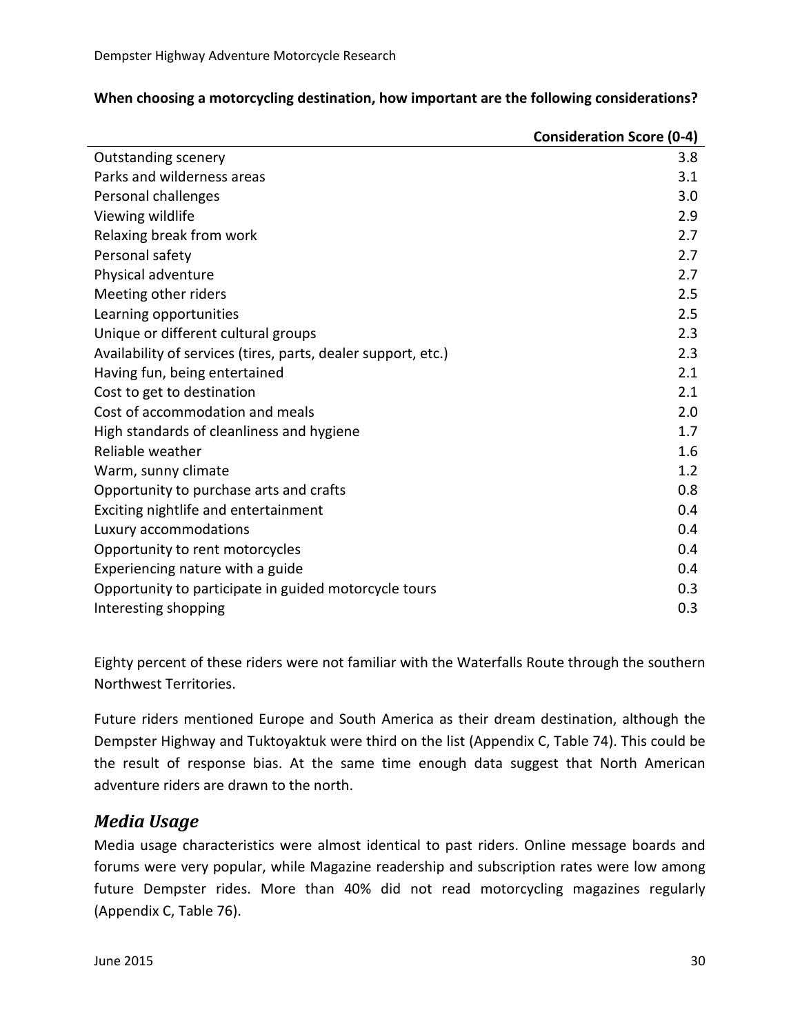**When choosing a motorcycling destination, how important are the following considerations?**

| | Consideration Score (0-4) |
|---|---|
| Outstanding scenery | 3.8 |
| Parks and wilderness areas | 3.1 |
| Personal challenges | 3.0 |
| Viewing wildlife | 2.9 |
| Relaxing break from work | 2.7 |
| Personal safety | 2.7 |
| Physical adventure | 2.7 |
| Meeting other riders | 2.5 |
| Learning opportunities | 2.5 |
| Unique or different cultural groups | 2.3 |
| Availability of services (tires, parts, dealer support, etc.) | 2.3 |
| Having fun, being entertained | 2.1 |
| Cost to get to destination | 2.1 |
| Cost of accommodation and meals | 2.0 |
| High standards of cleanliness and hygiene | 1.7 |
| Reliable weather | 1.6 |
| Warm, sunny climate | 1.2 |
| Opportunity to purchase arts and crafts | 0.8 |
| Exciting nightlife and entertainment | 0.4 |
| Luxury accommodations | 0.4 |
| Opportunity to rent motorcycles | 0.4 |
| Experiencing nature with a guide | 0.4 |
| Opportunity to participate in guided motorcycle tours | 0.3 |
| Interesting shopping | 0.3 |

Eighty percent of these riders were not familiar with the Waterfalls Route through the southern Northwest Territories.

Future riders mentioned Europe and South America as their dream destination, although the Dempster Highway and Tuktoyaktuk were third on the list (Appendix C, Table 74). This could be the result of response bias. At the same time enough data suggest that North American adventure riders are drawn to the north.

## *Media Usage*

Media usage characteristics were almost identical to past riders. Online message boards and forums were very popular, while Magazine readership and subscription rates were low among future Dempster rides. More than 40% did not read motorcycling magazines regularly (Appendix C, Table 76).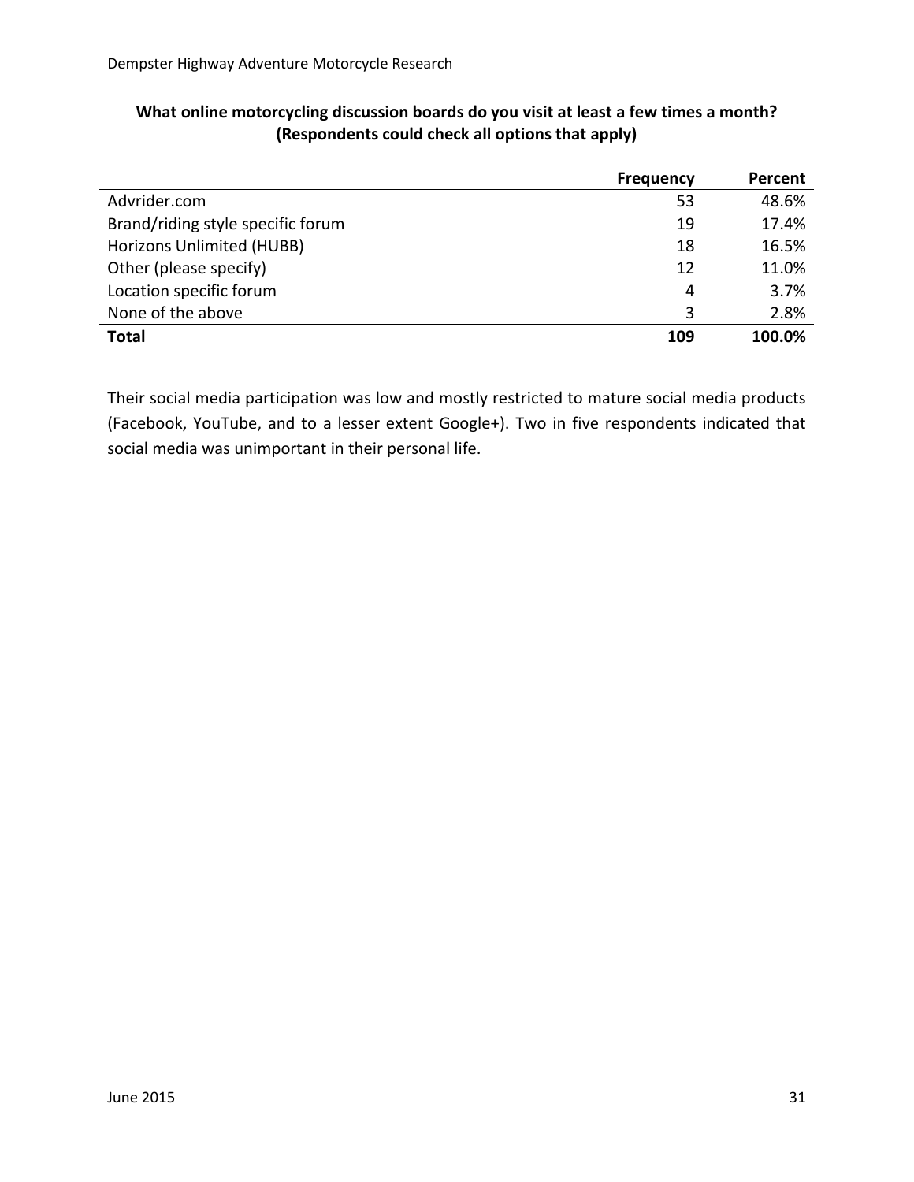**What online motorcycling discussion boards do you visit at least a few times a month? (Respondents could check all options that apply)**

| | Frequency | Percent |
|---|---|---|
| Advrider.com | 53 | 48.6% |
| Brand/riding style specific forum | 19 | 17.4% |
| Horizons Unlimited (HUBB) | 18 | 16.5% |
| Other (please specify) | 12 | 11.0% |
| Location specific forum | 4 | 3.7% |
| None of the above | 3 | 2.8% |
| **Total** | **109** | **100.0%** |

Their social media participation was low and mostly restricted to mature social media products (Facebook, YouTube, and to a lesser extent Google+). Two in five respondents indicated that social media was unimportant in their personal life.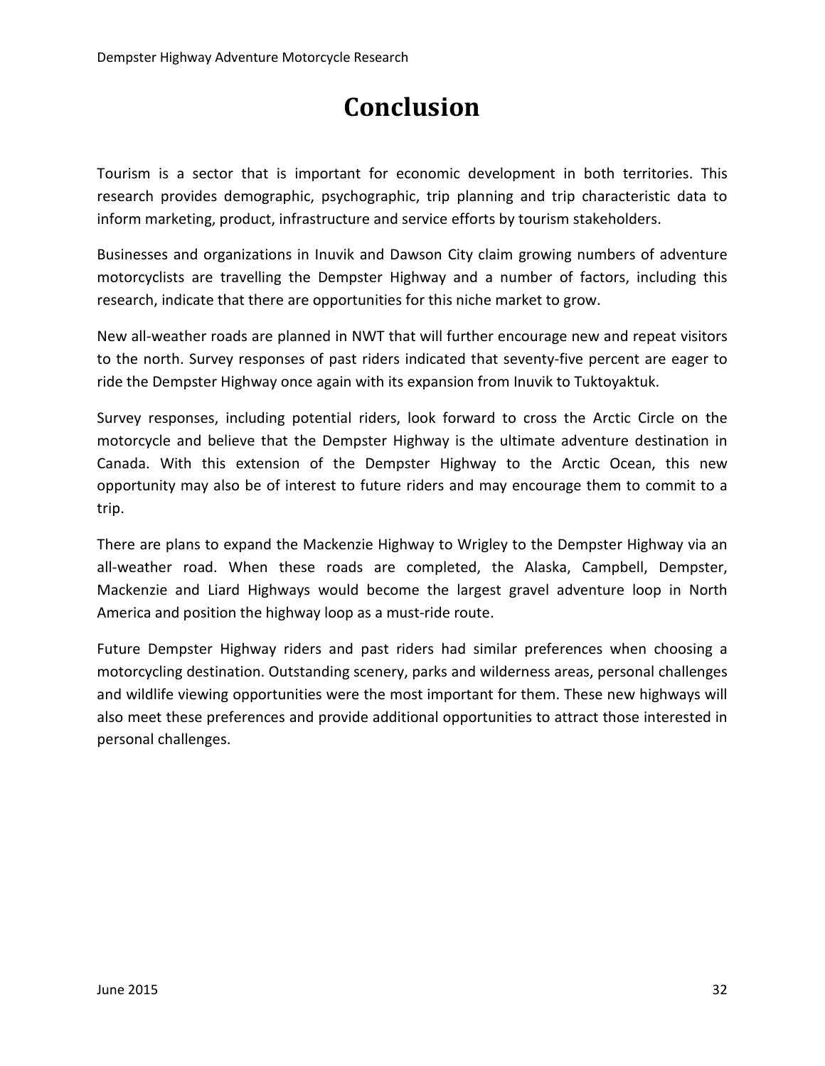# Conclusion

Tourism is a sector that is important for economic development in both territories. This research provides demographic, psychographic, trip planning and trip characteristic data to inform marketing, product, infrastructure and service efforts by tourism stakeholders.

Businesses and organizations in Inuvik and Dawson City claim growing numbers of adventure motorcyclists are travelling the Dempster Highway and a number of factors, including this research, indicate that there are opportunities for this niche market to grow.

New all-weather roads are planned in NWT that will further encourage new and repeat visitors to the north. Survey responses of past riders indicated that seventy-five percent are eager to ride the Dempster Highway once again with its expansion from Inuvik to Tuktoyaktuk.

Survey responses, including potential riders, look forward to cross the Arctic Circle on the motorcycle and believe that the Dempster Highway is the ultimate adventure destination in Canada. With this extension of the Dempster Highway to the Arctic Ocean, this new opportunity may also be of interest to future riders and may encourage them to commit to a trip.

There are plans to expand the Mackenzie Highway to Wrigley to the Dempster Highway via an all-weather road. When these roads are completed, the Alaska, Campbell, Dempster, Mackenzie and Liard Highways would become the largest gravel adventure loop in North America and position the highway loop as a must-ride route.

Future Dempster Highway riders and past riders had similar preferences when choosing a motorcycling destination. Outstanding scenery, parks and wilderness areas, personal challenges and wildlife viewing opportunities were the most important for them. These new highways will also meet these preferences and provide additional opportunities to attract those interested in personal challenges.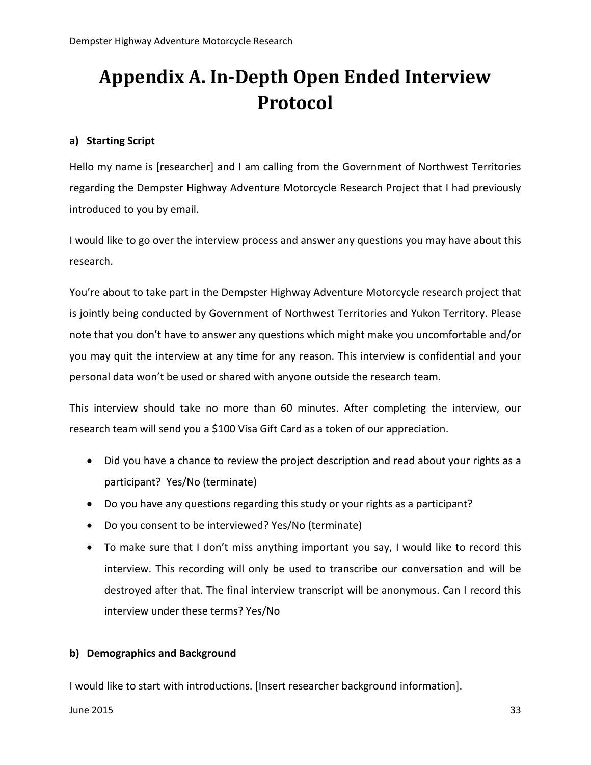# Appendix A. In-Depth Open Ended Interview Protocol

**a) Starting Script**

Hello my name is [researcher] and I am calling from the Government of Northwest Territories regarding the Dempster Highway Adventure Motorcycle Research Project that I had previously introduced to you by email.

I would like to go over the interview process and answer any questions you may have about this research.

You're about to take part in the Dempster Highway Adventure Motorcycle research project that is jointly being conducted by Government of Northwest Territories and Yukon Territory. Please note that you don't have to answer any questions which might make you uncomfortable and/or you may quit the interview at any time for any reason. This interview is confidential and your personal data won't be used or shared with anyone outside the research team.

This interview should take no more than 60 minutes. After completing the interview, our research team will send you a $100 Visa Gift Card as a token of our appreciation.

- Did you have a chance to review the project description and read about your rights as a participant? Yes/No (terminate)
- Do you have any questions regarding this study or your rights as a participant?
- Do you consent to be interviewed? Yes/No (terminate)
- To make sure that I don't miss anything important you say, I would like to record this interview. This recording will only be used to transcribe our conversation and will be destroyed after that. The final interview transcript will be anonymous. Can I record this interview under these terms? Yes/No

**b) Demographics and Background**

I would like to start with introductions. [Insert researcher background information].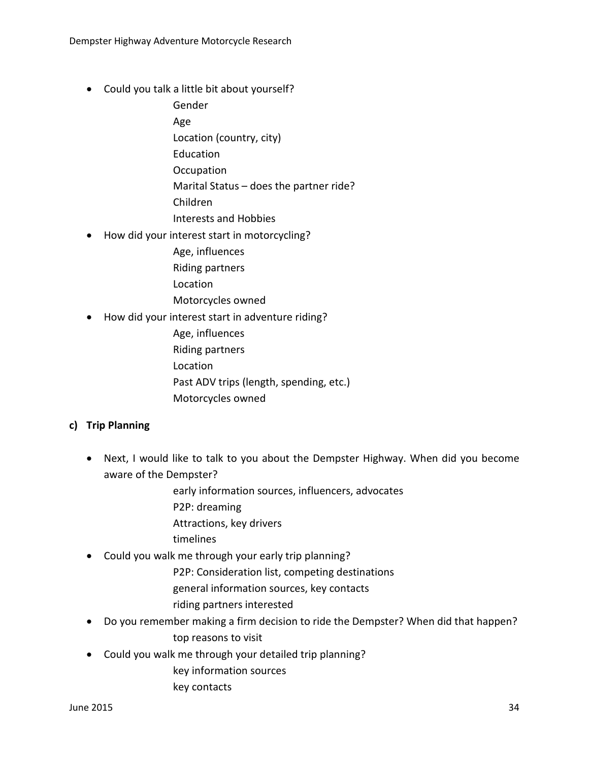- Could you talk a little bit about yourself?
  - Gender
  - Age
  - Location (country, city)
  - Education
  - Occupation
  - Marital Status – does the partner ride?
  - Children
  - Interests and Hobbies
- How did your interest start in motorcycling?
  - Age, influences
  - Riding partners
  - Location
  - Motorcycles owned
- How did your interest start in adventure riding?
  - Age, influences
  - Riding partners
  - Location
  - Past ADV trips (length, spending, etc.)
  - Motorcycles owned

**c) Trip Planning**

- Next, I would like to talk to you about the Dempster Highway. When did you become aware of the Dempster?
  - early information sources, influencers, advocates
  - P2P: dreaming
  - Attractions, key drivers
  - timelines
- Could you walk me through your early trip planning?
  - P2P: Consideration list, competing destinations
  - general information sources, key contacts
  - riding partners interested
- Do you remember making a firm decision to ride the Dempster? When did that happen?
  - top reasons to visit
- Could you walk me through your detailed trip planning?
  - key information sources
  - key contacts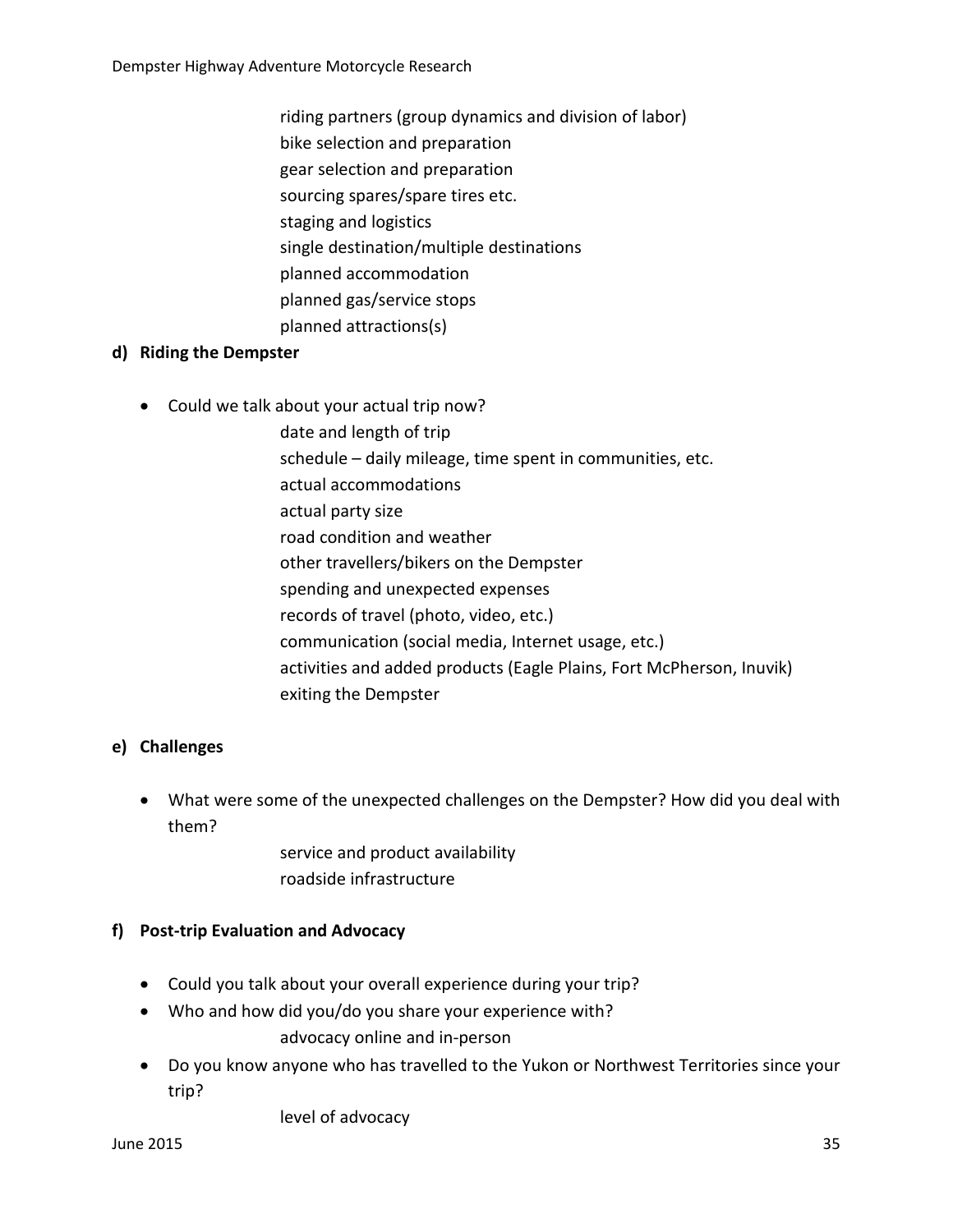riding partners (group dynamics and division of labor)
bike selection and preparation
gear selection and preparation
sourcing spares/spare tires etc.
staging and logistics
single destination/multiple destinations
planned accommodation
planned gas/service stops
planned attractions(s)

**d) Riding the Dempster**

- Could we talk about your actual trip now?

  date and length of trip
  schedule – daily mileage, time spent in communities, etc.
  actual accommodations
  actual party size
  road condition and weather
  other travellers/bikers on the Dempster
  spending and unexpected expenses
  records of travel (photo, video, etc.)
  communication (social media, Internet usage, etc.)
  activities and added products (Eagle Plains, Fort McPherson, Inuvik)
  exiting the Dempster

**e) Challenges**

- What were some of the unexpected challenges on the Dempster? How did you deal with them?

  service and product availability
  roadside infrastructure

**f) Post-trip Evaluation and Advocacy**

- Could you talk about your overall experience during your trip?
- Who and how did you/do you share your experience with?

  advocacy online and in-person

- Do you know anyone who has travelled to the Yukon or Northwest Territories since your trip?

  level of advocacy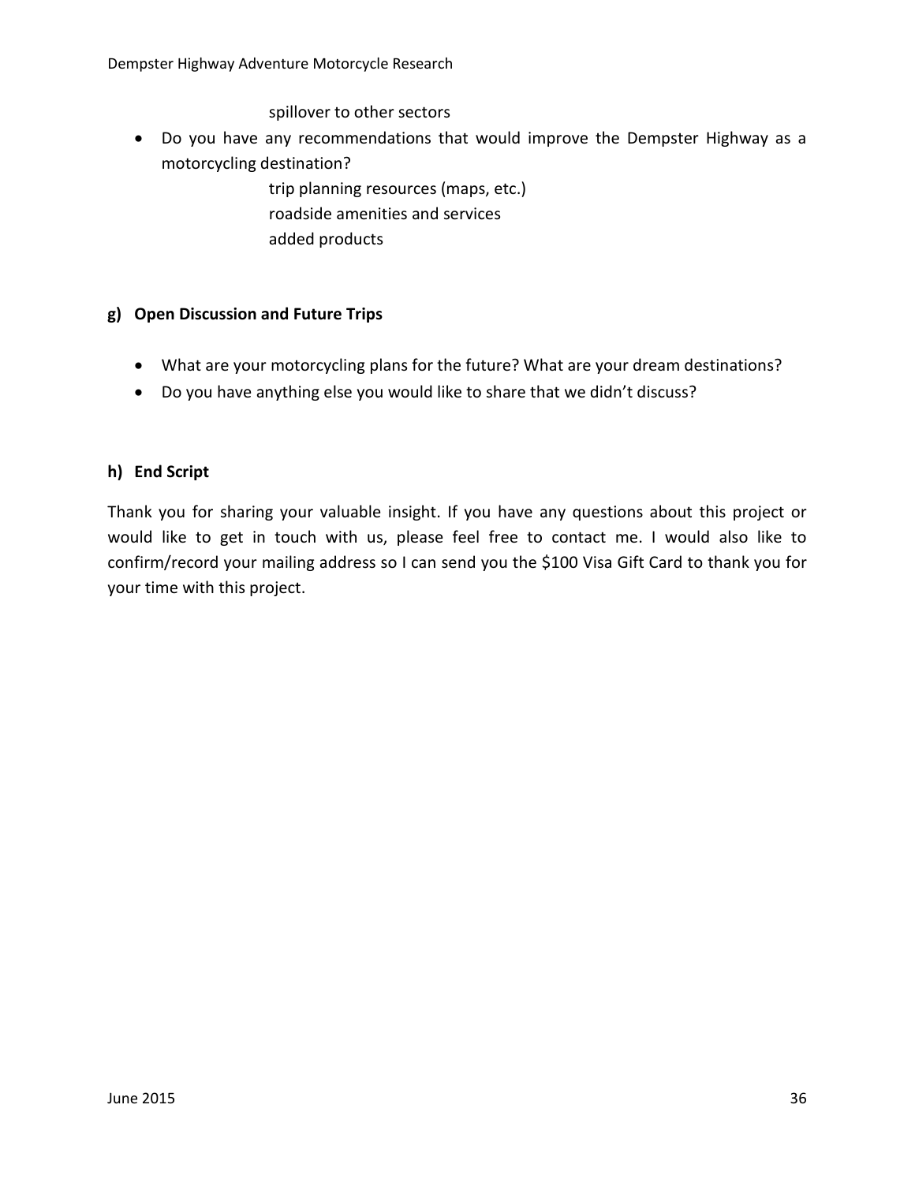spillover to other sectors

- Do you have any recommendations that would improve the Dempster Highway as a motorcycling destination?
  - trip planning resources (maps, etc.)
  - roadside amenities and services
  - added products

**g) Open Discussion and Future Trips**

- What are your motorcycling plans for the future? What are your dream destinations?
- Do you have anything else you would like to share that we didn't discuss?

**h) End Script**

Thank you for sharing your valuable insight. If you have any questions about this project or would like to get in touch with us, please feel free to contact me. I would also like to confirm/record your mailing address so I can send you the $100 Visa Gift Card to thank you for your time with this project.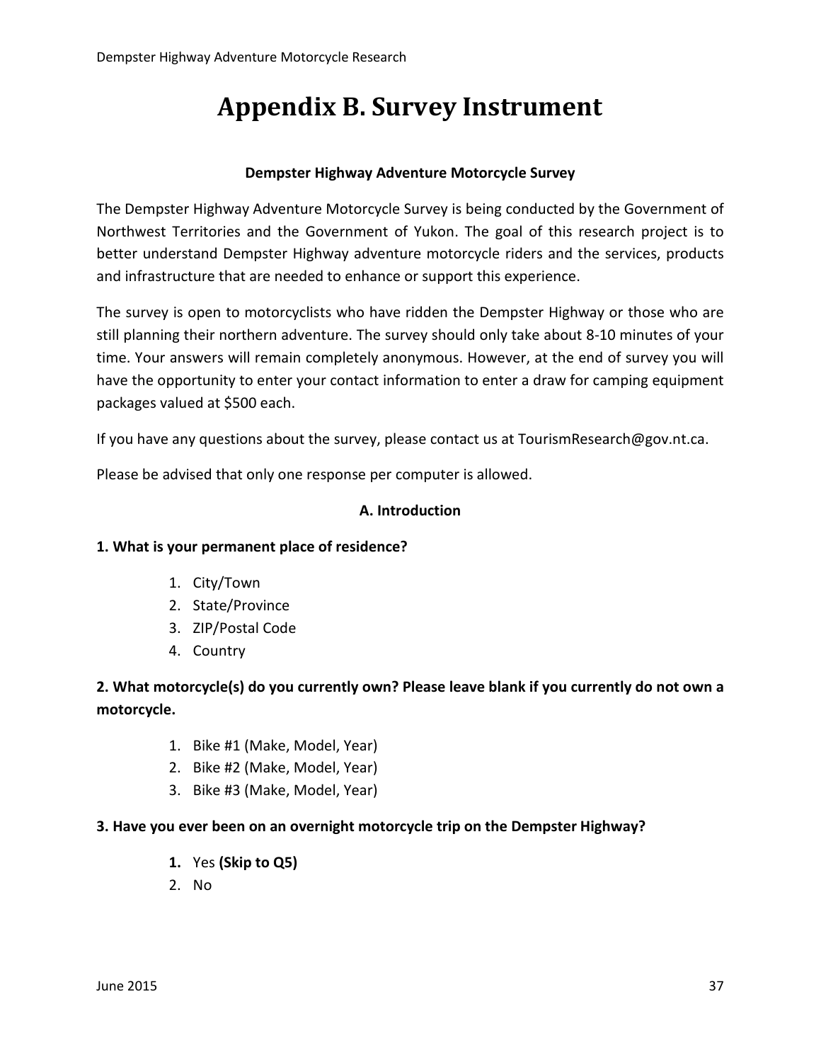# Appendix B. Survey Instrument

**Dempster Highway Adventure Motorcycle Survey**

The Dempster Highway Adventure Motorcycle Survey is being conducted by the Government of Northwest Territories and the Government of Yukon. The goal of this research project is to better understand Dempster Highway adventure motorcycle riders and the services, products and infrastructure that are needed to enhance or support this experience.

The survey is open to motorcyclists who have ridden the Dempster Highway or those who are still planning their northern adventure. The survey should only take about 8-10 minutes of your time. Your answers will remain completely anonymous. However, at the end of survey you will have the opportunity to enter your contact information to enter a draw for camping equipment packages valued at $500 each.

If you have any questions about the survey, please contact us at TourismResearch@gov.nt.ca.

Please be advised that only one response per computer is allowed.

**A. Introduction**

**1. What is your permanent place of residence?**

1. City/Town
2. State/Province
3. ZIP/Postal Code
4. Country

**2. What motorcycle(s) do you currently own? Please leave blank if you currently do not own a motorcycle.**

1. Bike #1 (Make, Model, Year)
2. Bike #2 (Make, Model, Year)
3. Bike #3 (Make, Model, Year)

**3. Have you ever been on an overnight motorcycle trip on the Dempster Highway?**

1. Yes **(Skip to Q5)**
2. No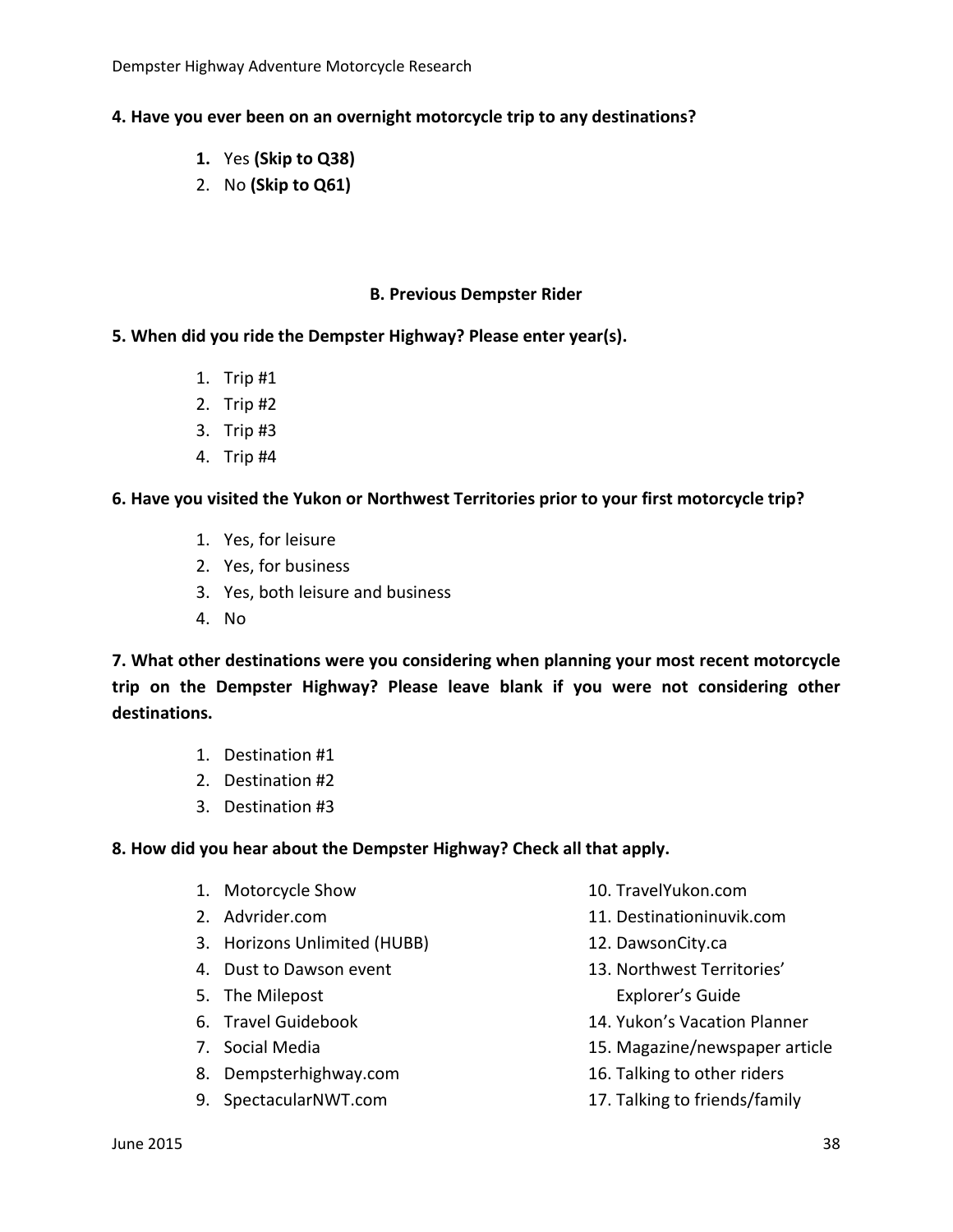**4. Have you ever been on an overnight motorcycle trip to any destinations?**

1. Yes **(Skip to Q38)**
2. No **(Skip to Q61)**

### B. Previous Dempster Rider

**5. When did you ride the Dempster Highway? Please enter year(s).**

1. Trip #1
2. Trip #2
3. Trip #3
4. Trip #4

**6. Have you visited the Yukon or Northwest Territories prior to your first motorcycle trip?**

1. Yes, for leisure
2. Yes, for business
3. Yes, both leisure and business
4. No

**7. What other destinations were you considering when planning your most recent motorcycle trip on the Dempster Highway? Please leave blank if you were not considering other destinations.**

1. Destination #1
2. Destination #2
3. Destination #3

**8. How did you hear about the Dempster Highway? Check all that apply.**

1. Motorcycle Show
2. Advrider.com
3. Horizons Unlimited (HUBB)
4. Dust to Dawson event
5. The Milepost
6. Travel Guidebook
7. Social Media
8. Dempsterhighway.com
9. SpectacularNWT.com
10. TravelYukon.com
11. Destinationinuvik.com
12. DawsonCity.ca
13. Northwest Territories' Explorer's Guide
14. Yukon's Vacation Planner
15. Magazine/newspaper article
16. Talking to other riders
17. Talking to friends/family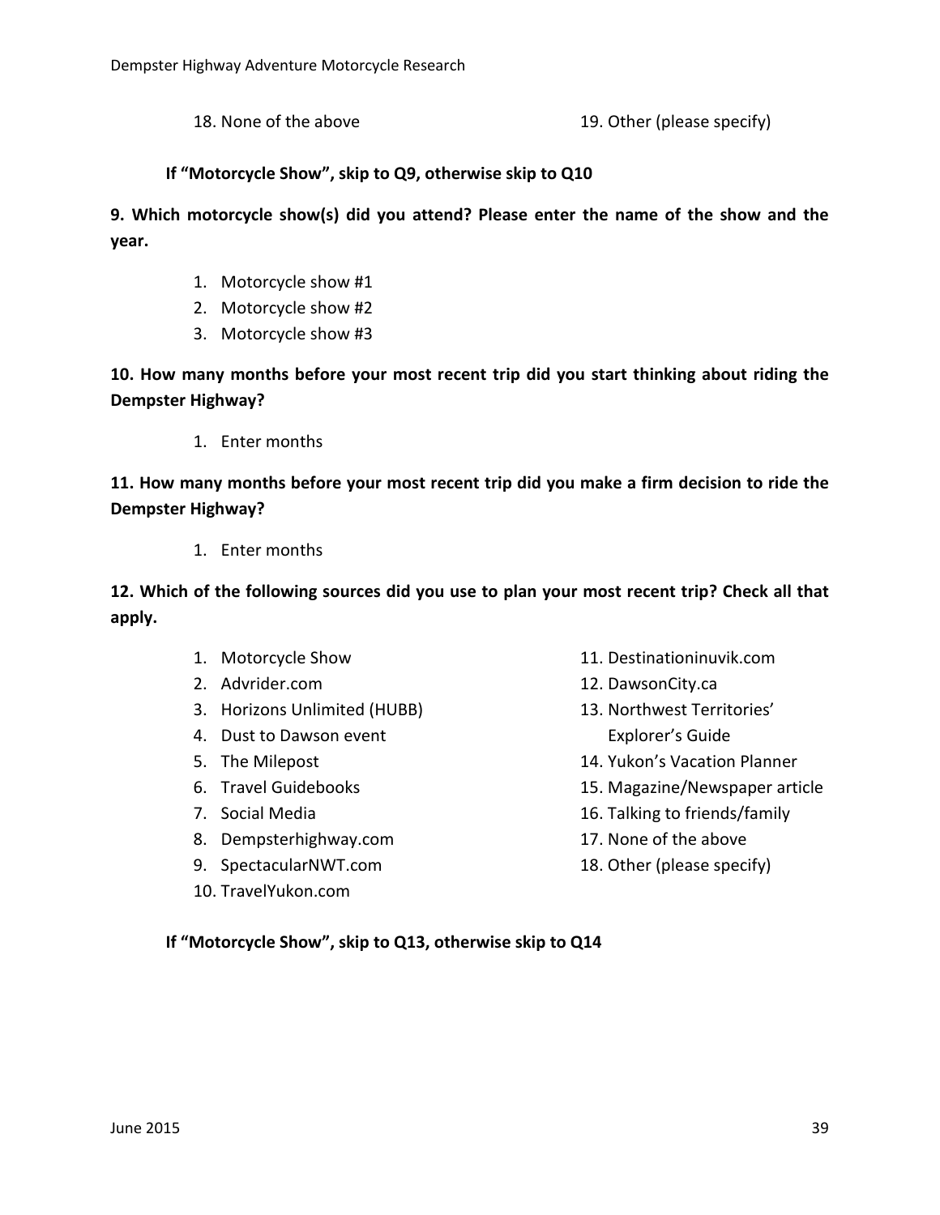18. None of the above
19. Other (please specify)

**If "Motorcycle Show", skip to Q9, otherwise skip to Q10**

**9. Which motorcycle show(s) did you attend? Please enter the name of the show and the year.**

1. Motorcycle show #1
2. Motorcycle show #2
3. Motorcycle show #3

**10. How many months before your most recent trip did you start thinking about riding the Dempster Highway?**

1. Enter months

**11. How many months before your most recent trip did you make a firm decision to ride the Dempster Highway?**

1. Enter months

**12. Which of the following sources did you use to plan your most recent trip? Check all that apply.**

1. Motorcycle Show
2. Advrider.com
3. Horizons Unlimited (HUBB)
4. Dust to Dawson event
5. The Milepost
6. Travel Guidebooks
7. Social Media
8. Dempsterhighway.com
9. SpectacularNWT.com
10. TravelYukon.com
11. Destinationinuvik.com
12. DawsonCity.ca
13. Northwest Territories' Explorer's Guide
14. Yukon's Vacation Planner
15. Magazine/Newspaper article
16. Talking to friends/family
17. None of the above
18. Other (please specify)

**If "Motorcycle Show", skip to Q13, otherwise skip to Q14**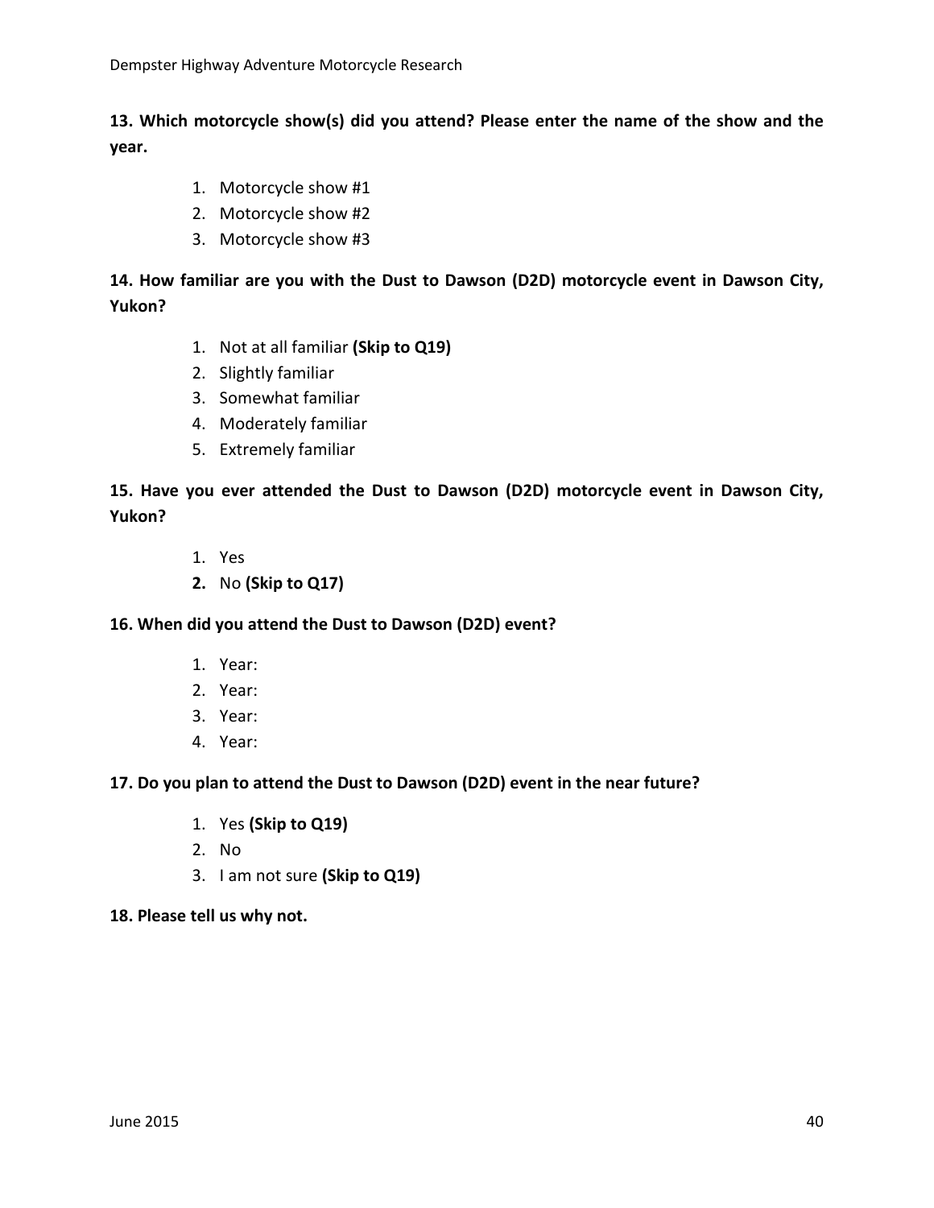**13. Which motorcycle show(s) did you attend? Please enter the name of the show and the year.**

1. Motorcycle show #1
2. Motorcycle show #2
3. Motorcycle show #3

**14. How familiar are you with the Dust to Dawson (D2D) motorcycle event in Dawson City, Yukon?**

1. Not at all familiar **(Skip to Q19)**
2. Slightly familiar
3. Somewhat familiar
4. Moderately familiar
5. Extremely familiar

**15. Have you ever attended the Dust to Dawson (D2D) motorcycle event in Dawson City, Yukon?**

1. Yes
2. No **(Skip to Q17)**

**16. When did you attend the Dust to Dawson (D2D) event?**

1. Year:
2. Year:
3. Year:
4. Year:

**17. Do you plan to attend the Dust to Dawson (D2D) event in the near future?**

1. Yes **(Skip to Q19)**
2. No
3. I am not sure **(Skip to Q19)**

**18. Please tell us why not.**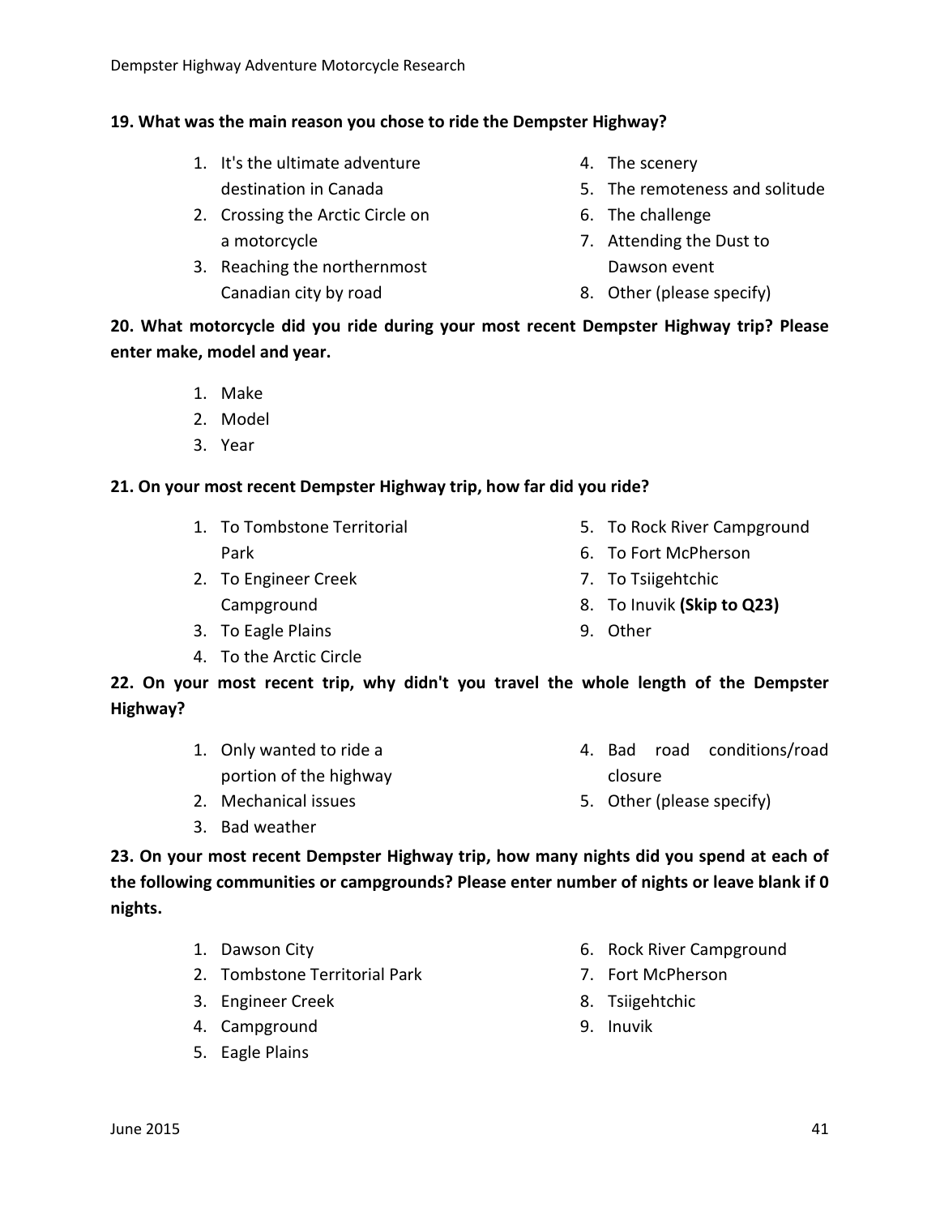**19. What was the main reason you chose to ride the Dempster Highway?**

1. It's the ultimate adventure destination in Canada
2. Crossing the Arctic Circle on a motorcycle
3. Reaching the northernmost Canadian city by road
4. The scenery
5. The remoteness and solitude
6. The challenge
7. Attending the Dust to Dawson event
8. Other (please specify)

**20. What motorcycle did you ride during your most recent Dempster Highway trip? Please enter make, model and year.**

1. Make
2. Model
3. Year

**21. On your most recent Dempster Highway trip, how far did you ride?**

1. To Tombstone Territorial Park
2. To Engineer Creek Campground
3. To Eagle Plains
4. To the Arctic Circle
5. To Rock River Campground
6. To Fort McPherson
7. To Tsiigehtchic
8. To Inuvik **(Skip to Q23)**
9. Other

**22. On your most recent trip, why didn't you travel the whole length of the Dempster Highway?**

1. Only wanted to ride a portion of the highway
2. Mechanical issues
3. Bad weather
4. Bad road conditions/road closure
5. Other (please specify)

**23. On your most recent Dempster Highway trip, how many nights did you spend at each of the following communities or campgrounds? Please enter number of nights or leave blank if 0 nights.**

1. Dawson City
2. Tombstone Territorial Park
3. Engineer Creek
4. Campground
5. Eagle Plains
6. Rock River Campground
7. Fort McPherson
8. Tsiigehtchic
9. Inuvik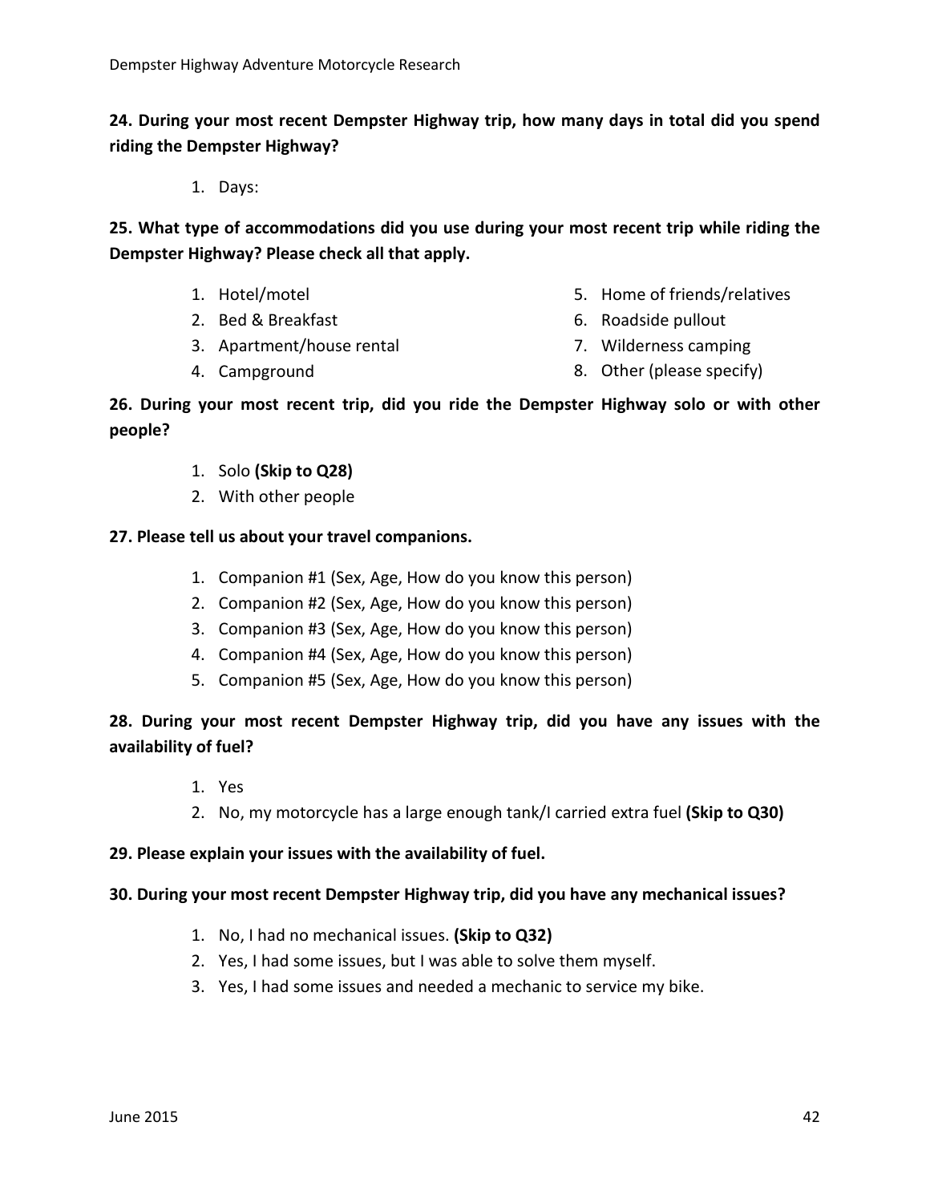**24. During your most recent Dempster Highway trip, how many days in total did you spend riding the Dempster Highway?**

1. Days:

**25. What type of accommodations did you use during your most recent trip while riding the Dempster Highway? Please check all that apply.**

1. Hotel/motel
2. Bed & Breakfast
3. Apartment/house rental
4. Campground
5. Home of friends/relatives
6. Roadside pullout
7. Wilderness camping
8. Other (please specify)

**26. During your most recent trip, did you ride the Dempster Highway solo or with other people?**

1. Solo **(Skip to Q28)**
2. With other people

**27. Please tell us about your travel companions.**

1. Companion #1 (Sex, Age, How do you know this person)
2. Companion #2 (Sex, Age, How do you know this person)
3. Companion #3 (Sex, Age, How do you know this person)
4. Companion #4 (Sex, Age, How do you know this person)
5. Companion #5 (Sex, Age, How do you know this person)

**28. During your most recent Dempster Highway trip, did you have any issues with the availability of fuel?**

1. Yes
2. No, my motorcycle has a large enough tank/I carried extra fuel **(Skip to Q30)**

**29. Please explain your issues with the availability of fuel.**

**30. During your most recent Dempster Highway trip, did you have any mechanical issues?**

1. No, I had no mechanical issues. **(Skip to Q32)**
2. Yes, I had some issues, but I was able to solve them myself.
3. Yes, I had some issues and needed a mechanic to service my bike.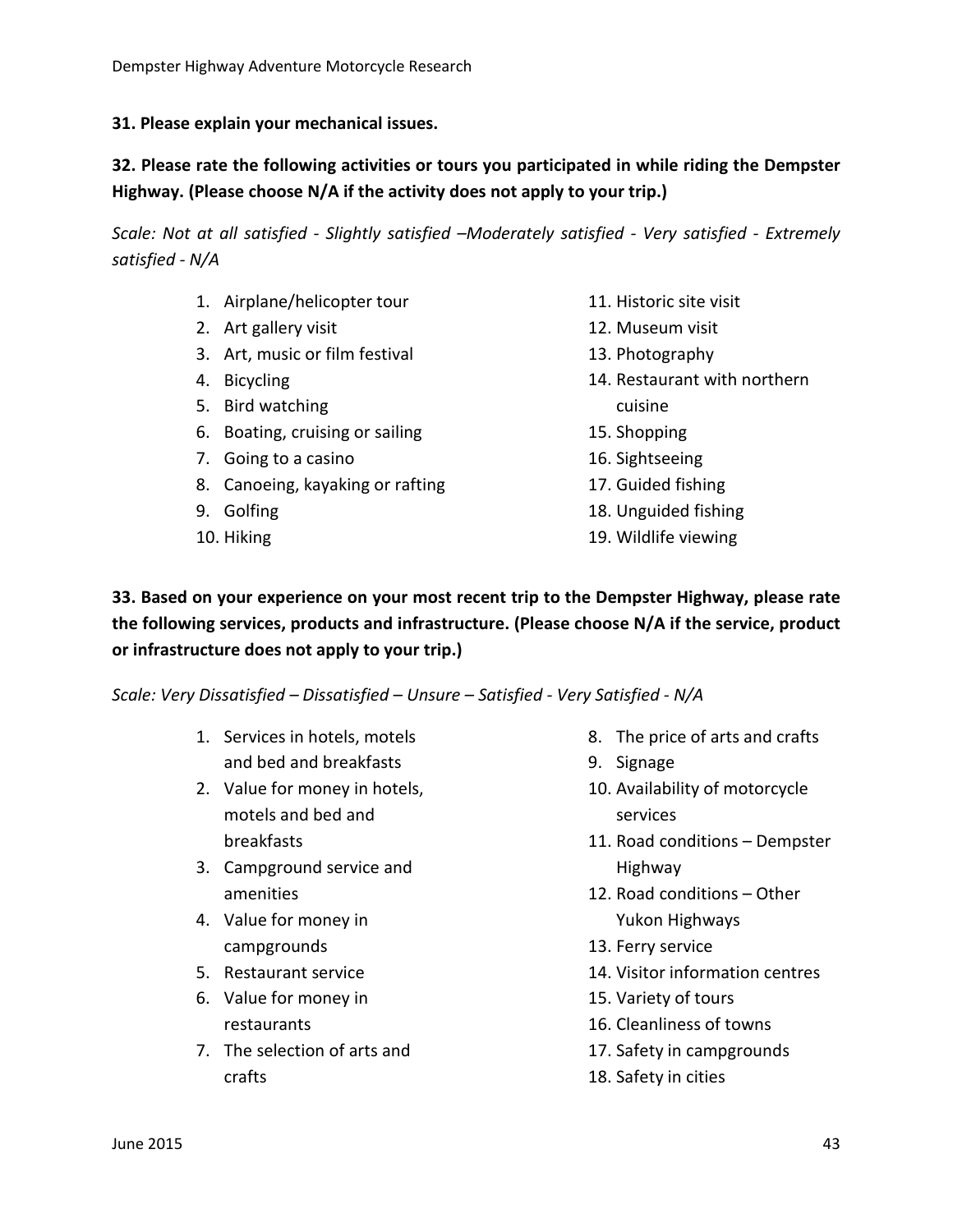**31. Please explain your mechanical issues.**

**32. Please rate the following activities or tours you participated in while riding the Dempster Highway. (Please choose N/A if the activity does not apply to your trip.)**

*Scale: Not at all satisfied - Slightly satisfied –Moderately satisfied - Very satisfied - Extremely satisfied - N/A*

1. Airplane/helicopter tour
2. Art gallery visit
3. Art, music or film festival
4. Bicycling
5. Bird watching
6. Boating, cruising or sailing
7. Going to a casino
8. Canoeing, kayaking or rafting
9. Golfing
10. Hiking
11. Historic site visit
12. Museum visit
13. Photography
14. Restaurant with northern cuisine
15. Shopping
16. Sightseeing
17. Guided fishing
18. Unguided fishing
19. Wildlife viewing

**33. Based on your experience on your most recent trip to the Dempster Highway, please rate the following services, products and infrastructure. (Please choose N/A if the service, product or infrastructure does not apply to your trip.)**

*Scale: Very Dissatisfied – Dissatisfied – Unsure – Satisfied - Very Satisfied - N/A*

1. Services in hotels, motels and bed and breakfasts
2. Value for money in hotels, motels and bed and breakfasts
3. Campground service and amenities
4. Value for money in campgrounds
5. Restaurant service
6. Value for money in restaurants
7. The selection of arts and crafts
8. The price of arts and crafts
9. Signage
10. Availability of motorcycle services
11. Road conditions – Dempster Highway
12. Road conditions – Other Yukon Highways
13. Ferry service
14. Visitor information centres
15. Variety of tours
16. Cleanliness of towns
17. Safety in campgrounds
18. Safety in cities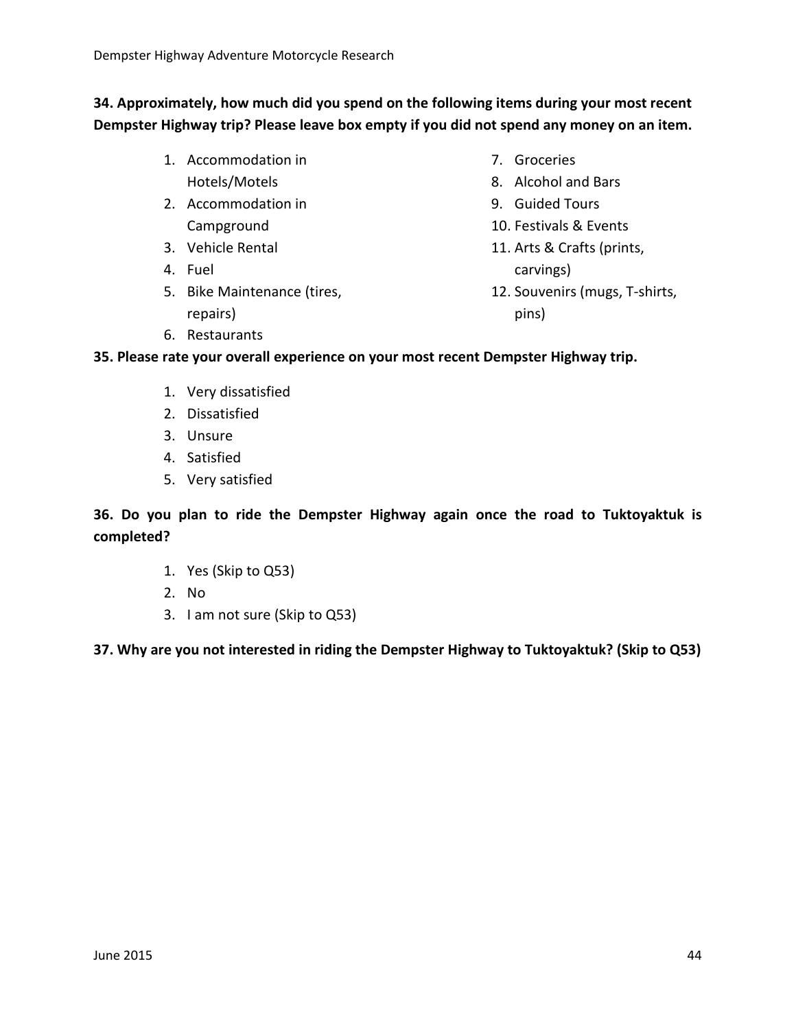**34. Approximately, how much did you spend on the following items during your most recent Dempster Highway trip? Please leave box empty if you did not spend any money on an item.**

1. Accommodation in Hotels/Motels
2. Accommodation in Campground
3. Vehicle Rental
4. Fuel
5. Bike Maintenance (tires, repairs)
6. Restaurants
7. Groceries
8. Alcohol and Bars
9. Guided Tours
10. Festivals & Events
11. Arts & Crafts (prints, carvings)
12. Souvenirs (mugs, T-shirts, pins)

**35. Please rate your overall experience on your most recent Dempster Highway trip.**

1. Very dissatisfied
2. Dissatisfied
3. Unsure
4. Satisfied
5. Very satisfied

**36. Do you plan to ride the Dempster Highway again once the road to Tuktoyaktuk is completed?**

1. Yes (Skip to Q53)
2. No
3. I am not sure (Skip to Q53)

**37. Why are you not interested in riding the Dempster Highway to Tuktoyaktuk? (Skip to Q53)**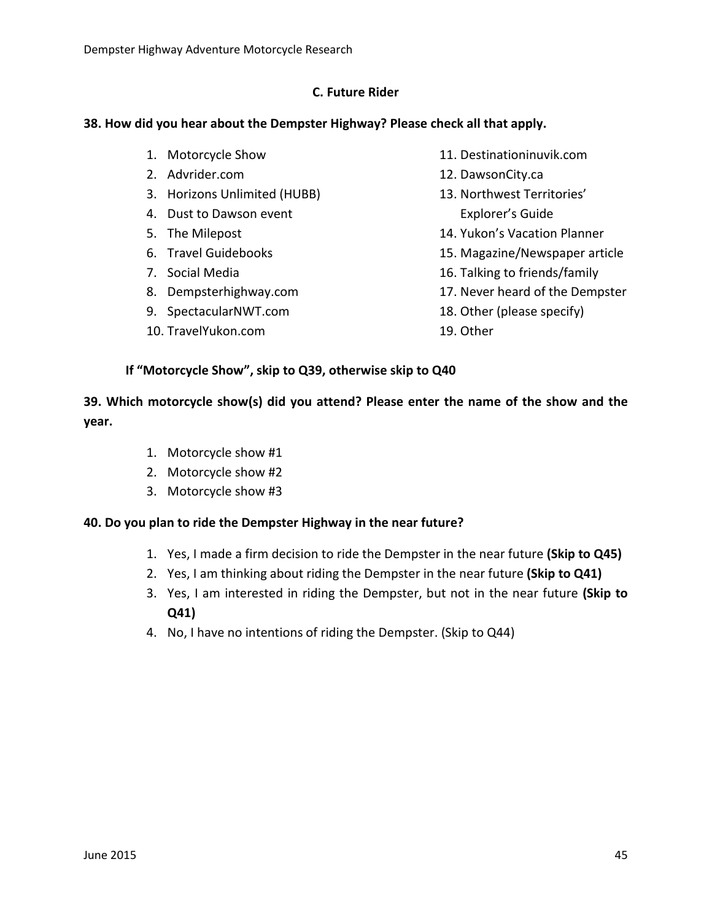### C. Future Rider

**38. How did you hear about the Dempster Highway? Please check all that apply.**

1. Motorcycle Show
2. Advrider.com
3. Horizons Unlimited (HUBB)
4. Dust to Dawson event
5. The Milepost
6. Travel Guidebooks
7. Social Media
8. Dempsterhighway.com
9. SpectacularNWT.com
10. TravelYukon.com
11. Destinationinuvik.com
12. DawsonCity.ca
13. Northwest Territories' Explorer's Guide
14. Yukon's Vacation Planner
15. Magazine/Newspaper article
16. Talking to friends/family
17. Never heard of the Dempster
18. Other (please specify)
19. Other

**If "Motorcycle Show", skip to Q39, otherwise skip to Q40**

**39. Which motorcycle show(s) did you attend? Please enter the name of the show and the year.**

1. Motorcycle show #1
2. Motorcycle show #2
3. Motorcycle show #3

**40. Do you plan to ride the Dempster Highway in the near future?**

1. Yes, I made a firm decision to ride the Dempster in the near future **(Skip to Q45)**
2. Yes, I am thinking about riding the Dempster in the near future **(Skip to Q41)**
3. Yes, I am interested in riding the Dempster, but not in the near future **(Skip to Q41)**
4. No, I have no intentions of riding the Dempster. (Skip to Q44)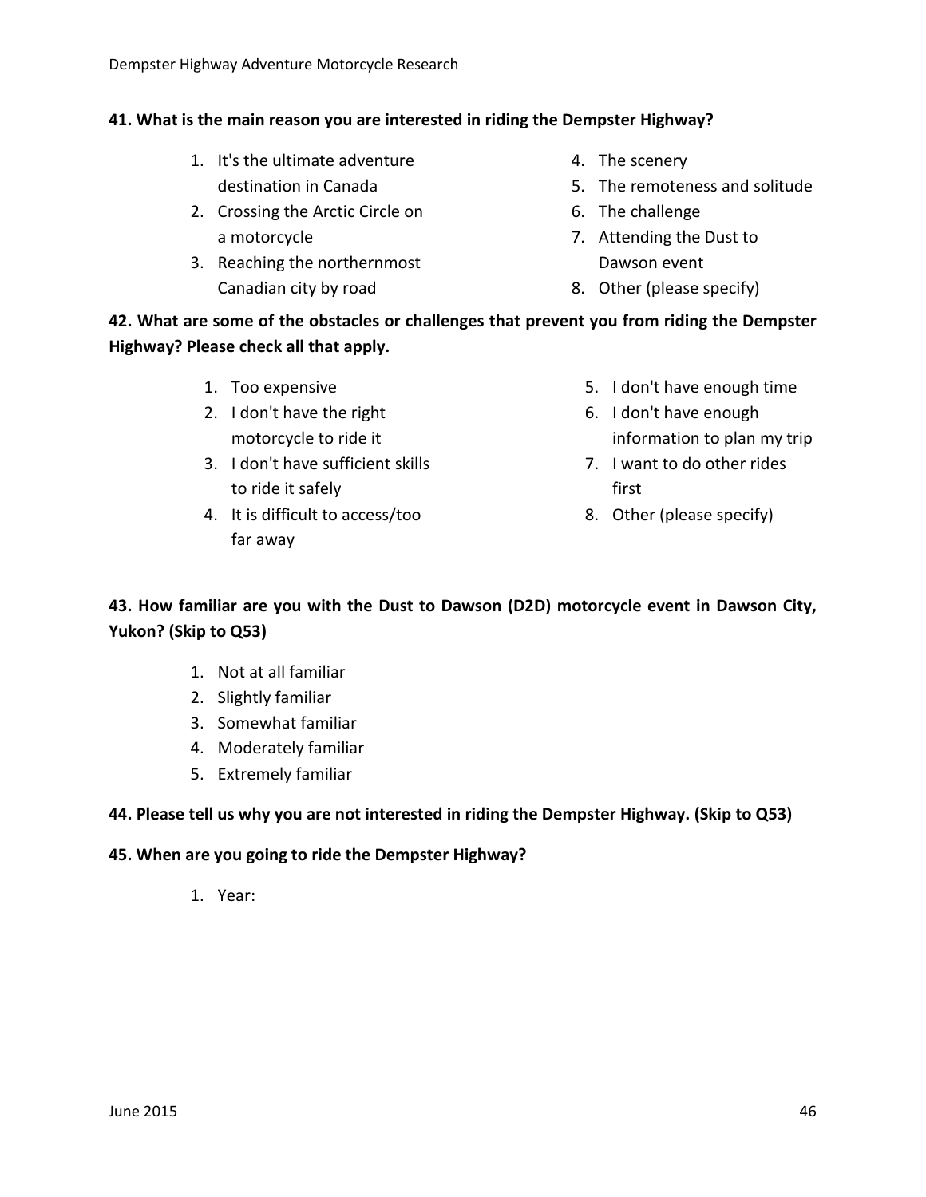**41. What is the main reason you are interested in riding the Dempster Highway?**

1. It's the ultimate adventure destination in Canada
2. Crossing the Arctic Circle on a motorcycle
3. Reaching the northernmost Canadian city by road
4. The scenery
5. The remoteness and solitude
6. The challenge
7. Attending the Dust to Dawson event
8. Other (please specify)

**42. What are some of the obstacles or challenges that prevent you from riding the Dempster Highway? Please check all that apply.**

1. Too expensive
2. I don't have the right motorcycle to ride it
3. I don't have sufficient skills to ride it safely
4. It is difficult to access/too far away
5. I don't have enough time
6. I don't have enough information to plan my trip
7. I want to do other rides first
8. Other (please specify)

**43. How familiar are you with the Dust to Dawson (D2D) motorcycle event in Dawson City, Yukon? (Skip to Q53)**

1. Not at all familiar
2. Slightly familiar
3. Somewhat familiar
4. Moderately familiar
5. Extremely familiar

**44. Please tell us why you are not interested in riding the Dempster Highway. (Skip to Q53)**

**45. When are you going to ride the Dempster Highway?**

1. Year: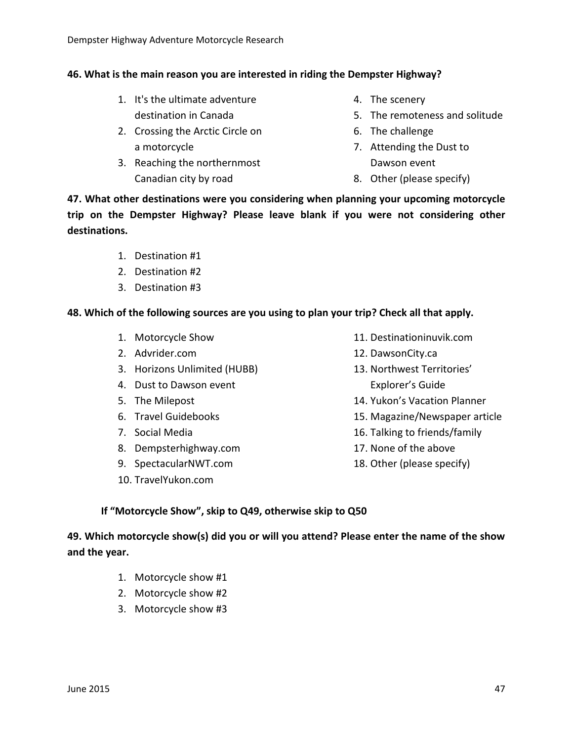**46. What is the main reason you are interested in riding the Dempster Highway?**

1. It's the ultimate adventure destination in Canada
2. Crossing the Arctic Circle on a motorcycle
3. Reaching the northernmost Canadian city by road
4. The scenery
5. The remoteness and solitude
6. The challenge
7. Attending the Dust to Dawson event
8. Other (please specify)

**47. What other destinations were you considering when planning your upcoming motorcycle trip on the Dempster Highway? Please leave blank if you were not considering other destinations.**

1. Destination #1
2. Destination #2
3. Destination #3

**48. Which of the following sources are you using to plan your trip? Check all that apply.**

1. Motorcycle Show
2. Advrider.com
3. Horizons Unlimited (HUBB)
4. Dust to Dawson event
5. The Milepost
6. Travel Guidebooks
7. Social Media
8. Dempsterhighway.com
9. SpectacularNWT.com
10. TravelYukon.com
11. Destinationinuvik.com
12. DawsonCity.ca
13. Northwest Territories' Explorer's Guide
14. Yukon's Vacation Planner
15. Magazine/Newspaper article
16. Talking to friends/family
17. None of the above
18. Other (please specify)

**If "Motorcycle Show", skip to Q49, otherwise skip to Q50**

**49. Which motorcycle show(s) did you or will you attend? Please enter the name of the show and the year.**

1. Motorcycle show #1
2. Motorcycle show #2
3. Motorcycle show #3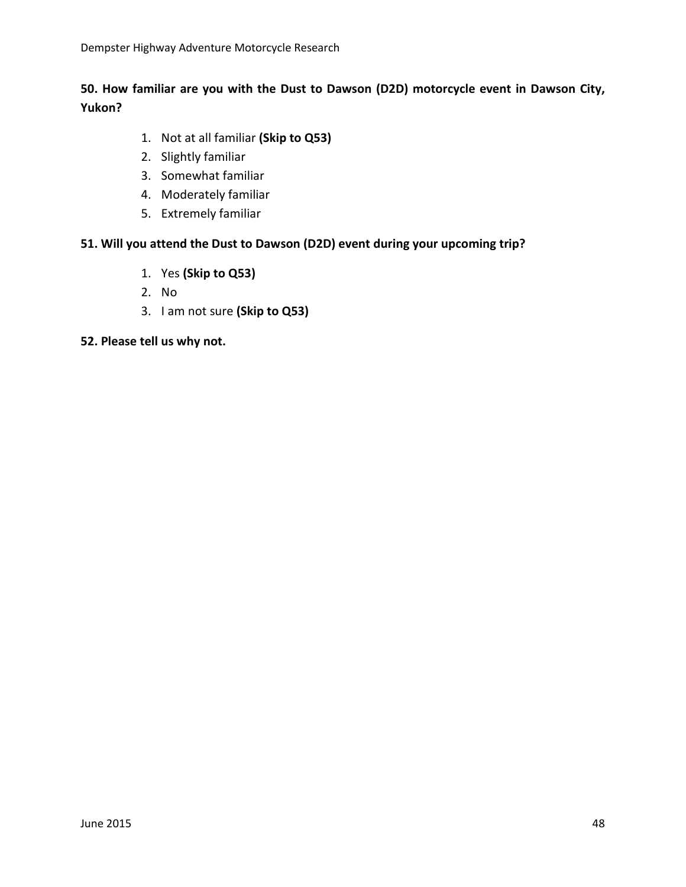**50. How familiar are you with the Dust to Dawson (D2D) motorcycle event in Dawson City, Yukon?**

1. Not at all familiar **(Skip to Q53)**
2. Slightly familiar
3. Somewhat familiar
4. Moderately familiar
5. Extremely familiar

**51. Will you attend the Dust to Dawson (D2D) event during your upcoming trip?**

1. Yes **(Skip to Q53)**
2. No
3. I am not sure **(Skip to Q53)**

**52. Please tell us why not.**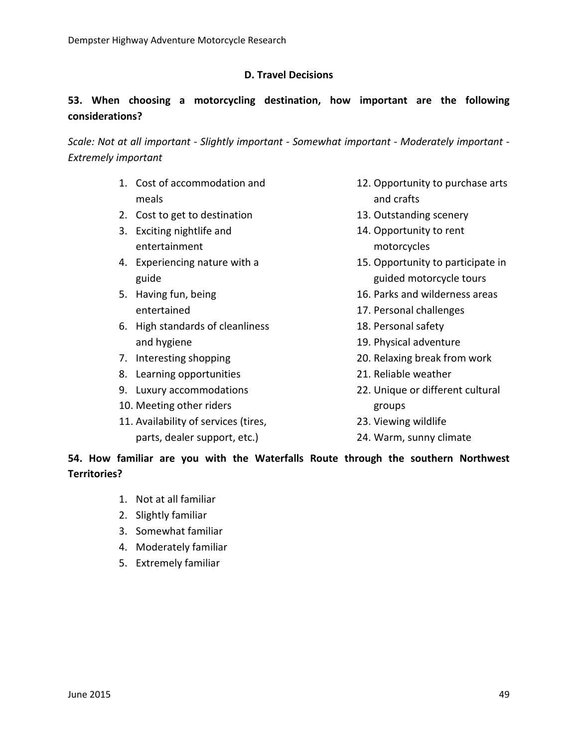## D. Travel Decisions

**53. When choosing a motorcycling destination, how important are the following considerations?**

*Scale: Not at all important - Slightly important - Somewhat important - Moderately important - Extremely important*

1. Cost of accommodation and meals
2. Cost to get to destination
3. Exciting nightlife and entertainment
4. Experiencing nature with a guide
5. Having fun, being entertained
6. High standards of cleanliness and hygiene
7. Interesting shopping
8. Learning opportunities
9. Luxury accommodations
10. Meeting other riders
11. Availability of services (tires, parts, dealer support, etc.)
12. Opportunity to purchase arts and crafts
13. Outstanding scenery
14. Opportunity to rent motorcycles
15. Opportunity to participate in guided motorcycle tours
16. Parks and wilderness areas
17. Personal challenges
18. Personal safety
19. Physical adventure
20. Relaxing break from work
21. Reliable weather
22. Unique or different cultural groups
23. Viewing wildlife
24. Warm, sunny climate

**54. How familiar are you with the Waterfalls Route through the southern Northwest Territories?**

1. Not at all familiar
2. Slightly familiar
3. Somewhat familiar
4. Moderately familiar
5. Extremely familiar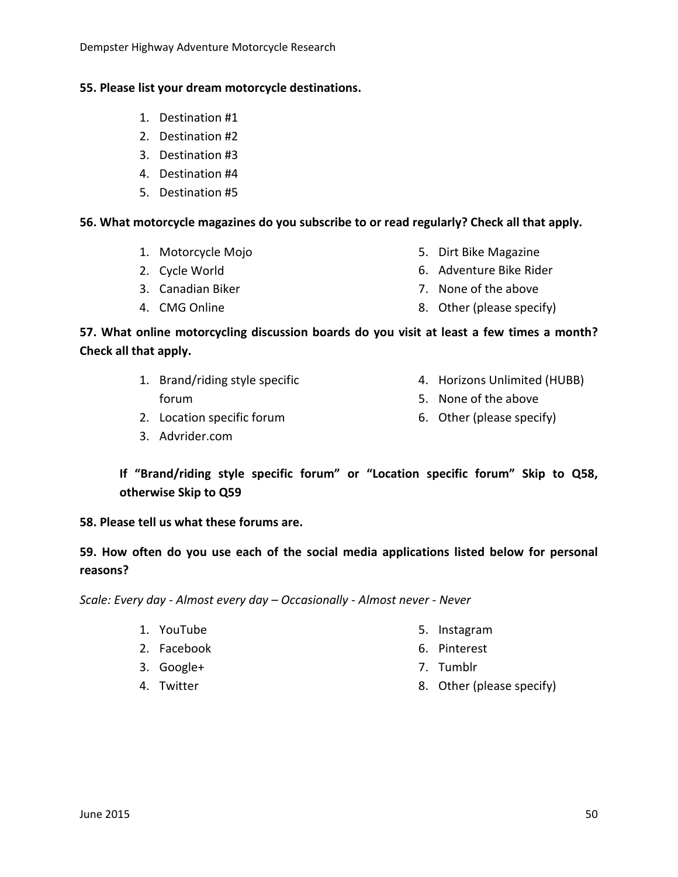**55. Please list your dream motorcycle destinations.**

1. Destination #1
2. Destination #2
3. Destination #3
4. Destination #4
5. Destination #5

**56. What motorcycle magazines do you subscribe to or read regularly? Check all that apply.**

1. Motorcycle Mojo
2. Cycle World
3. Canadian Biker
4. CMG Online
5. Dirt Bike Magazine
6. Adventure Bike Rider
7. None of the above
8. Other (please specify)

**57. What online motorcycling discussion boards do you visit at least a few times a month? Check all that apply.**

1. Brand/riding style specific forum
2. Location specific forum
3. Advrider.com
4. Horizons Unlimited (HUBB)
5. None of the above
6. Other (please specify)

**If "Brand/riding style specific forum" or "Location specific forum" Skip to Q58, otherwise Skip to Q59**

**58. Please tell us what these forums are.**

**59. How often do you use each of the social media applications listed below for personal reasons?**

*Scale: Every day - Almost every day – Occasionally - Almost never - Never*

1. YouTube
2. Facebook
3. Google+
4. Twitter
5. Instagram
6. Pinterest
7. Tumblr
8. Other (please specify)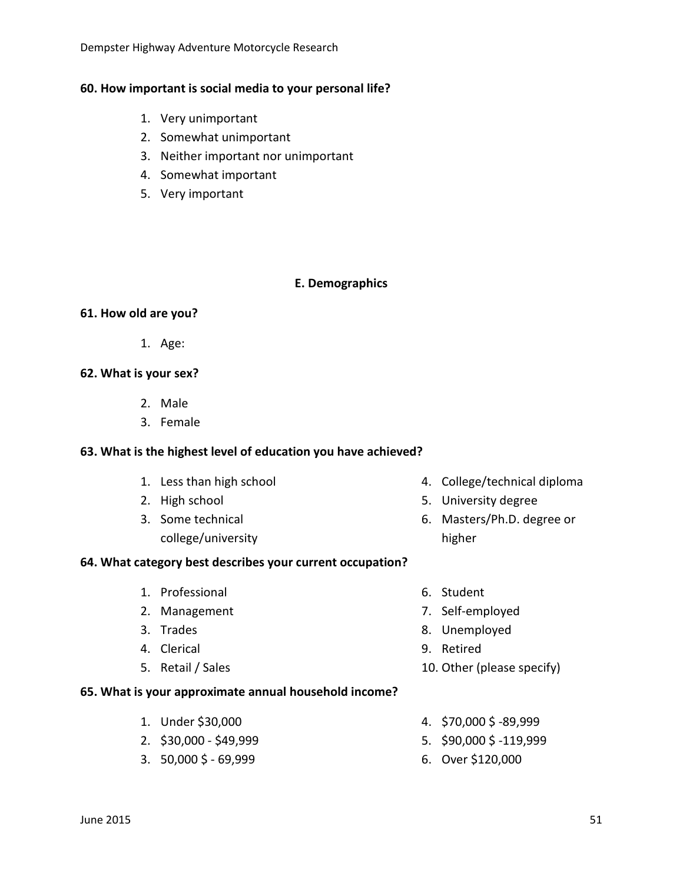**60. How important is social media to your personal life?**

1. Very unimportant
2. Somewhat unimportant
3. Neither important nor unimportant
4. Somewhat important
5. Very important

**E. Demographics**

**61. How old are you?**

1. Age:

**62. What is your sex?**

2. Male
3. Female

**63. What is the highest level of education you have achieved?**

1. Less than high school
2. High school
3. Some technical college/university
4. College/technical diploma
5. University degree
6. Masters/Ph.D. degree or higher

**64. What category best describes your current occupation?**

1. Professional
2. Management
3. Trades
4. Clerical
5. Retail / Sales
6. Student
7. Self-employed
8. Unemployed
9. Retired
10. Other (please specify)

**65. What is your approximate annual household income?**

1. Under $30,000
2. $30,000 - $49,999
3. 50,000 $ - 69,999
4. $70,000 $ -89,999
5. $90,000 $ -119,999
6. Over $120,000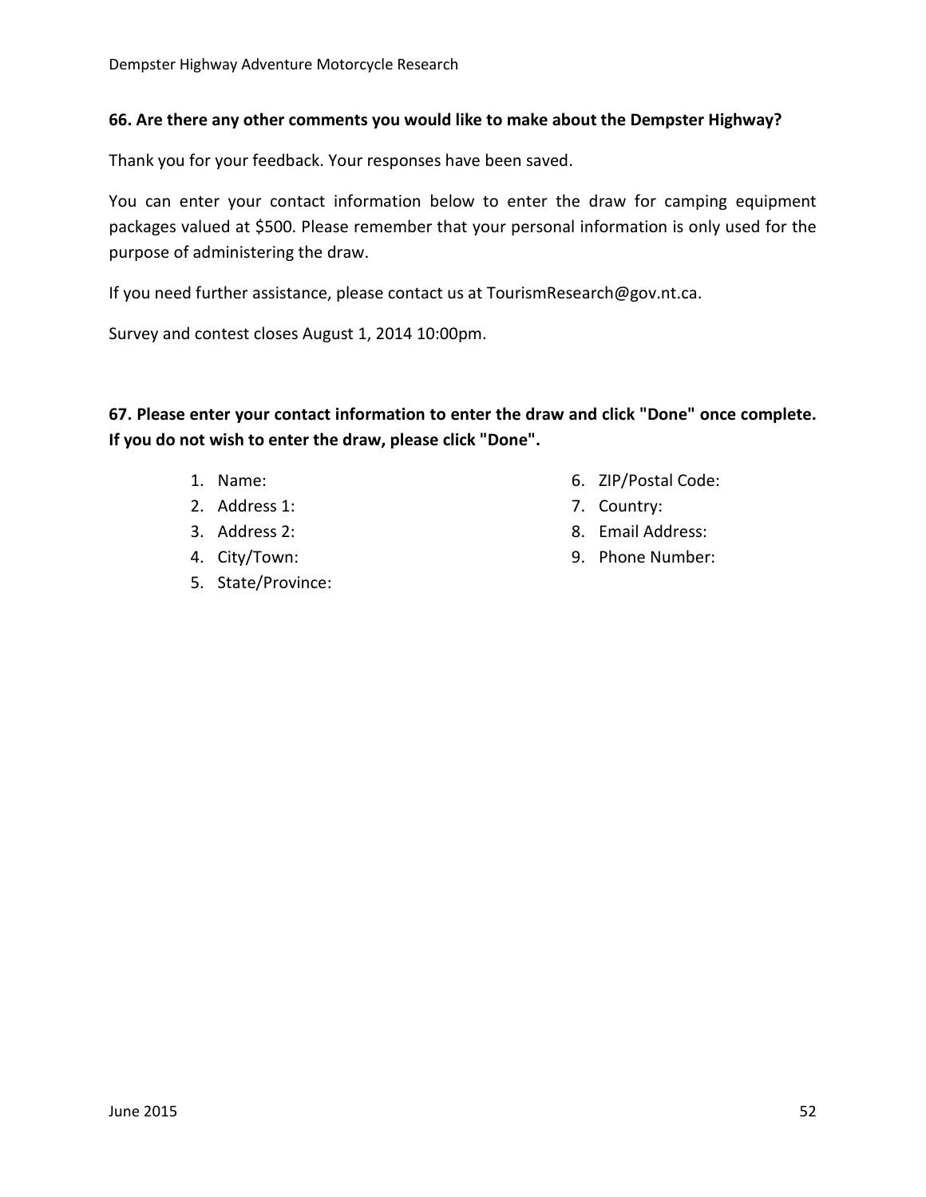**66. Are there any other comments you would like to make about the Dempster Highway?**

Thank you for your feedback. Your responses have been saved.

You can enter your contact information below to enter the draw for camping equipment packages valued at $500. Please remember that your personal information is only used for the purpose of administering the draw.

If you need further assistance, please contact us at TourismResearch@gov.nt.ca.

Survey and contest closes August 1, 2014 10:00pm.

**67. Please enter your contact information to enter the draw and click "Done" once complete. If you do not wish to enter the draw, please click "Done".**

1. Name:
2. Address 1:
3. Address 2:
4. City/Town:
5. State/Province:
6. ZIP/Postal Code:
7. Country:
8. Email Address:
9. Phone Number: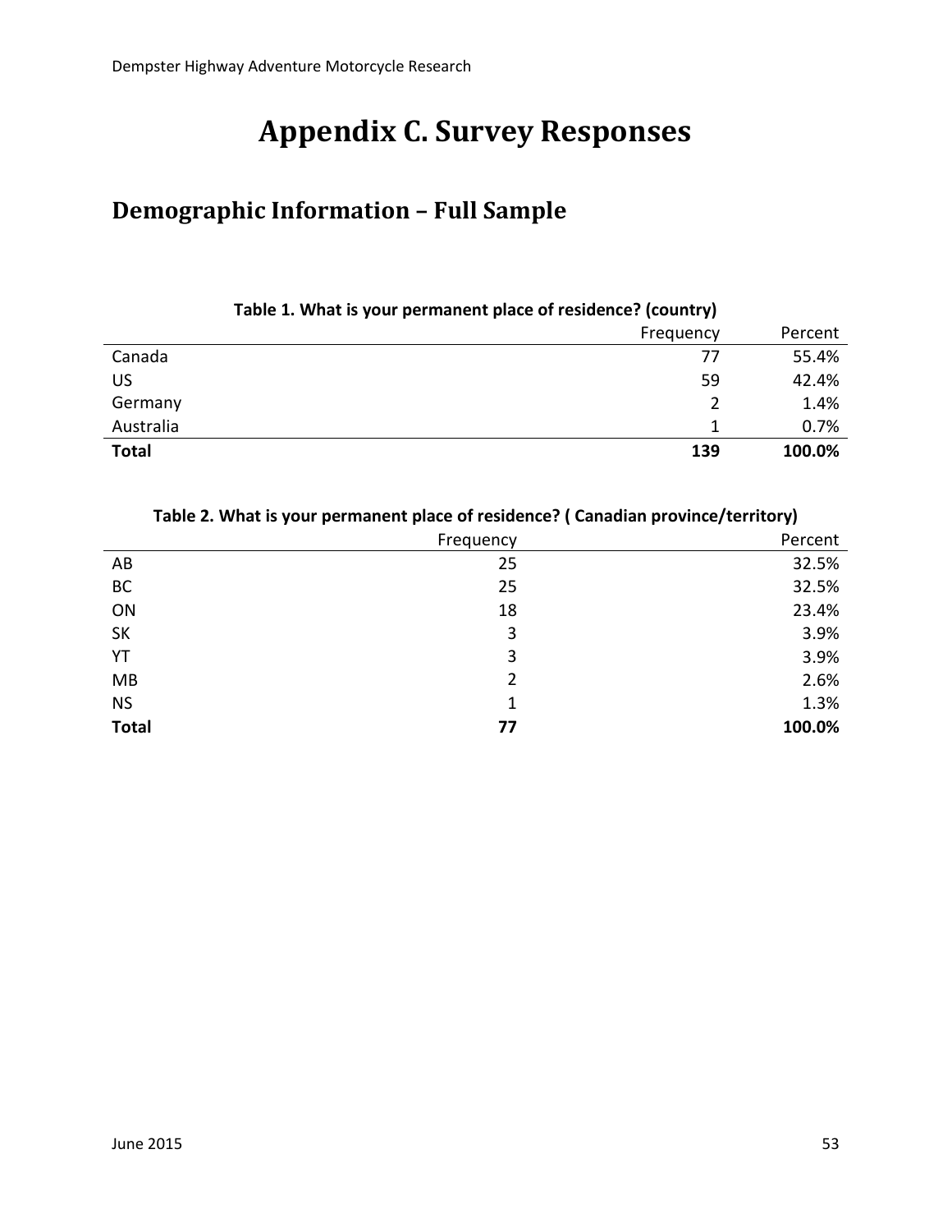# Appendix C. Survey Responses

## Demographic Information – Full Sample

**Table 1. What is your permanent place of residence? (country)**

| | Frequency | Percent |
|---|---|---|
| Canada | 77 | 55.4% |
| US | 59 | 42.4% |
| Germany | 2 | 1.4% |
| Australia | 1 | 0.7% |
| **Total** | **139** | **100.0%** |

**Table 2. What is your permanent place of residence? ( Canadian province/territory)**

| | Frequency | Percent |
|---|---|---|
| AB | 25 | 32.5% |
| BC | 25 | 32.5% |
| ON | 18 | 23.4% |
| SK | 3 | 3.9% |
| YT | 3 | 3.9% |
| MB | 2 | 2.6% |
| NS | 1 | 1.3% |
| **Total** | **77** | **100.0%** |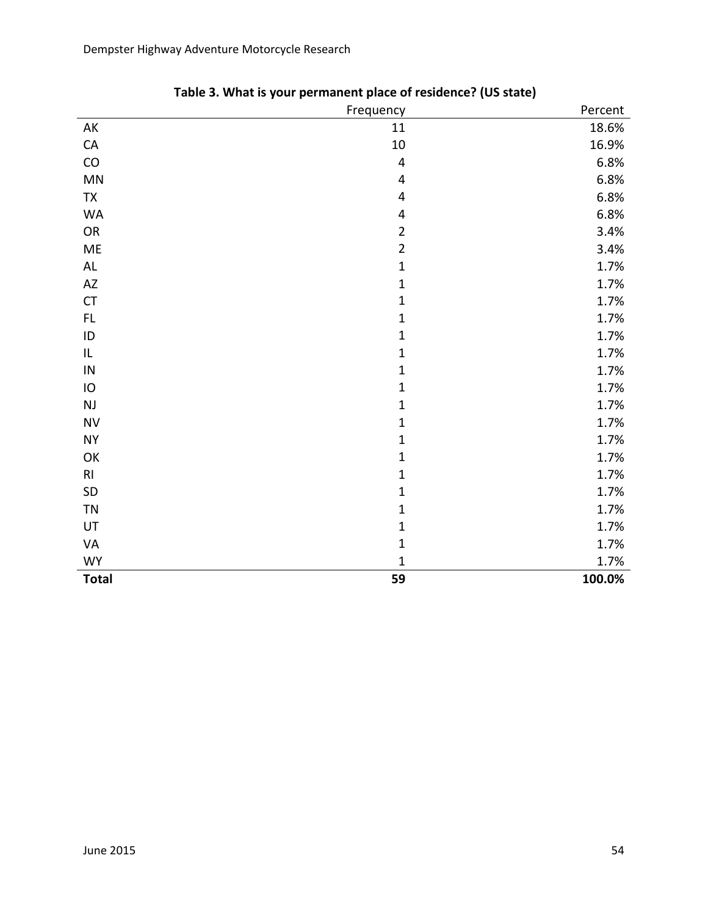**Table 3. What is your permanent place of residence? (US state)**

| | Frequency | Percent |
|---|---|---|
| AK | 11 | 18.6% |
| CA | 10 | 16.9% |
| CO | 4 | 6.8% |
| MN | 4 | 6.8% |
| TX | 4 | 6.8% |
| WA | 4 | 6.8% |
| OR | 2 | 3.4% |
| ME | 2 | 3.4% |
| AL | 1 | 1.7% |
| AZ | 1 | 1.7% |
| CT | 1 | 1.7% |
| FL | 1 | 1.7% |
| ID | 1 | 1.7% |
| IL | 1 | 1.7% |
| IN | 1 | 1.7% |
| IO | 1 | 1.7% |
| NJ | 1 | 1.7% |
| NV | 1 | 1.7% |
| NY | 1 | 1.7% |
| OK | 1 | 1.7% |
| RI | 1 | 1.7% |
| SD | 1 | 1.7% |
| TN | 1 | 1.7% |
| UT | 1 | 1.7% |
| VA | 1 | 1.7% |
| WY | 1 | 1.7% |
| **Total** | **59** | **100.0%** |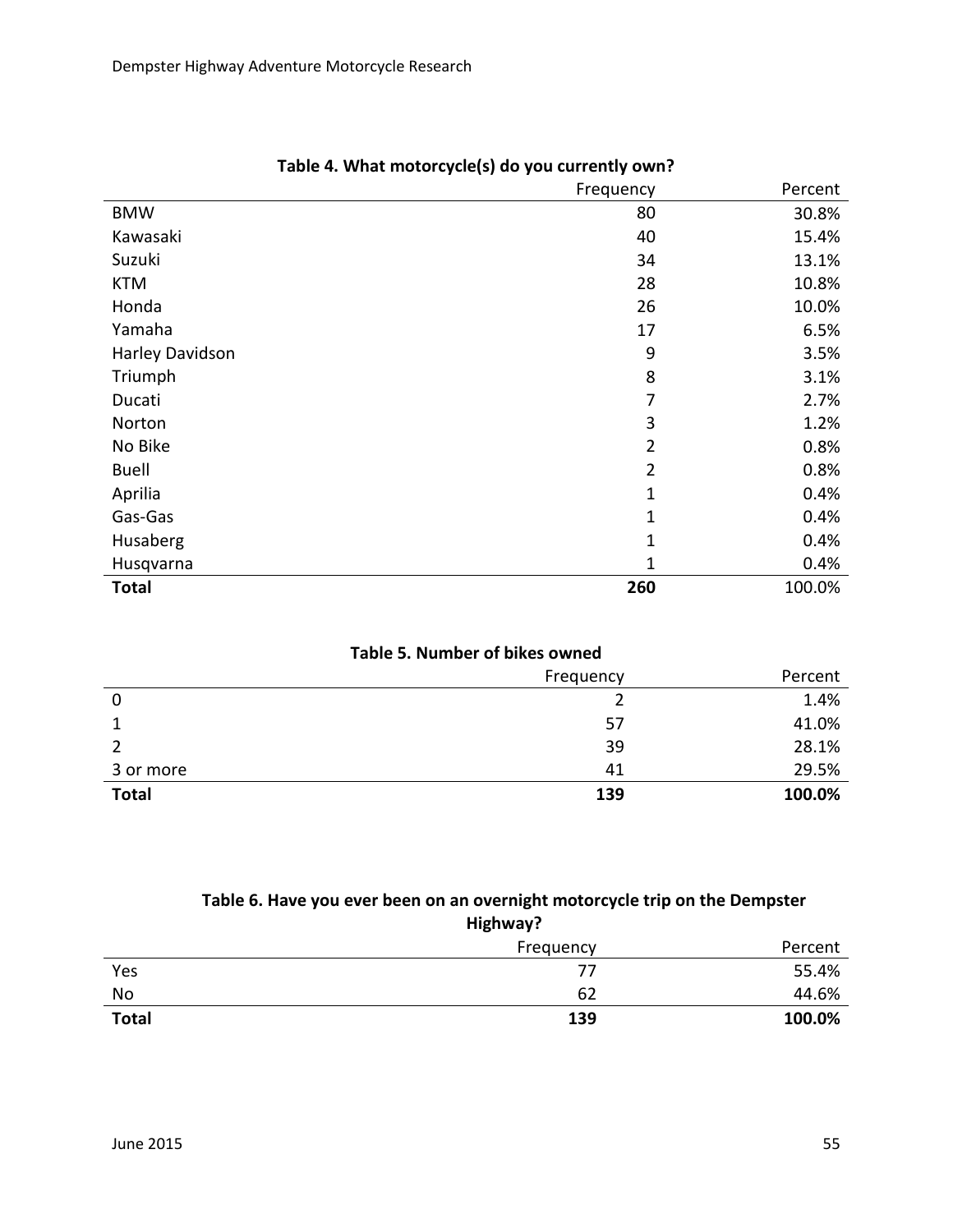**Table 4. What motorcycle(s) do you currently own?**

| | Frequency | Percent |
|---|---|---|
| BMW | 80 | 30.8% |
| Kawasaki | 40 | 15.4% |
| Suzuki | 34 | 13.1% |
| KTM | 28 | 10.8% |
| Honda | 26 | 10.0% |
| Yamaha | 17 | 6.5% |
| Harley Davidson | 9 | 3.5% |
| Triumph | 8 | 3.1% |
| Ducati | 7 | 2.7% |
| Norton | 3 | 1.2% |
| No Bike | 2 | 0.8% |
| Buell | 2 | 0.8% |
| Aprilia | 1 | 0.4% |
| Gas-Gas | 1 | 0.4% |
| Husaberg | 1 | 0.4% |
| Husqvarna | 1 | 0.4% |
| **Total** | **260** | 100.0% |

**Table 5. Number of bikes owned**

| | Frequency | Percent |
|---|---|---|
| 0 | 2 | 1.4% |
| 1 | 57 | 41.0% |
| 2 | 39 | 28.1% |
| 3 or more | 41 | 29.5% |
| **Total** | **139** | **100.0%** |

**Table 6. Have you ever been on an overnight motorcycle trip on the Dempster Highway?**

| | Frequency | Percent |
|---|---|---|
| Yes | 77 | 55.4% |
| No | 62 | 44.6% |
| **Total** | **139** | **100.0%** |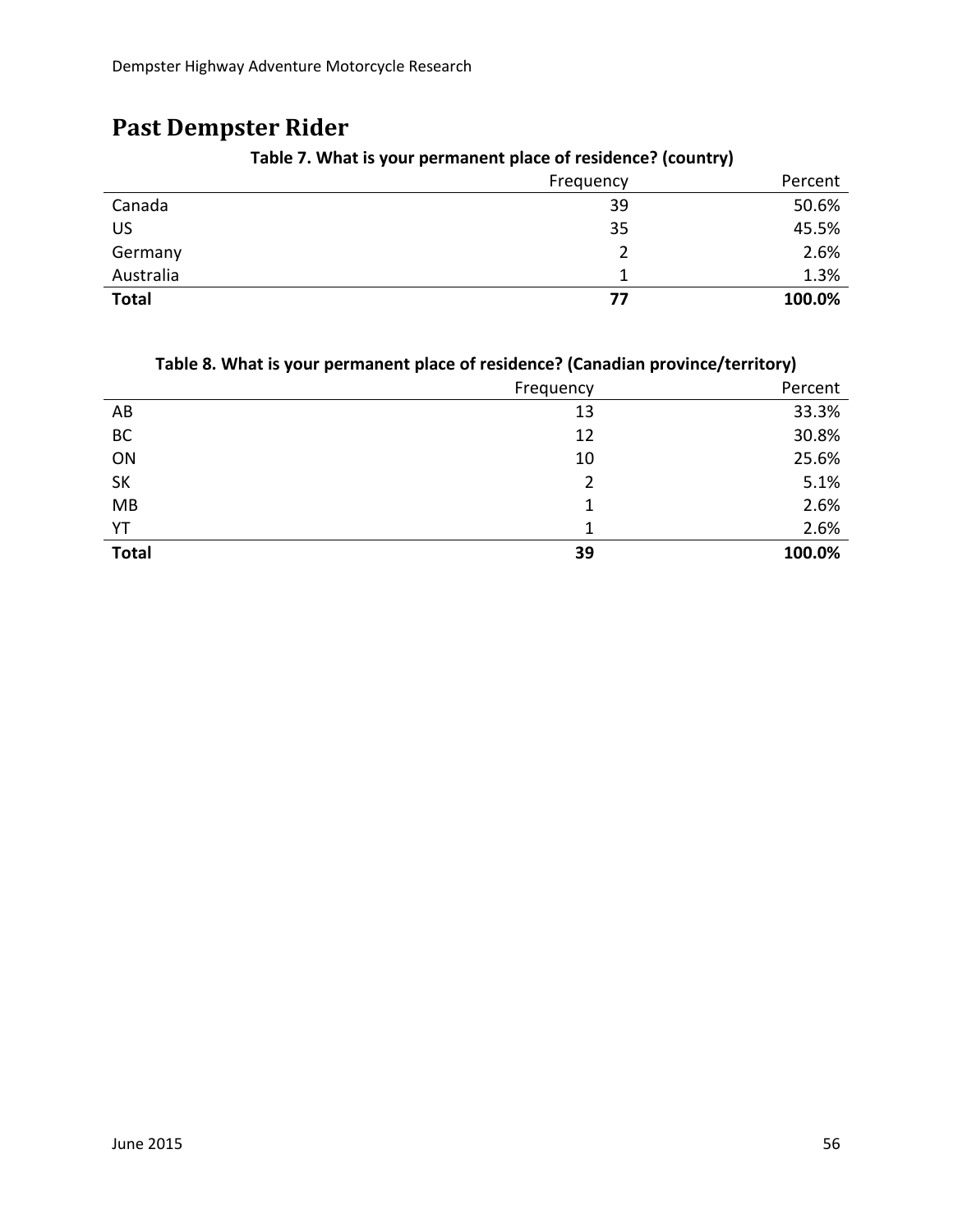# Past Dempster Rider

**Table 7. What is your permanent place of residence? (country)**

| | Frequency | Percent |
|---|---|---|
| Canada | 39 | 50.6% |
| US | 35 | 45.5% |
| Germany | 2 | 2.6% |
| Australia | 1 | 1.3% |
| **Total** | **77** | **100.0%** |

**Table 8. What is your permanent place of residence? (Canadian province/territory)**

| | Frequency | Percent |
|---|---|---|
| AB | 13 | 33.3% |
| BC | 12 | 30.8% |
| ON | 10 | 25.6% |
| SK | 2 | 5.1% |
| MB | 1 | 2.6% |
| YT | 1 | 2.6% |
| **Total** | **39** | **100.0%** |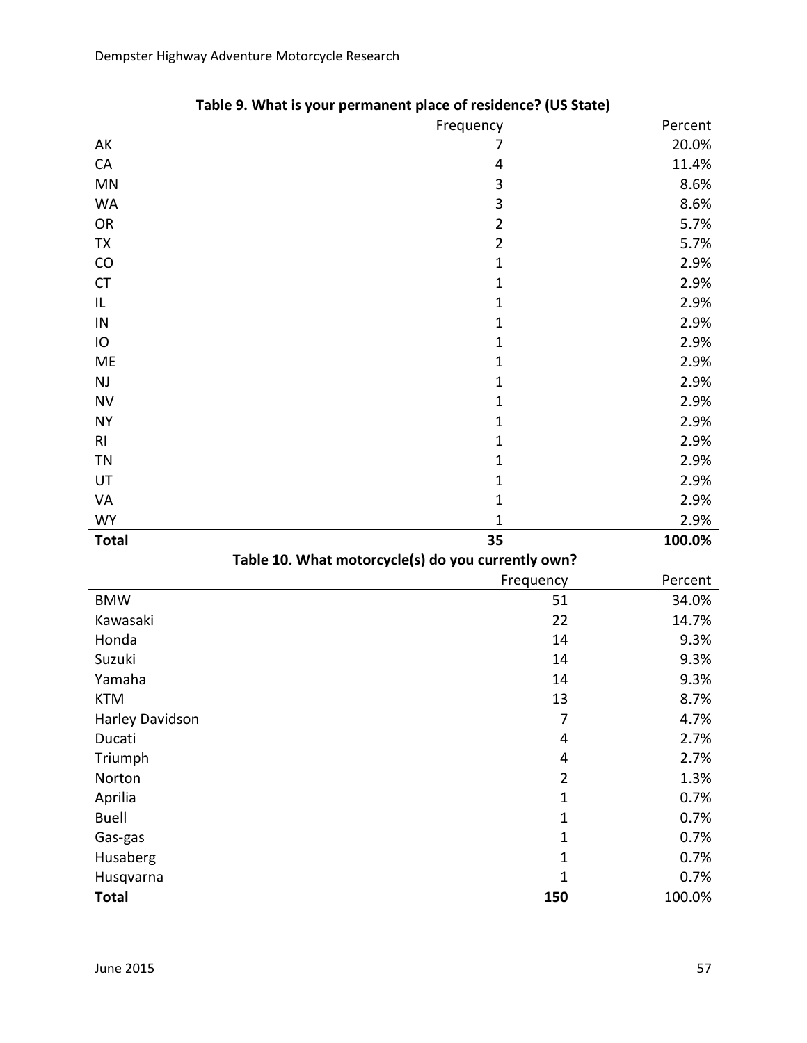**Table 9. What is your permanent place of residence? (US State)**

| | Frequency | Percent |
|---|---|---|
| AK | 7 | 20.0% |
| CA | 4 | 11.4% |
| MN | 3 | 8.6% |
| WA | 3 | 8.6% |
| OR | 2 | 5.7% |
| TX | 2 | 5.7% |
| CO | 1 | 2.9% |
| CT | 1 | 2.9% |
| IL | 1 | 2.9% |
| IN | 1 | 2.9% |
| IO | 1 | 2.9% |
| ME | 1 | 2.9% |
| NJ | 1 | 2.9% |
| NV | 1 | 2.9% |
| NY | 1 | 2.9% |
| RI | 1 | 2.9% |
| TN | 1 | 2.9% |
| UT | 1 | 2.9% |
| VA | 1 | 2.9% |
| WY | 1 | 2.9% |
| **Total** | **35** | **100.0%** |

**Table 10. What motorcycle(s) do you currently own?**

| | Frequency | Percent |
|---|---|---|
| BMW | 51 | 34.0% |
| Kawasaki | 22 | 14.7% |
| Honda | 14 | 9.3% |
| Suzuki | 14 | 9.3% |
| Yamaha | 14 | 9.3% |
| KTM | 13 | 8.7% |
| Harley Davidson | 7 | 4.7% |
| Ducati | 4 | 2.7% |
| Triumph | 4 | 2.7% |
| Norton | 2 | 1.3% |
| Aprilia | 1 | 0.7% |
| Buell | 1 | 0.7% |
| Gas-gas | 1 | 0.7% |
| Husaberg | 1 | 0.7% |
| Husqvarna | 1 | 0.7% |
| **Total** | **150** | 100.0% |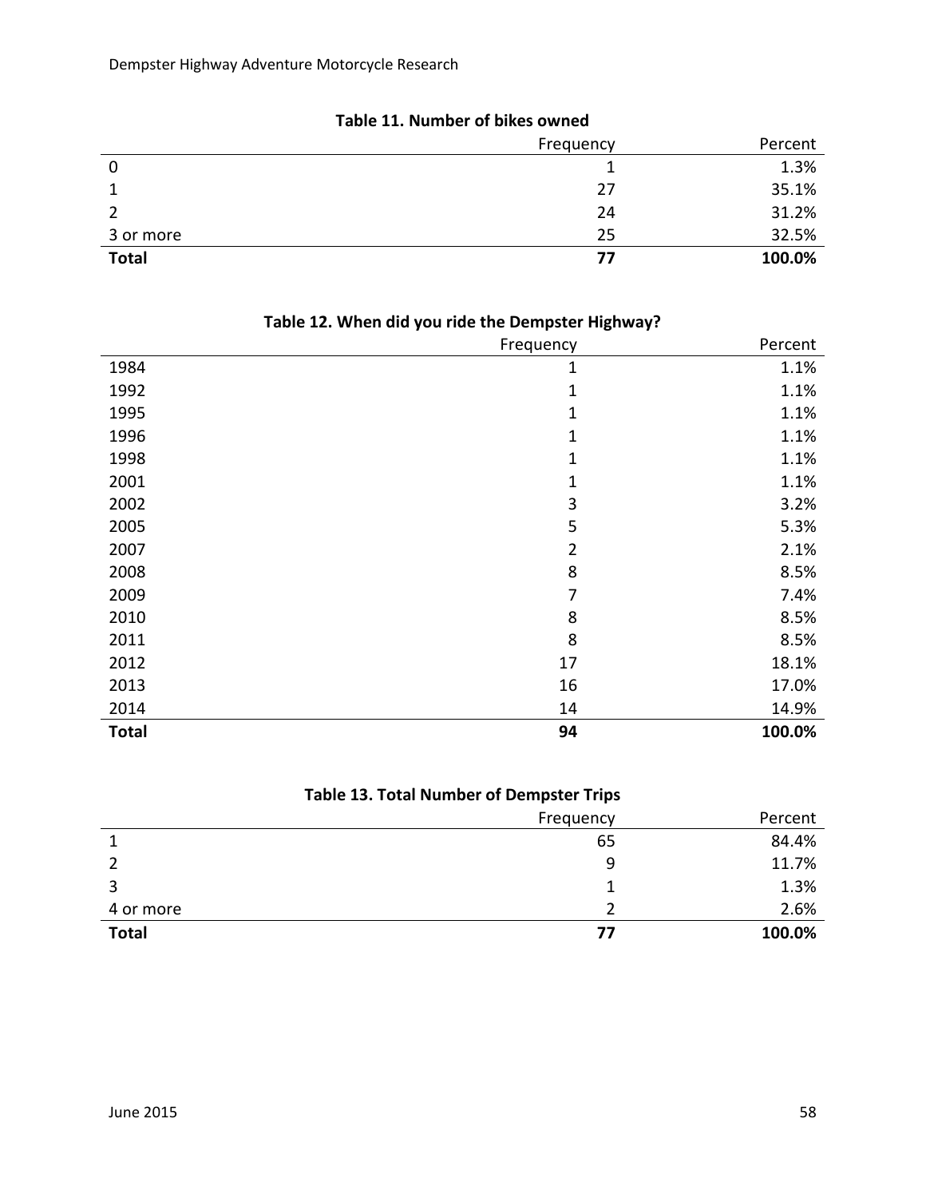**Table 11. Number of bikes owned**

| | Frequency | Percent |
|---|---|---|
| 0 | 1 | 1.3% |
| 1 | 27 | 35.1% |
| 2 | 24 | 31.2% |
| 3 or more | 25 | 32.5% |
| **Total** | **77** | **100.0%** |

**Table 12. When did you ride the Dempster Highway?**

| | Frequency | Percent |
|---|---|---|
| 1984 | 1 | 1.1% |
| 1992 | 1 | 1.1% |
| 1995 | 1 | 1.1% |
| 1996 | 1 | 1.1% |
| 1998 | 1 | 1.1% |
| 2001 | 1 | 1.1% |
| 2002 | 3 | 3.2% |
| 2005 | 5 | 5.3% |
| 2007 | 2 | 2.1% |
| 2008 | 8 | 8.5% |
| 2009 | 7 | 7.4% |
| 2010 | 8 | 8.5% |
| 2011 | 8 | 8.5% |
| 2012 | 17 | 18.1% |
| 2013 | 16 | 17.0% |
| 2014 | 14 | 14.9% |
| **Total** | **94** | **100.0%** |

**Table 13. Total Number of Dempster Trips**

| | Frequency | Percent |
|---|---|---|
| 1 | 65 | 84.4% |
| 2 | 9 | 11.7% |
| 3 | 1 | 1.3% |
| 4 or more | 2 | 2.6% |
| **Total** | **77** | **100.0%** |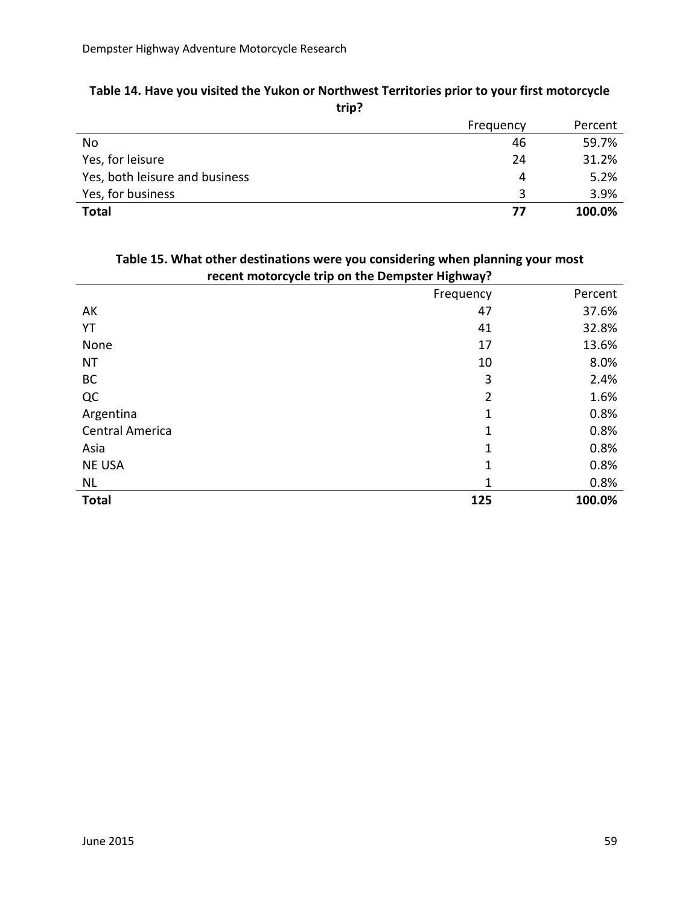**Table 14. Have you visited the Yukon or Northwest Territories prior to your first motorcycle trip?**

| | Frequency | Percent |
|---|---|---|
| No | 46 | 59.7% |
| Yes, for leisure | 24 | 31.2% |
| Yes, both leisure and business | 4 | 5.2% |
| Yes, for business | 3 | 3.9% |
| **Total** | **77** | **100.0%** |

**Table 15. What other destinations were you considering when planning your most recent motorcycle trip on the Dempster Highway?**

| | Frequency | Percent |
|---|---|---|
| AK | 47 | 37.6% |
| YT | 41 | 32.8% |
| None | 17 | 13.6% |
| NT | 10 | 8.0% |
| BC | 3 | 2.4% |
| QC | 2 | 1.6% |
| Argentina | 1 | 0.8% |
| Central America | 1 | 0.8% |
| Asia | 1 | 0.8% |
| NE USA | 1 | 0.8% |
| NL | 1 | 0.8% |
| **Total** | **125** | **100.0%** |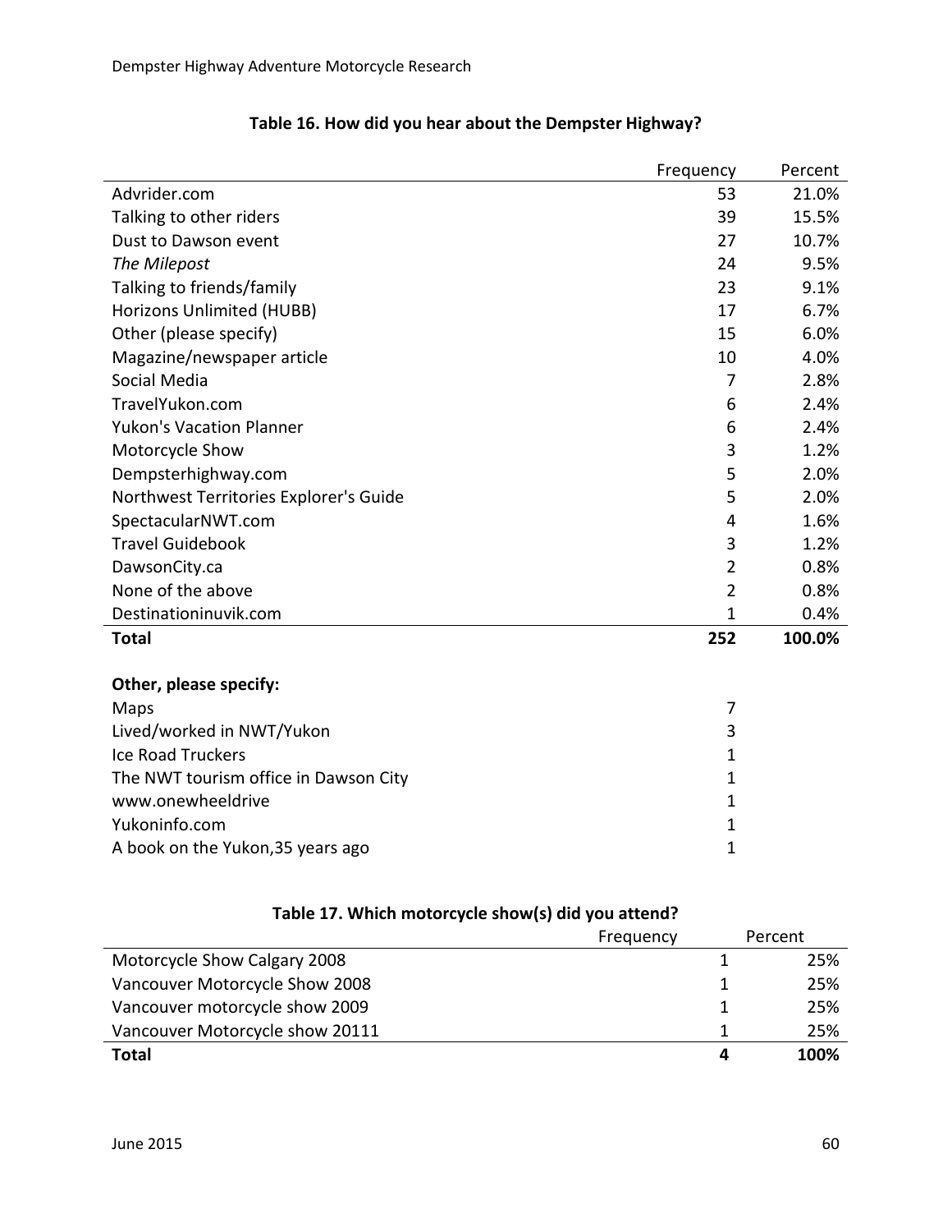**Table 16. How did you hear about the Dempster Highway?**

| | Frequency | Percent |
|---|---|---|
| Advrider.com | 53 | 21.0% |
| Talking to other riders | 39 | 15.5% |
| Dust to Dawson event | 27 | 10.7% |
| *The Milepost* | 24 | 9.5% |
| Talking to friends/family | 23 | 9.1% |
| Horizons Unlimited (HUBB) | 17 | 6.7% |
| Other (please specify) | 15 | 6.0% |
| Magazine/newspaper article | 10 | 4.0% |
| Social Media | 7 | 2.8% |
| TravelYukon.com | 6 | 2.4% |
| Yukon's Vacation Planner | 6 | 2.4% |
| Motorcycle Show | 3 | 1.2% |
| Dempsterhighway.com | 5 | 2.0% |
| Northwest Territories Explorer's Guide | 5 | 2.0% |
| SpectacularNWT.com | 4 | 1.6% |
| Travel Guidebook | 3 | 1.2% |
| DawsonCity.ca | 2 | 0.8% |
| None of the above | 2 | 0.8% |
| Destinationinuvik.com | 1 | 0.4% |
| **Total** | **252** | **100.0%** |

**Other, please specify:**

| | |
|---|---|
| Maps | 7 |
| Lived/worked in NWT/Yukon | 3 |
| Ice Road Truckers | 1 |
| The NWT tourism office in Dawson City | 1 |
| www.onewheeldrive | 1 |
| Yukoninfo.com | 1 |
| A book on the Yukon,35 years ago | 1 |

**Table 17. Which motorcycle show(s) did you attend?**

| | Frequency | Percent |
|---|---|---|
| Motorcycle Show Calgary 2008 | 1 | 25% |
| Vancouver Motorcycle Show 2008 | 1 | 25% |
| Vancouver motorcycle show 2009 | 1 | 25% |
| Vancouver Motorcycle show 20111 | 1 | 25% |
| **Total** | **4** | **100%** |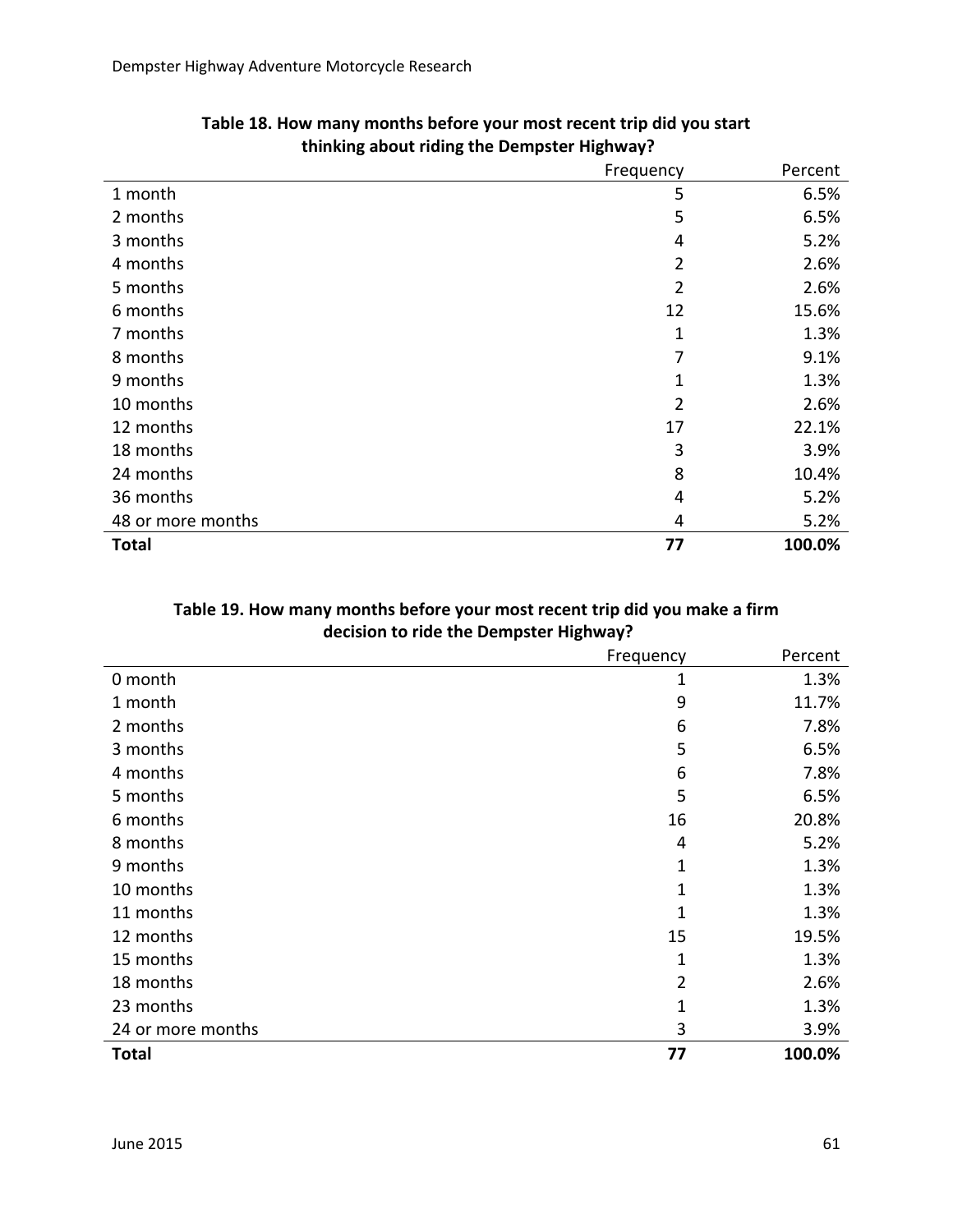**Table 18. How many months before your most recent trip did you start thinking about riding the Dempster Highway?**

| | Frequency | Percent |
|---|---|---|
| 1 month | 5 | 6.5% |
| 2 months | 5 | 6.5% |
| 3 months | 4 | 5.2% |
| 4 months | 2 | 2.6% |
| 5 months | 2 | 2.6% |
| 6 months | 12 | 15.6% |
| 7 months | 1 | 1.3% |
| 8 months | 7 | 9.1% |
| 9 months | 1 | 1.3% |
| 10 months | 2 | 2.6% |
| 12 months | 17 | 22.1% |
| 18 months | 3 | 3.9% |
| 24 months | 8 | 10.4% |
| 36 months | 4 | 5.2% |
| 48 or more months | 4 | 5.2% |
| **Total** | **77** | **100.0%** |

**Table 19. How many months before your most recent trip did you make a firm decision to ride the Dempster Highway?**

| | Frequency | Percent |
|---|---|---|
| 0 month | 1 | 1.3% |
| 1 month | 9 | 11.7% |
| 2 months | 6 | 7.8% |
| 3 months | 5 | 6.5% |
| 4 months | 6 | 7.8% |
| 5 months | 5 | 6.5% |
| 6 months | 16 | 20.8% |
| 8 months | 4 | 5.2% |
| 9 months | 1 | 1.3% |
| 10 months | 1 | 1.3% |
| 11 months | 1 | 1.3% |
| 12 months | 15 | 19.5% |
| 15 months | 1 | 1.3% |
| 18 months | 2 | 2.6% |
| 23 months | 1 | 1.3% |
| 24 or more months | 3 | 3.9% |
| **Total** | **77** | **100.0%** |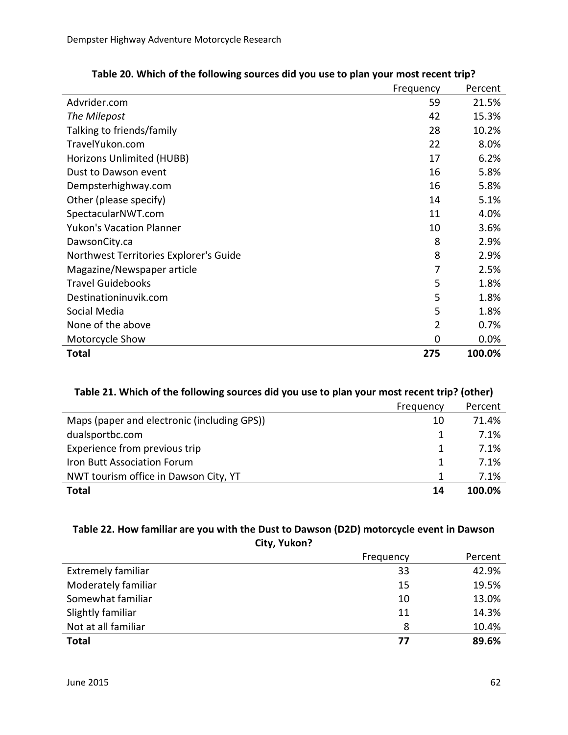**Table 20. Which of the following sources did you use to plan your most recent trip?**

| | Frequency | Percent |
|---|---|---|
| Advrider.com | 59 | 21.5% |
| *The Milepost* | 42 | 15.3% |
| Talking to friends/family | 28 | 10.2% |
| TravelYukon.com | 22 | 8.0% |
| Horizons Unlimited (HUBB) | 17 | 6.2% |
| Dust to Dawson event | 16 | 5.8% |
| Dempsterhighway.com | 16 | 5.8% |
| Other (please specify) | 14 | 5.1% |
| SpectacularNWT.com | 11 | 4.0% |
| Yukon's Vacation Planner | 10 | 3.6% |
| DawsonCity.ca | 8 | 2.9% |
| Northwest Territories Explorer's Guide | 8 | 2.9% |
| Magazine/Newspaper article | 7 | 2.5% |
| Travel Guidebooks | 5 | 1.8% |
| Destinationinuvik.com | 5 | 1.8% |
| Social Media | 5 | 1.8% |
| None of the above | 2 | 0.7% |
| Motorcycle Show | 0 | 0.0% |
| **Total** | **275** | **100.0%** |

**Table 21. Which of the following sources did you use to plan your most recent trip? (other)**

| | Frequency | Percent |
|---|---|---|
| Maps (paper and electronic (including GPS)) | 10 | 71.4% |
| dualsportbc.com | 1 | 7.1% |
| Experience from previous trip | 1 | 7.1% |
| Iron Butt Association Forum | 1 | 7.1% |
| NWT tourism office in Dawson City, YT | 1 | 7.1% |
| **Total** | **14** | **100.0%** |

**Table 22. How familiar are you with the Dust to Dawson (D2D) motorcycle event in Dawson City, Yukon?**

| | Frequency | Percent |
|---|---|---|
| Extremely familiar | 33 | 42.9% |
| Moderately familiar | 15 | 19.5% |
| Somewhat familiar | 10 | 13.0% |
| Slightly familiar | 11 | 14.3% |
| Not at all familiar | 8 | 10.4% |
| **Total** | **77** | **89.6%** |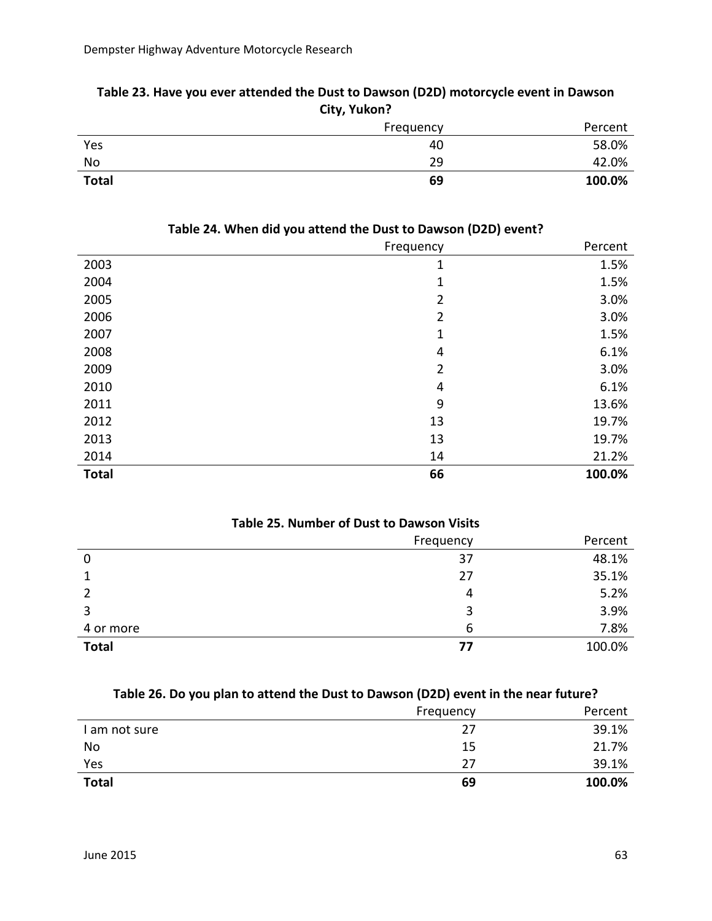**Table 23. Have you ever attended the Dust to Dawson (D2D) motorcycle event in Dawson City, Yukon?**

| | Frequency | Percent |
|---|---|---|
| Yes | 40 | 58.0% |
| No | 29 | 42.0% |
| **Total** | **69** | **100.0%** |

**Table 24. When did you attend the Dust to Dawson (D2D) event?**

| | Frequency | Percent |
|---|---|---|
| 2003 | 1 | 1.5% |
| 2004 | 1 | 1.5% |
| 2005 | 2 | 3.0% |
| 2006 | 2 | 3.0% |
| 2007 | 1 | 1.5% |
| 2008 | 4 | 6.1% |
| 2009 | 2 | 3.0% |
| 2010 | 4 | 6.1% |
| 2011 | 9 | 13.6% |
| 2012 | 13 | 19.7% |
| 2013 | 13 | 19.7% |
| 2014 | 14 | 21.2% |
| **Total** | **66** | **100.0%** |

**Table 25. Number of Dust to Dawson Visits**

| | Frequency | Percent |
|---|---|---|
| 0 | 37 | 48.1% |
| 1 | 27 | 35.1% |
| 2 | 4 | 5.2% |
| 3 | 3 | 3.9% |
| 4 or more | 6 | 7.8% |
| **Total** | **77** | 100.0% |

**Table 26. Do you plan to attend the Dust to Dawson (D2D) event in the near future?**

| | Frequency | Percent |
|---|---|---|
| I am not sure | 27 | 39.1% |
| No | 15 | 21.7% |
| Yes | 27 | 39.1% |
| **Total** | **69** | **100.0%** |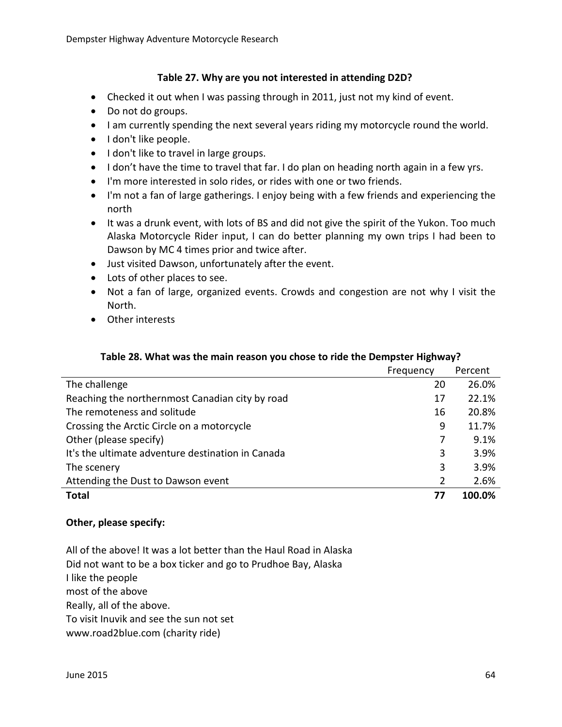**Table 27. Why are you not interested in attending D2D?**

- Checked it out when I was passing through in 2011, just not my kind of event.
- Do not do groups.
- I am currently spending the next several years riding my motorcycle round the world.
- I don't like people.
- I don't like to travel in large groups.
- I don't have the time to travel that far. I do plan on heading north again in a few yrs.
- I'm more interested in solo rides, or rides with one or two friends.
- I'm not a fan of large gatherings. I enjoy being with a few friends and experiencing the north
- It was a drunk event, with lots of BS and did not give the spirit of the Yukon. Too much Alaska Motorcycle Rider input, I can do better planning my own trips I had been to Dawson by MC 4 times prior and twice after.
- Just visited Dawson, unfortunately after the event.
- Lots of other places to see.
- Not a fan of large, organized events. Crowds and congestion are not why I visit the North.
- Other interests

**Table 28. What was the main reason you chose to ride the Dempster Highway?**

| | Frequency | Percent |
|---|---|---|
| The challenge | 20 | 26.0% |
| Reaching the northernmost Canadian city by road | 17 | 22.1% |
| The remoteness and solitude | 16 | 20.8% |
| Crossing the Arctic Circle on a motorcycle | 9 | 11.7% |
| Other (please specify) | 7 | 9.1% |
| It's the ultimate adventure destination in Canada | 3 | 3.9% |
| The scenery | 3 | 3.9% |
| Attending the Dust to Dawson event | 2 | 2.6% |
| **Total** | **77** | **100.0%** |

**Other, please specify:**

All of the above! It was a lot better than the Haul Road in Alaska
Did not want to be a box ticker and go to Prudhoe Bay, Alaska
I like the people
most of the above
Really, all of the above.
To visit Inuvik and see the sun not set
www.road2blue.com (charity ride)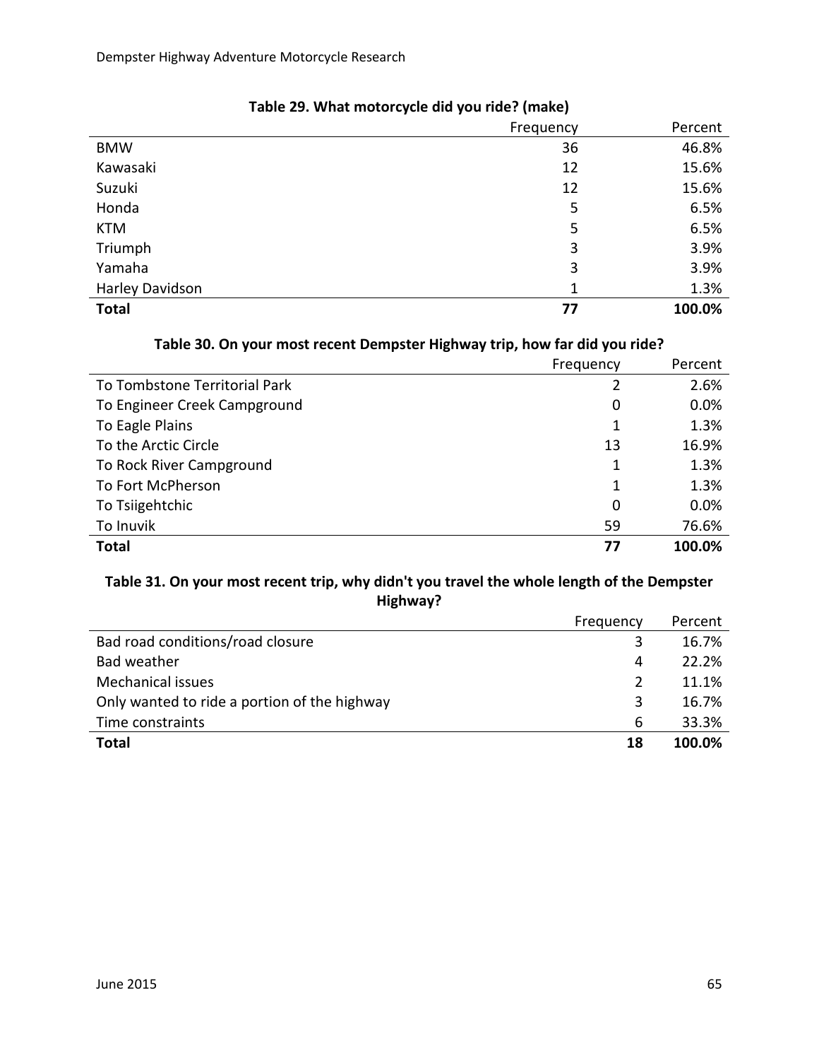**Table 29. What motorcycle did you ride? (make)**

| | Frequency | Percent |
|---|---|---|
| BMW | 36 | 46.8% |
| Kawasaki | 12 | 15.6% |
| Suzuki | 12 | 15.6% |
| Honda | 5 | 6.5% |
| KTM | 5 | 6.5% |
| Triumph | 3 | 3.9% |
| Yamaha | 3 | 3.9% |
| Harley Davidson | 1 | 1.3% |
| **Total** | **77** | **100.0%** |

**Table 30. On your most recent Dempster Highway trip, how far did you ride?**

| | Frequency | Percent |
|---|---|---|
| To Tombstone Territorial Park | 2 | 2.6% |
| To Engineer Creek Campground | 0 | 0.0% |
| To Eagle Plains | 1 | 1.3% |
| To the Arctic Circle | 13 | 16.9% |
| To Rock River Campground | 1 | 1.3% |
| To Fort McPherson | 1 | 1.3% |
| To Tsiigehtchic | 0 | 0.0% |
| To Inuvik | 59 | 76.6% |
| **Total** | **77** | **100.0%** |

**Table 31. On your most recent trip, why didn't you travel the whole length of the Dempster Highway?**

| | Frequency | Percent |
|---|---|---|
| Bad road conditions/road closure | 3 | 16.7% |
| Bad weather | 4 | 22.2% |
| Mechanical issues | 2 | 11.1% |
| Only wanted to ride a portion of the highway | 3 | 16.7% |
| Time constraints | 6 | 33.3% |
| **Total** | **18** | **100.0%** |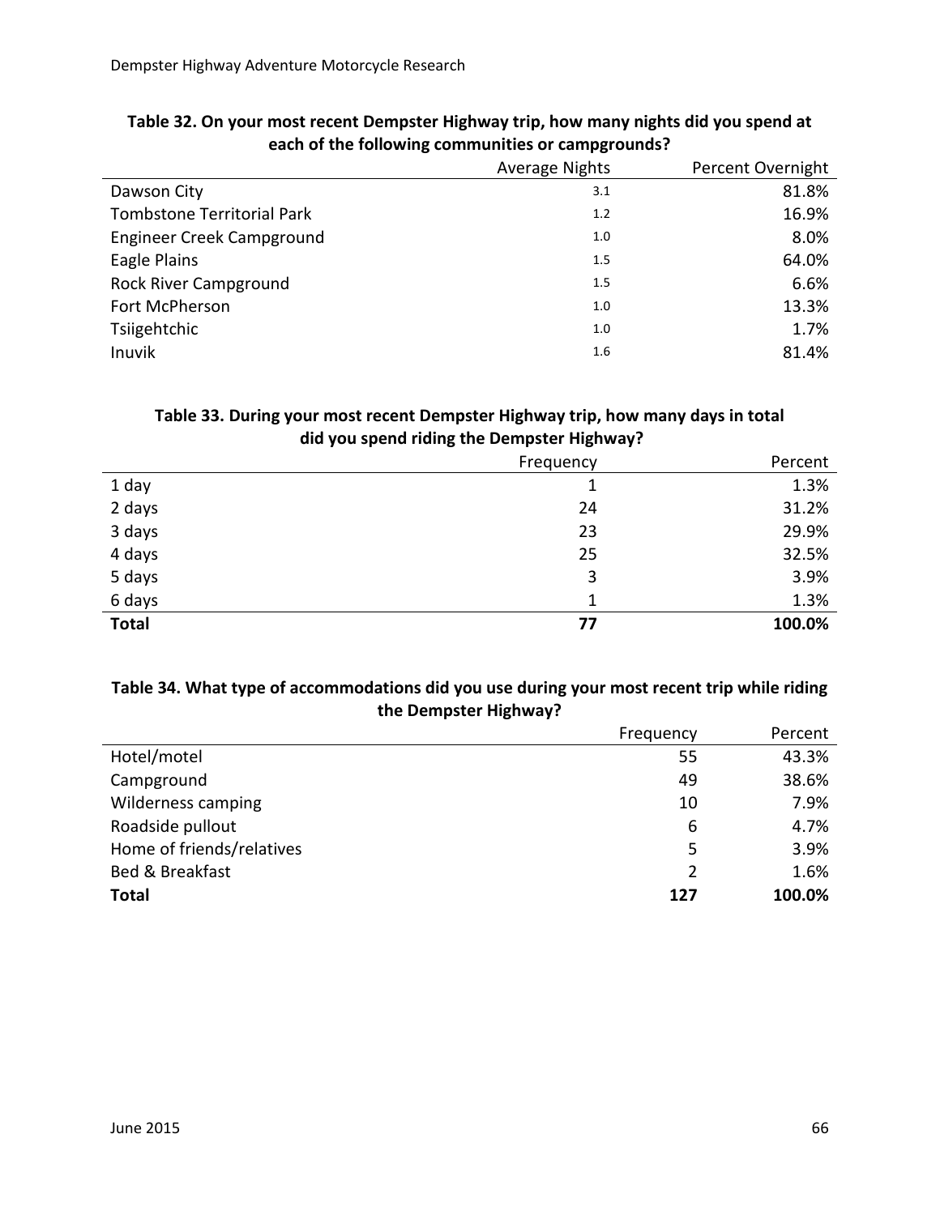**Table 32. On your most recent Dempster Highway trip, how many nights did you spend at each of the following communities or campgrounds?**

| | Average Nights | Percent Overnight |
|---|---|---|
| Dawson City | 3.1 | 81.8% |
| Tombstone Territorial Park | 1.2 | 16.9% |
| Engineer Creek Campground | 1.0 | 8.0% |
| Eagle Plains | 1.5 | 64.0% |
| Rock River Campground | 1.5 | 6.6% |
| Fort McPherson | 1.0 | 13.3% |
| Tsiigehtchic | 1.0 | 1.7% |
| Inuvik | 1.6 | 81.4% |

**Table 33. During your most recent Dempster Highway trip, how many days in total did you spend riding the Dempster Highway?**

| | Frequency | Percent |
|---|---|---|
| 1 day | 1 | 1.3% |
| 2 days | 24 | 31.2% |
| 3 days | 23 | 29.9% |
| 4 days | 25 | 32.5% |
| 5 days | 3 | 3.9% |
| 6 days | 1 | 1.3% |
| **Total** | **77** | **100.0%** |

**Table 34. What type of accommodations did you use during your most recent trip while riding the Dempster Highway?**

| | Frequency | Percent |
|---|---|---|
| Hotel/motel | 55 | 43.3% |
| Campground | 49 | 38.6% |
| Wilderness camping | 10 | 7.9% |
| Roadside pullout | 6 | 4.7% |
| Home of friends/relatives | 5 | 3.9% |
| Bed & Breakfast | 2 | 1.6% |
| **Total** | **127** | **100.0%** |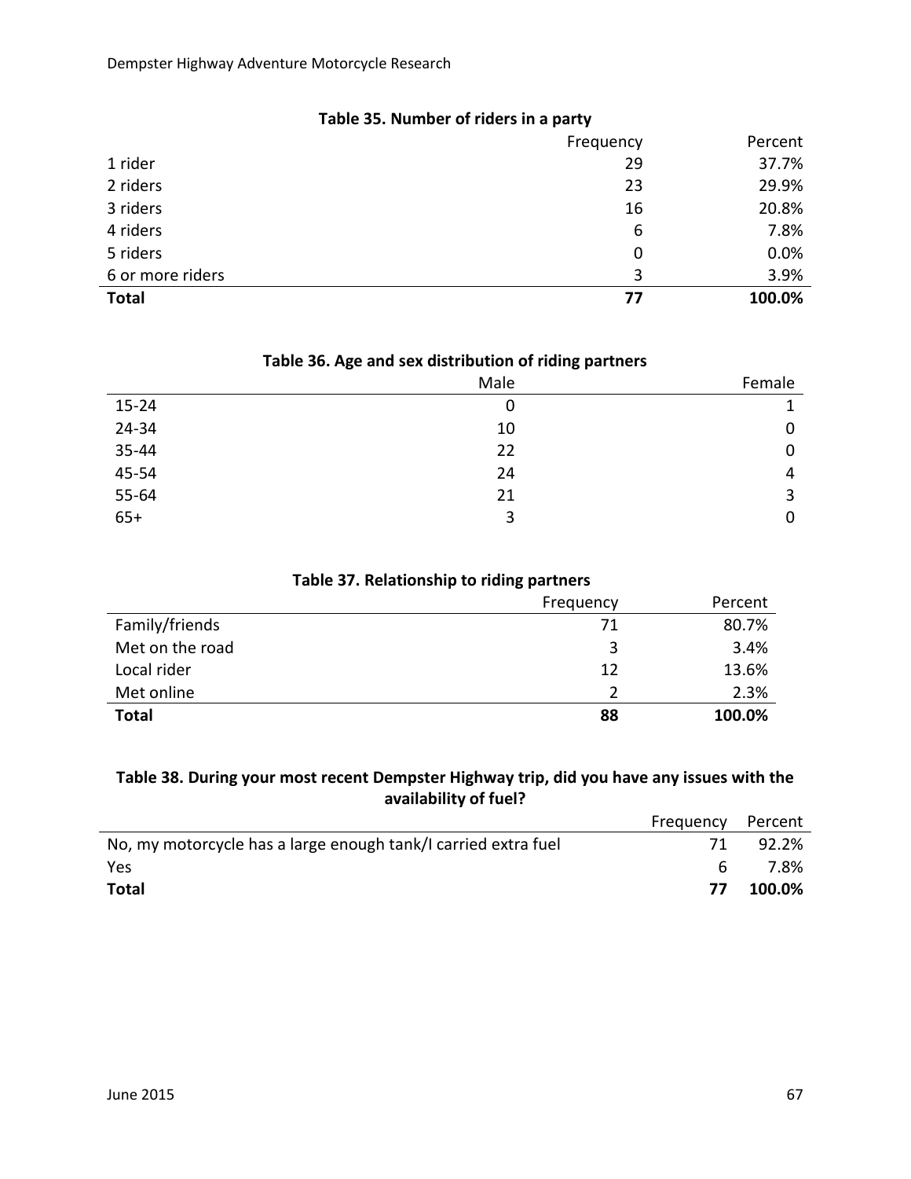**Table 35. Number of riders in a party**

| | Frequency | Percent |
|---|---|---|
| 1 rider | 29 | 37.7% |
| 2 riders | 23 | 29.9% |
| 3 riders | 16 | 20.8% |
| 4 riders | 6 | 7.8% |
| 5 riders | 0 | 0.0% |
| 6 or more riders | 3 | 3.9% |
| **Total** | **77** | **100.0%** |

**Table 36. Age and sex distribution of riding partners**

| | Male | Female |
|---|---|---|
| 15-24 | 0 | 1 |
| 24-34 | 10 | 0 |
| 35-44 | 22 | 0 |
| 45-54 | 24 | 4 |
| 55-64 | 21 | 3 |
| 65+ | 3 | 0 |

**Table 37. Relationship to riding partners**

| | Frequency | Percent |
|---|---|---|
| Family/friends | 71 | 80.7% |
| Met on the road | 3 | 3.4% |
| Local rider | 12 | 13.6% |
| Met online | 2 | 2.3% |
| **Total** | **88** | **100.0%** |

**Table 38. During your most recent Dempster Highway trip, did you have any issues with the availability of fuel?**

| | Frequency | Percent |
|---|---|---|
| No, my motorcycle has a large enough tank/I carried extra fuel | 71 | 92.2% |
| Yes | 6 | 7.8% |
| **Total** | **77** | **100.0%** |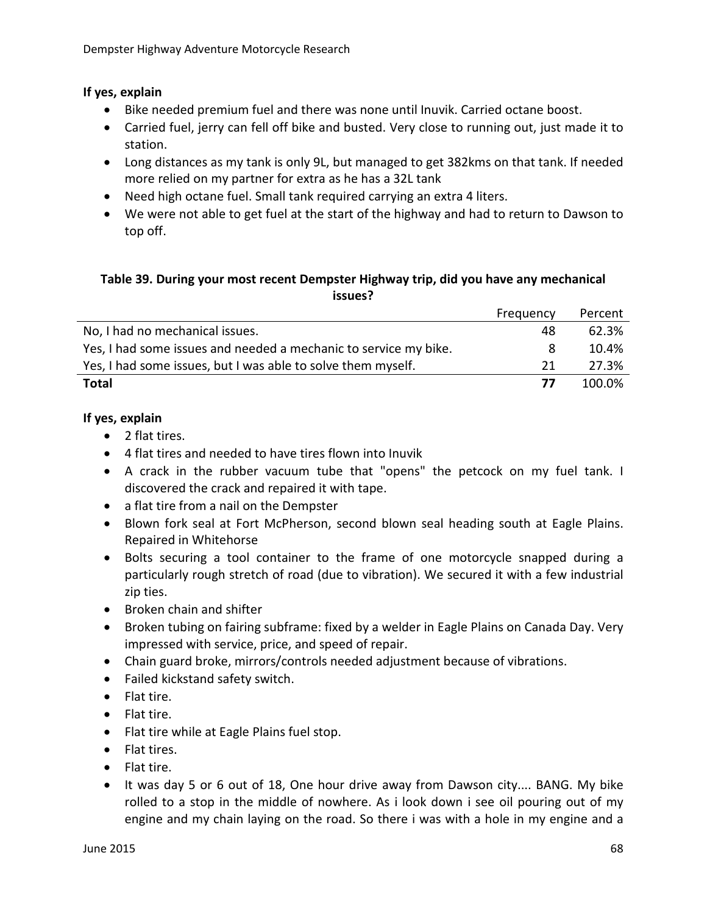**If yes, explain**

- Bike needed premium fuel and there was none until Inuvik. Carried octane boost.
- Carried fuel, jerry can fell off bike and busted. Very close to running out, just made it to station.
- Long distances as my tank is only 9L, but managed to get 382kms on that tank. If needed more relied on my partner for extra as he has a 32L tank
- Need high octane fuel. Small tank required carrying an extra 4 liters.
- We were not able to get fuel at the start of the highway and had to return to Dawson to top off.

**Table 39. During your most recent Dempster Highway trip, did you have any mechanical issues?**

| | Frequency | Percent |
|---|---|---|
| No, I had no mechanical issues. | 48 | 62.3% |
| Yes, I had some issues and needed a mechanic to service my bike. | 8 | 10.4% |
| Yes, I had some issues, but I was able to solve them myself. | 21 | 27.3% |
| **Total** | **77** | 100.0% |

**If yes, explain**

- 2 flat tires.
- 4 flat tires and needed to have tires flown into Inuvik
- A crack in the rubber vacuum tube that "opens" the petcock on my fuel tank. I discovered the crack and repaired it with tape.
- a flat tire from a nail on the Dempster
- Blown fork seal at Fort McPherson, second blown seal heading south at Eagle Plains. Repaired in Whitehorse
- Bolts securing a tool container to the frame of one motorcycle snapped during a particularly rough stretch of road (due to vibration). We secured it with a few industrial zip ties.
- Broken chain and shifter
- Broken tubing on fairing subframe: fixed by a welder in Eagle Plains on Canada Day. Very impressed with service, price, and speed of repair.
- Chain guard broke, mirrors/controls needed adjustment because of vibrations.
- Failed kickstand safety switch.
- Flat tire.
- Flat tire.
- Flat tire while at Eagle Plains fuel stop.
- Flat tires.
- Flat tire.
- It was day 5 or 6 out of 18, One hour drive away from Dawson city.... BANG. My bike rolled to a stop in the middle of nowhere. As i look down i see oil pouring out of my engine and my chain laying on the road. So there i was with a hole in my engine and a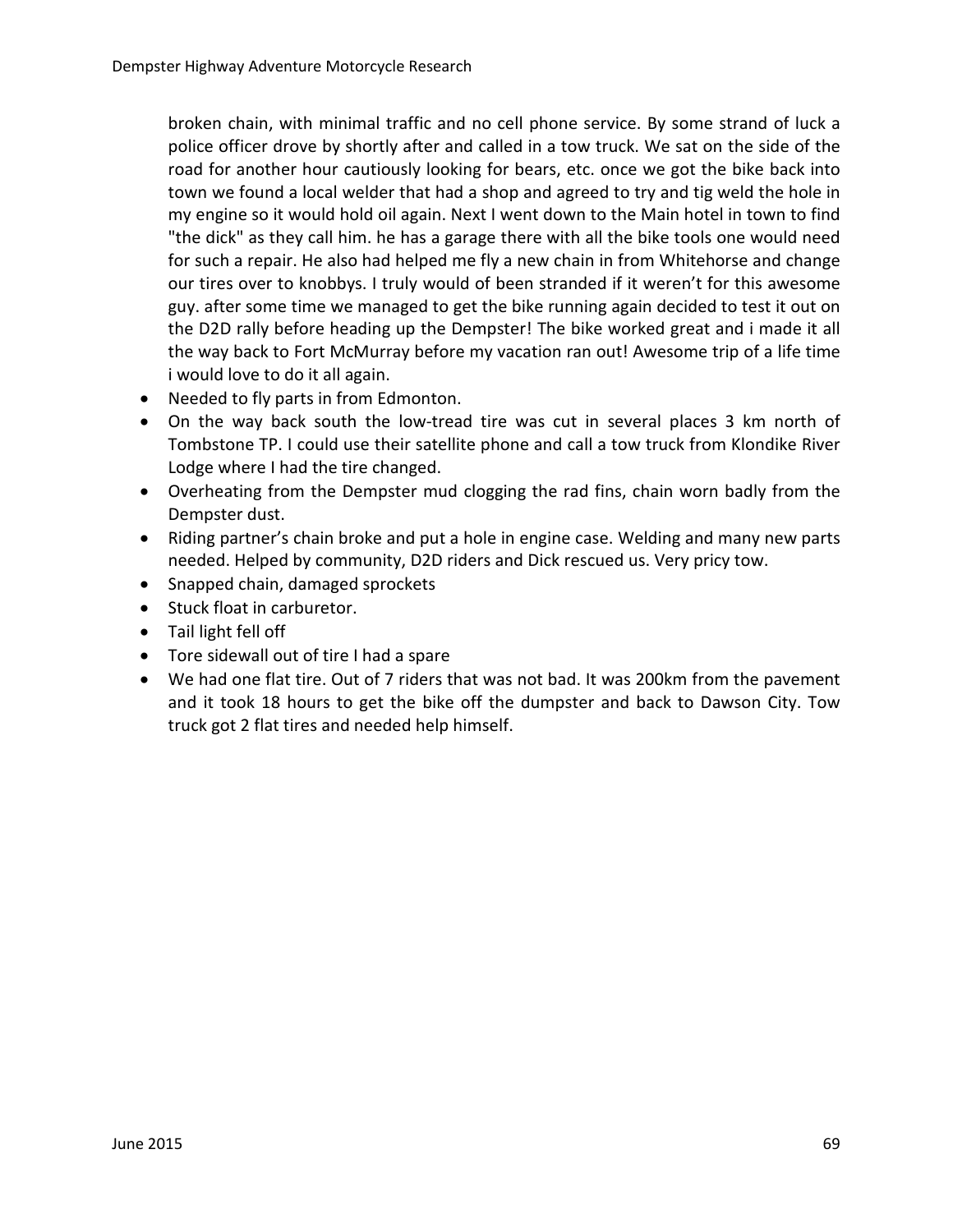broken chain, with minimal traffic and no cell phone service. By some strand of luck a police officer drove by shortly after and called in a tow truck. We sat on the side of the road for another hour cautiously looking for bears, etc. once we got the bike back into town we found a local welder that had a shop and agreed to try and tig weld the hole in my engine so it would hold oil again. Next I went down to the Main hotel in town to find "the dick" as they call him. he has a garage there with all the bike tools one would need for such a repair. He also had helped me fly a new chain in from Whitehorse and change our tires over to knobbys. I truly would of been stranded if it weren't for this awesome guy. after some time we managed to get the bike running again decided to test it out on the D2D rally before heading up the Dempster! The bike worked great and i made it all the way back to Fort McMurray before my vacation ran out! Awesome trip of a life time i would love to do it all again.

- Needed to fly parts in from Edmonton.
- On the way back south the low-tread tire was cut in several places 3 km north of Tombstone TP. I could use their satellite phone and call a tow truck from Klondike River Lodge where I had the tire changed.
- Overheating from the Dempster mud clogging the rad fins, chain worn badly from the Dempster dust.
- Riding partner's chain broke and put a hole in engine case. Welding and many new parts needed. Helped by community, D2D riders and Dick rescued us. Very pricy tow.
- Snapped chain, damaged sprockets
- Stuck float in carburetor.
- Tail light fell off
- Tore sidewall out of tire I had a spare
- We had one flat tire. Out of 7 riders that was not bad. It was 200km from the pavement and it took 18 hours to get the bike off the dumpster and back to Dawson City. Tow truck got 2 flat tires and needed help himself.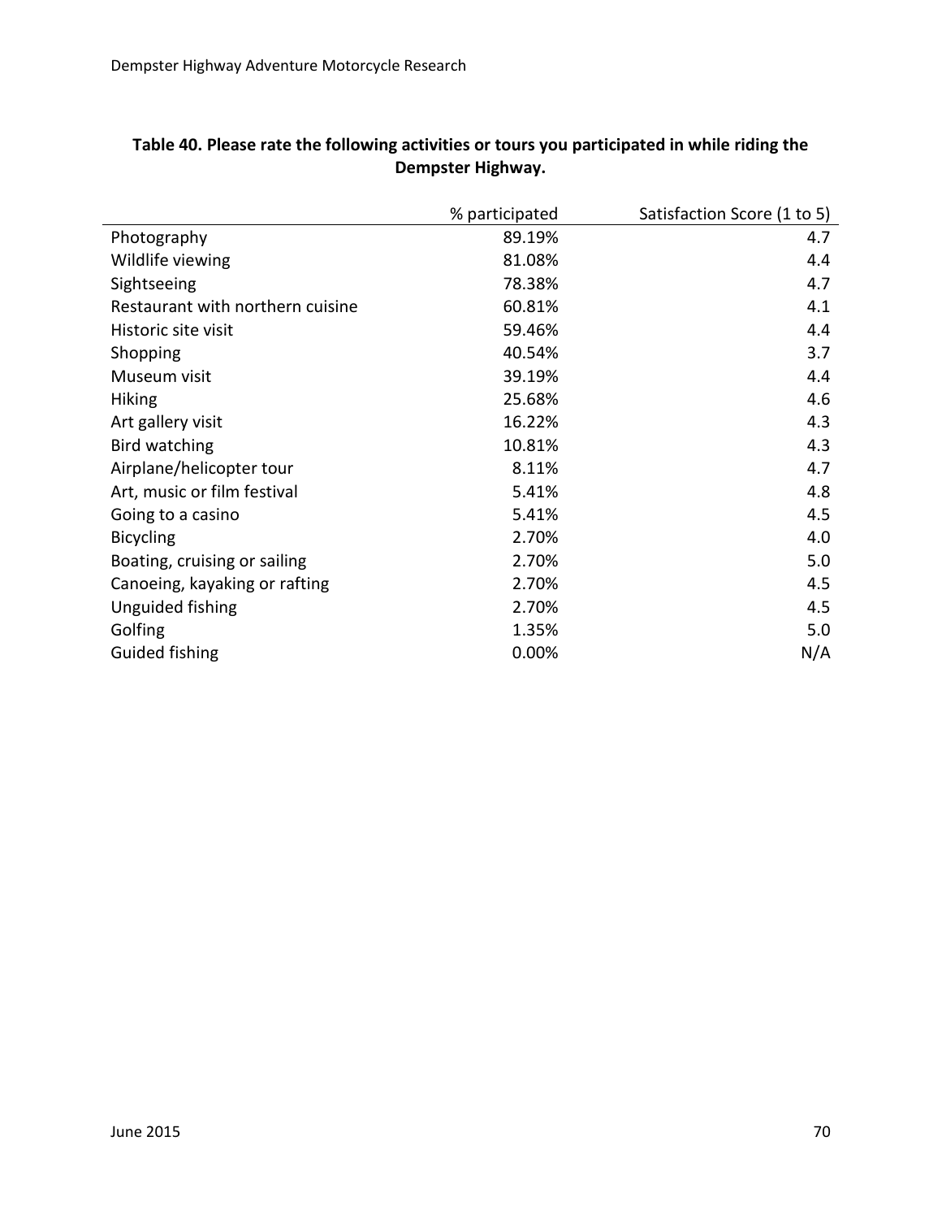**Table 40. Please rate the following activities or tours you participated in while riding the Dempster Highway.**

| | % participated | Satisfaction Score (1 to 5) |
|---|---|---|
| Photography | 89.19% | 4.7 |
| Wildlife viewing | 81.08% | 4.4 |
| Sightseeing | 78.38% | 4.7 |
| Restaurant with northern cuisine | 60.81% | 4.1 |
| Historic site visit | 59.46% | 4.4 |
| Shopping | 40.54% | 3.7 |
| Museum visit | 39.19% | 4.4 |
| Hiking | 25.68% | 4.6 |
| Art gallery visit | 16.22% | 4.3 |
| Bird watching | 10.81% | 4.3 |
| Airplane/helicopter tour | 8.11% | 4.7 |
| Art, music or film festival | 5.41% | 4.8 |
| Going to a casino | 5.41% | 4.5 |
| Bicycling | 2.70% | 4.0 |
| Boating, cruising or sailing | 2.70% | 5.0 |
| Canoeing, kayaking or rafting | 2.70% | 4.5 |
| Unguided fishing | 2.70% | 4.5 |
| Golfing | 1.35% | 5.0 |
| Guided fishing | 0.00% | N/A |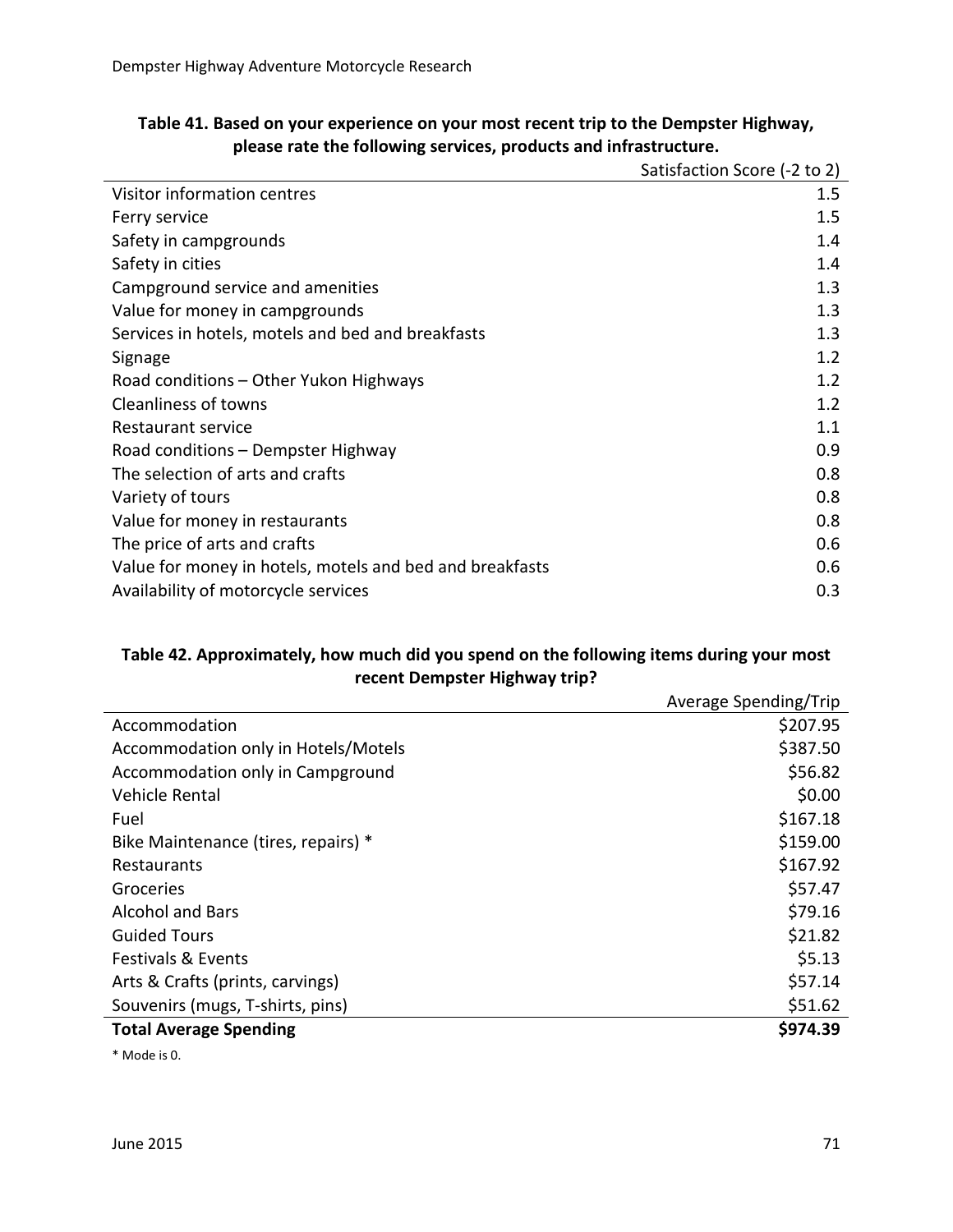**Table 41. Based on your experience on your most recent trip to the Dempster Highway, please rate the following services, products and infrastructure.**

| | Satisfaction Score (-2 to 2) |
|---|---|
| Visitor information centres | 1.5 |
| Ferry service | 1.5 |
| Safety in campgrounds | 1.4 |
| Safety in cities | 1.4 |
| Campground service and amenities | 1.3 |
| Value for money in campgrounds | 1.3 |
| Services in hotels, motels and bed and breakfasts | 1.3 |
| Signage | 1.2 |
| Road conditions – Other Yukon Highways | 1.2 |
| Cleanliness of towns | 1.2 |
| Restaurant service | 1.1 |
| Road conditions – Dempster Highway | 0.9 |
| The selection of arts and crafts | 0.8 |
| Variety of tours | 0.8 |
| Value for money in restaurants | 0.8 |
| The price of arts and crafts | 0.6 |
| Value for money in hotels, motels and bed and breakfasts | 0.6 |
| Availability of motorcycle services | 0.3 |

**Table 42. Approximately, how much did you spend on the following items during your most recent Dempster Highway trip?**

| | Average Spending/Trip |
|---|---|
| Accommodation | $207.95 |
| Accommodation only in Hotels/Motels | $387.50 |
| Accommodation only in Campground | $56.82 |
| Vehicle Rental | $0.00 |
| Fuel | $167.18 |
| Bike Maintenance (tires, repairs) * | $159.00 |
| Restaurants | $167.92 |
| Groceries | $57.47 |
| Alcohol and Bars | $79.16 |
| Guided Tours | $21.82 |
| Festivals & Events | $5.13 |
| Arts & Crafts (prints, carvings) | $57.14 |
| Souvenirs (mugs, T-shirts, pins) | $51.62 |
| **Total Average Spending** | **$974.39** |

* Mode is 0.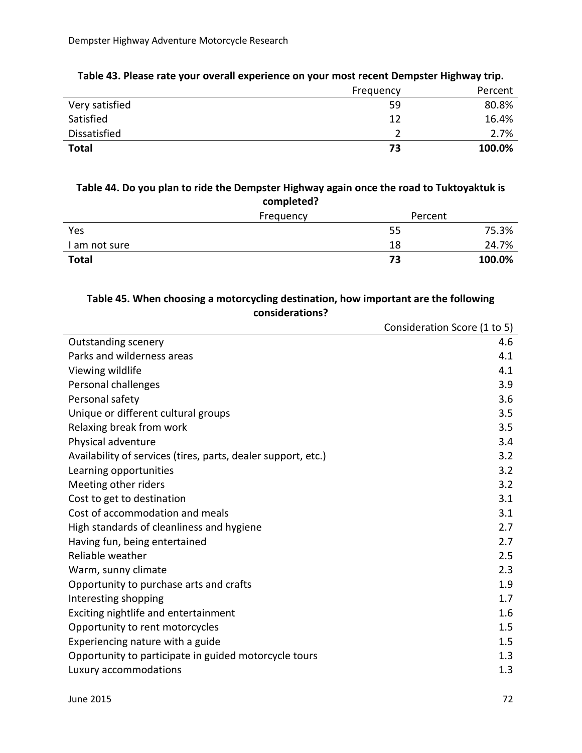**Table 43. Please rate your overall experience on your most recent Dempster Highway trip.**

| | Frequency | Percent |
|---|---|---|
| Very satisfied | 59 | 80.8% |
| Satisfied | 12 | 16.4% |
| Dissatisfied | 2 | 2.7% |
| **Total** | **73** | **100.0%** |

**Table 44. Do you plan to ride the Dempster Highway again once the road to Tuktoyaktuk is completed?**

| | Frequency | Percent |
|---|---|---|
| Yes | 55 | 75.3% |
| I am not sure | 18 | 24.7% |
| **Total** | **73** | **100.0%** |

**Table 45. When choosing a motorcycling destination, how important are the following considerations?**

| | Consideration Score (1 to 5) |
|---|---|
| Outstanding scenery | 4.6 |
| Parks and wilderness areas | 4.1 |
| Viewing wildlife | 4.1 |
| Personal challenges | 3.9 |
| Personal safety | 3.6 |
| Unique or different cultural groups | 3.5 |
| Relaxing break from work | 3.5 |
| Physical adventure | 3.4 |
| Availability of services (tires, parts, dealer support, etc.) | 3.2 |
| Learning opportunities | 3.2 |
| Meeting other riders | 3.2 |
| Cost to get to destination | 3.1 |
| Cost of accommodation and meals | 3.1 |
| High standards of cleanliness and hygiene | 2.7 |
| Having fun, being entertained | 2.7 |
| Reliable weather | 2.5 |
| Warm, sunny climate | 2.3 |
| Opportunity to purchase arts and crafts | 1.9 |
| Interesting shopping | 1.7 |
| Exciting nightlife and entertainment | 1.6 |
| Opportunity to rent motorcycles | 1.5 |
| Experiencing nature with a guide | 1.5 |
| Opportunity to participate in guided motorcycle tours | 1.3 |
| Luxury accommodations | 1.3 |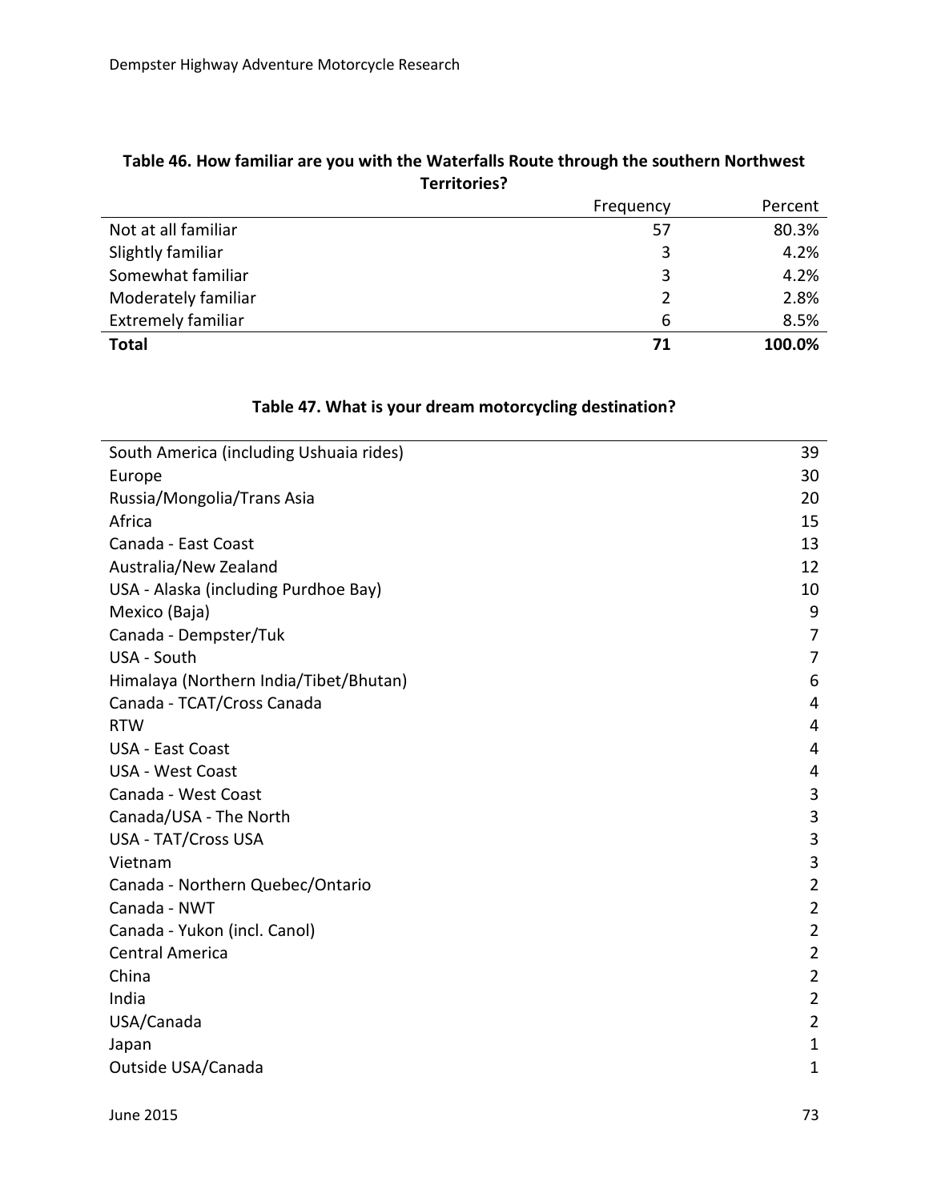**Table 46. How familiar are you with the Waterfalls Route through the southern Northwest Territories?**

| | Frequency | Percent |
|---|---|---|
| Not at all familiar | 57 | 80.3% |
| Slightly familiar | 3 | 4.2% |
| Somewhat familiar | 3 | 4.2% |
| Moderately familiar | 2 | 2.8% |
| Extremely familiar | 6 | 8.5% |
| **Total** | **71** | **100.0%** |

**Table 47. What is your dream motorcycling destination?**

| | |
|---|---|
| South America (including Ushuaia rides) | 39 |
| Europe | 30 |
| Russia/Mongolia/Trans Asia | 20 |
| Africa | 15 |
| Canada - East Coast | 13 |
| Australia/New Zealand | 12 |
| USA - Alaska (including Purdhoe Bay) | 10 |
| Mexico (Baja) | 9 |
| Canada - Dempster/Tuk | 7 |
| USA - South | 7 |
| Himalaya (Northern India/Tibet/Bhutan) | 6 |
| Canada - TCAT/Cross Canada | 4 |
| RTW | 4 |
| USA - East Coast | 4 |
| USA - West Coast | 4 |
| Canada - West Coast | 3 |
| Canada/USA - The North | 3 |
| USA - TAT/Cross USA | 3 |
| Vietnam | 3 |
| Canada - Northern Quebec/Ontario | 2 |
| Canada - NWT | 2 |
| Canada - Yukon (incl. Canol) | 2 |
| Central America | 2 |
| China | 2 |
| India | 2 |
| USA/Canada | 2 |
| Japan | 1 |
| Outside USA/Canada | 1 |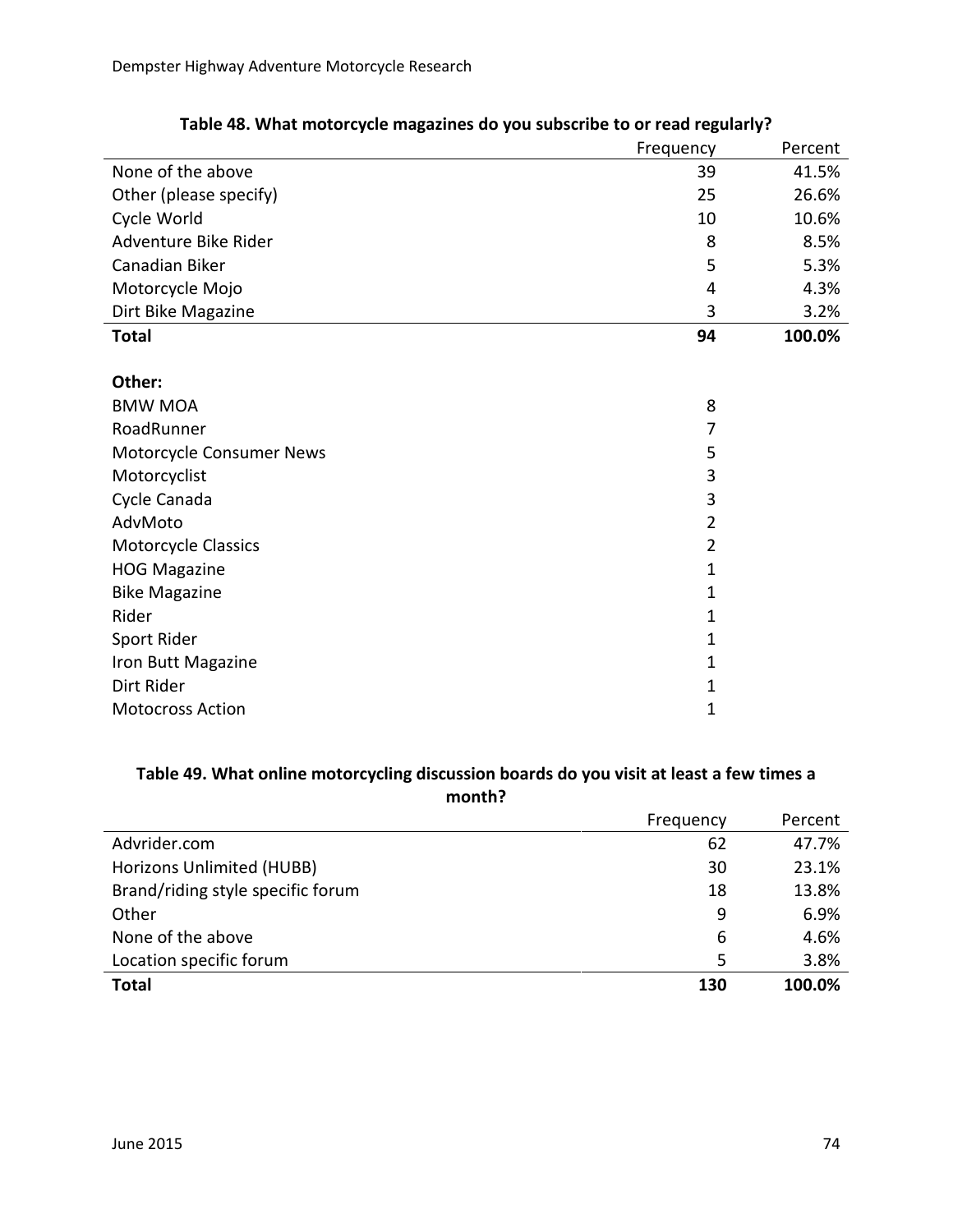**Table 48. What motorcycle magazines do you subscribe to or read regularly?**

| | Frequency | Percent |
|---|---|---|
| None of the above | 39 | 41.5% |
| Other (please specify) | 25 | 26.6% |
| Cycle World | 10 | 10.6% |
| Adventure Bike Rider | 8 | 8.5% |
| Canadian Biker | 5 | 5.3% |
| Motorcycle Mojo | 4 | 4.3% |
| Dirt Bike Magazine | 3 | 3.2% |
| **Total** | **94** | **100.0%** |

**Other:**

| | |
|---|---|
| BMW MOA | 8 |
| RoadRunner | 7 |
| Motorcycle Consumer News | 5 |
| Motorcyclist | 3 |
| Cycle Canada | 3 |
| AdvMoto | 2 |
| Motorcycle Classics | 2 |
| HOG Magazine | 1 |
| Bike Magazine | 1 |
| Rider | 1 |
| Sport Rider | 1 |
| Iron Butt Magazine | 1 |
| Dirt Rider | 1 |
| Motocross Action | 1 |

**Table 49. What online motorcycling discussion boards do you visit at least a few times a month?**

| | Frequency | Percent |
|---|---|---|
| Advrider.com | 62 | 47.7% |
| Horizons Unlimited (HUBB) | 30 | 23.1% |
| Brand/riding style specific forum | 18 | 13.8% |
| Other | 9 | 6.9% |
| None of the above | 6 | 4.6% |
| Location specific forum | 5 | 3.8% |
| **Total** | **130** | **100.0%** |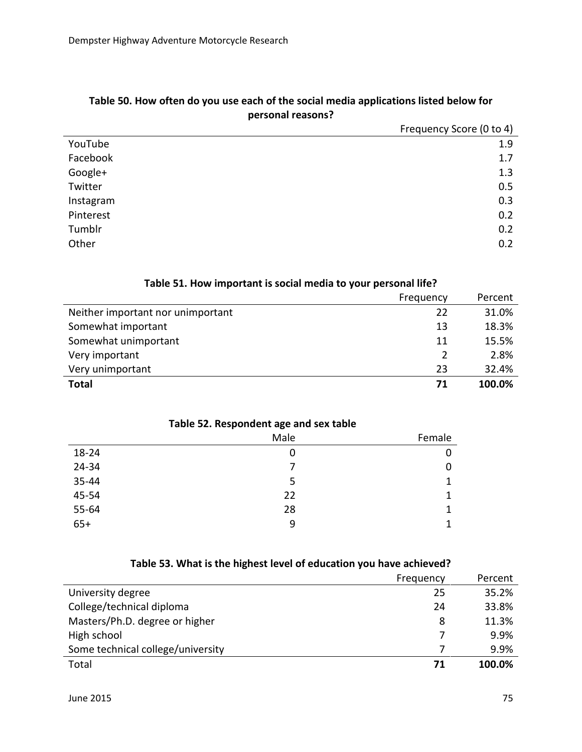**Table 50. How often do you use each of the social media applications listed below for personal reasons?**

| | Frequency Score (0 to 4) |
|---|---|
| YouTube | 1.9 |
| Facebook | 1.7 |
| Google+ | 1.3 |
| Twitter | 0.5 |
| Instagram | 0.3 |
| Pinterest | 0.2 |
| Tumblr | 0.2 |
| Other | 0.2 |

**Table 51. How important is social media to your personal life?**

| | Frequency | Percent |
|---|---|---|
| Neither important nor unimportant | 22 | 31.0% |
| Somewhat important | 13 | 18.3% |
| Somewhat unimportant | 11 | 15.5% |
| Very important | 2 | 2.8% |
| Very unimportant | 23 | 32.4% |
| **Total** | **71** | **100.0%** |

**Table 52. Respondent age and sex table**

| | Male | Female |
|---|---|---|
| 18-24 | 0 | 0 |
| 24-34 | 7 | 0 |
| 35-44 | 5 | 1 |
| 45-54 | 22 | 1 |
| 55-64 | 28 | 1 |
| 65+ | 9 | 1 |

**Table 53. What is the highest level of education you have achieved?**

| | Frequency | Percent |
|---|---|---|
| University degree | 25 | 35.2% |
| College/technical diploma | 24 | 33.8% |
| Masters/Ph.D. degree or higher | 8 | 11.3% |
| High school | 7 | 9.9% |
| Some technical college/university | 7 | 9.9% |
| Total | **71** | **100.0%** |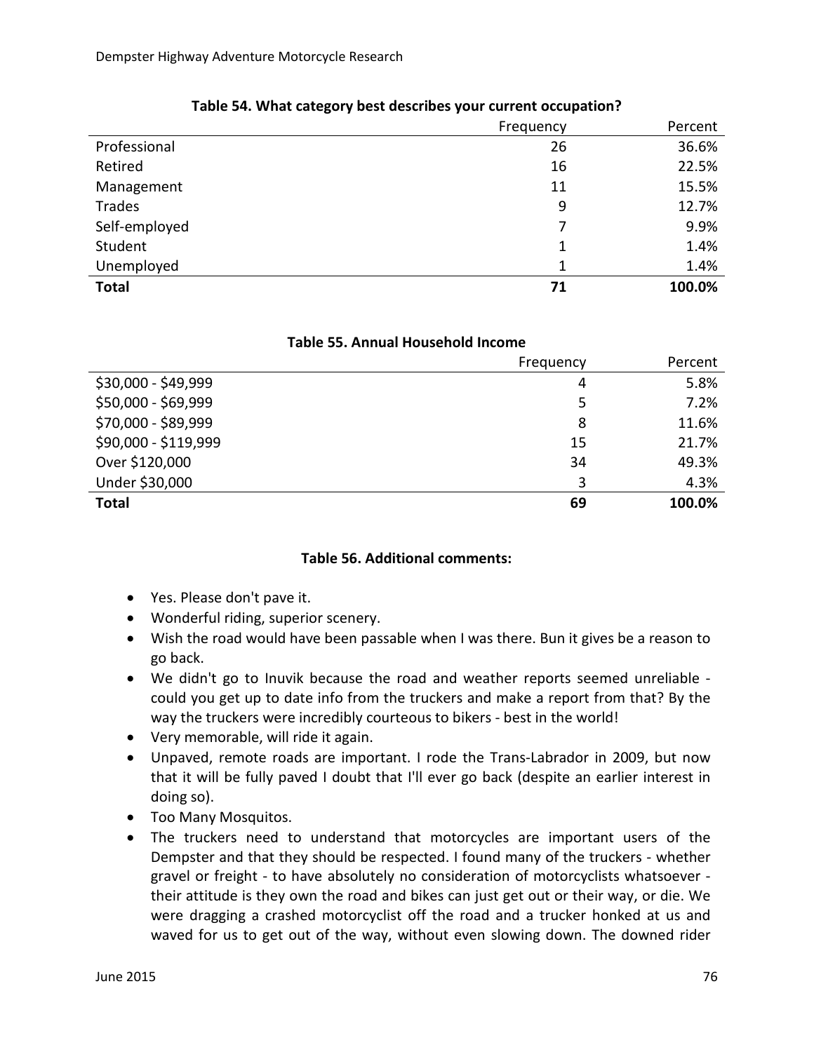**Table 54. What category best describes your current occupation?**

| | Frequency | Percent |
|---|---|---|
| Professional | 26 | 36.6% |
| Retired | 16 | 22.5% |
| Management | 11 | 15.5% |
| Trades | 9 | 12.7% |
| Self-employed | 7 | 9.9% |
| Student | 1 | 1.4% |
| Unemployed | 1 | 1.4% |
| **Total** | **71** | **100.0%** |

**Table 55. Annual Household Income**

| | Frequency | Percent |
|---|---|---|
| $30,000 - $49,999 | 4 | 5.8% |
| $50,000 - $69,999 | 5 | 7.2% |
| $70,000 - $89,999 | 8 | 11.6% |
| $90,000 - $119,999 | 15 | 21.7% |
| Over $120,000 | 34 | 49.3% |
| Under $30,000 | 3 | 4.3% |
| **Total** | **69** | **100.0%** |

**Table 56. Additional comments:**

- Yes. Please don't pave it.
- Wonderful riding, superior scenery.
- Wish the road would have been passable when I was there. Bun it gives be a reason to go back.
- We didn't go to Inuvik because the road and weather reports seemed unreliable - could you get up to date info from the truckers and make a report from that? By the way the truckers were incredibly courteous to bikers - best in the world!
- Very memorable, will ride it again.
- Unpaved, remote roads are important. I rode the Trans-Labrador in 2009, but now that it will be fully paved I doubt that I'll ever go back (despite an earlier interest in doing so).
- Too Many Mosquitos.
- The truckers need to understand that motorcycles are important users of the Dempster and that they should be respected. I found many of the truckers - whether gravel or freight - to have absolutely no consideration of motorcyclists whatsoever - their attitude is they own the road and bikes can just get out or their way, or die. We were dragging a crashed motorcyclist off the road and a trucker honked at us and waved for us to get out of the way, without even slowing down. The downed rider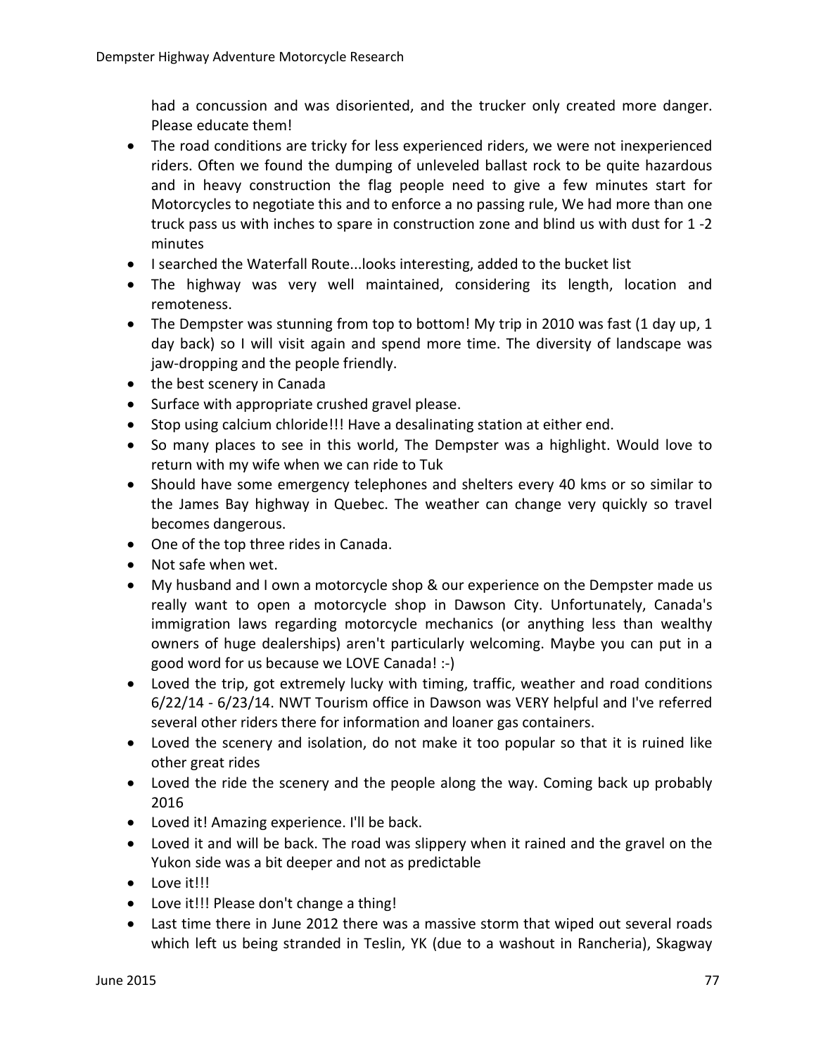had a concussion and was disoriented, and the trucker only created more danger. Please educate them!

- The road conditions are tricky for less experienced riders, we were not inexperienced riders. Often we found the dumping of unleveled ballast rock to be quite hazardous and in heavy construction the flag people need to give a few minutes start for Motorcycles to negotiate this and to enforce a no passing rule, We had more than one truck pass us with inches to spare in construction zone and blind us with dust for 1 -2 minutes
- I searched the Waterfall Route...looks interesting, added to the bucket list
- The highway was very well maintained, considering its length, location and remoteness.
- The Dempster was stunning from top to bottom! My trip in 2010 was fast (1 day up, 1 day back) so I will visit again and spend more time. The diversity of landscape was jaw-dropping and the people friendly.
- the best scenery in Canada
- Surface with appropriate crushed gravel please.
- Stop using calcium chloride!!! Have a desalinating station at either end.
- So many places to see in this world, The Dempster was a highlight. Would love to return with my wife when we can ride to Tuk
- Should have some emergency telephones and shelters every 40 kms or so similar to the James Bay highway in Quebec. The weather can change very quickly so travel becomes dangerous.
- One of the top three rides in Canada.
- Not safe when wet.
- My husband and I own a motorcycle shop & our experience on the Dempster made us really want to open a motorcycle shop in Dawson City. Unfortunately, Canada's immigration laws regarding motorcycle mechanics (or anything less than wealthy owners of huge dealerships) aren't particularly welcoming. Maybe you can put in a good word for us because we LOVE Canada! :-)
- Loved the trip, got extremely lucky with timing, traffic, weather and road conditions 6/22/14 - 6/23/14. NWT Tourism office in Dawson was VERY helpful and I've referred several other riders there for information and loaner gas containers.
- Loved the scenery and isolation, do not make it too popular so that it is ruined like other great rides
- Loved the ride the scenery and the people along the way. Coming back up probably 2016
- Loved it! Amazing experience. I'll be back.
- Loved it and will be back. The road was slippery when it rained and the gravel on the Yukon side was a bit deeper and not as predictable
- Love it!!!
- Love it!!! Please don't change a thing!
- Last time there in June 2012 there was a massive storm that wiped out several roads which left us being stranded in Teslin, YK (due to a washout in Rancheria), Skagway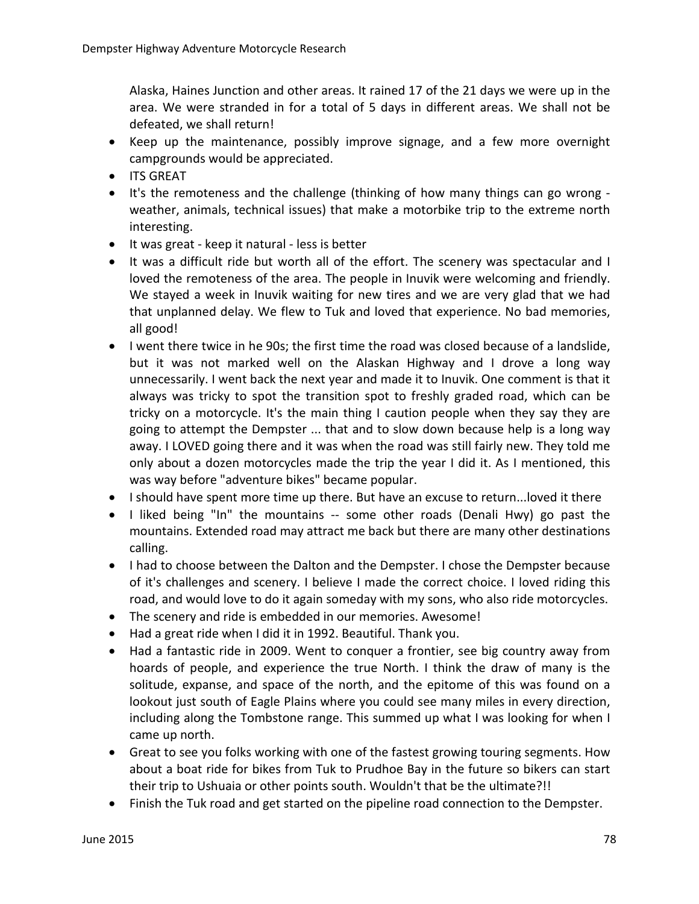Alaska, Haines Junction and other areas. It rained 17 of the 21 days we were up in the area. We were stranded in for a total of 5 days in different areas. We shall not be defeated, we shall return!

- Keep up the maintenance, possibly improve signage, and a few more overnight campgrounds would be appreciated.
- ITS GREAT
- It's the remoteness and the challenge (thinking of how many things can go wrong - weather, animals, technical issues) that make a motorbike trip to the extreme north interesting.
- It was great - keep it natural - less is better
- It was a difficult ride but worth all of the effort. The scenery was spectacular and I loved the remoteness of the area. The people in Inuvik were welcoming and friendly. We stayed a week in Inuvik waiting for new tires and we are very glad that we had that unplanned delay. We flew to Tuk and loved that experience. No bad memories, all good!
- I went there twice in he 90s; the first time the road was closed because of a landslide, but it was not marked well on the Alaskan Highway and I drove a long way unnecessarily. I went back the next year and made it to Inuvik. One comment is that it always was tricky to spot the transition spot to freshly graded road, which can be tricky on a motorcycle. It's the main thing I caution people when they say they are going to attempt the Dempster ... that and to slow down because help is a long way away. I LOVED going there and it was when the road was still fairly new. They told me only about a dozen motorcycles made the trip the year I did it. As I mentioned, this was way before "adventure bikes" became popular.
- I should have spent more time up there. But have an excuse to return...loved it there
- I liked being "In" the mountains -- some other roads (Denali Hwy) go past the mountains. Extended road may attract me back but there are many other destinations calling.
- I had to choose between the Dalton and the Dempster. I chose the Dempster because of it's challenges and scenery. I believe I made the correct choice. I loved riding this road, and would love to do it again someday with my sons, who also ride motorcycles.
- The scenery and ride is embedded in our memories. Awesome!
- Had a great ride when I did it in 1992. Beautiful. Thank you.
- Had a fantastic ride in 2009. Went to conquer a frontier, see big country away from hoards of people, and experience the true North. I think the draw of many is the solitude, expanse, and space of the north, and the epitome of this was found on a lookout just south of Eagle Plains where you could see many miles in every direction, including along the Tombstone range. This summed up what I was looking for when I came up north.
- Great to see you folks working with one of the fastest growing touring segments. How about a boat ride for bikes from Tuk to Prudhoe Bay in the future so bikers can start their trip to Ushuaia or other points south. Wouldn't that be the ultimate?!!
- Finish the Tuk road and get started on the pipeline road connection to the Dempster.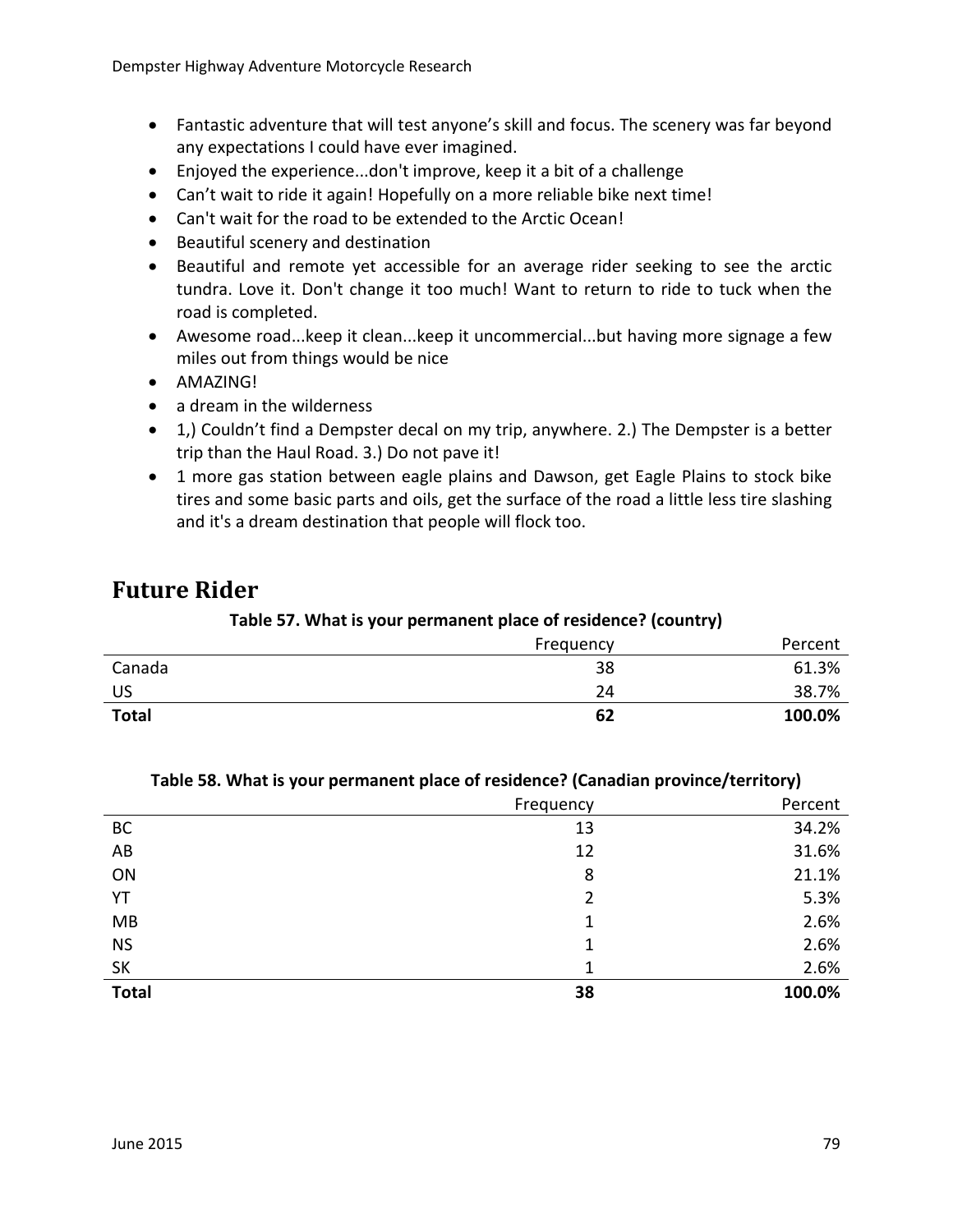- Fantastic adventure that will test anyone's skill and focus. The scenery was far beyond any expectations I could have ever imagined.
- Enjoyed the experience...don't improve, keep it a bit of a challenge
- Can't wait to ride it again! Hopefully on a more reliable bike next time!
- Can't wait for the road to be extended to the Arctic Ocean!
- Beautiful scenery and destination
- Beautiful and remote yet accessible for an average rider seeking to see the arctic tundra. Love it. Don't change it too much! Want to return to ride to tuck when the road is completed.
- Awesome road...keep it clean...keep it uncommercial...but having more signage a few miles out from things would be nice
- AMAZING!
- a dream in the wilderness
- 1,) Couldn't find a Dempster decal on my trip, anywhere. 2.) The Dempster is a better trip than the Haul Road. 3.) Do not pave it!
- 1 more gas station between eagle plains and Dawson, get Eagle Plains to stock bike tires and some basic parts and oils, get the surface of the road a little less tire slashing and it's a dream destination that people will flock too.

# Future Rider

**Table 57. What is your permanent place of residence? (country)**

| | Frequency | Percent |
|---|---|---|
| Canada | 38 | 61.3% |
| US | 24 | 38.7% |
| **Total** | **62** | **100.0%** |

**Table 58. What is your permanent place of residence? (Canadian province/territory)**

| | Frequency | Percent |
|---|---|---|
| BC | 13 | 34.2% |
| AB | 12 | 31.6% |
| ON | 8 | 21.1% |
| YT | 2 | 5.3% |
| MB | 1 | 2.6% |
| NS | 1 | 2.6% |
| SK | 1 | 2.6% |
| **Total** | **38** | **100.0%** |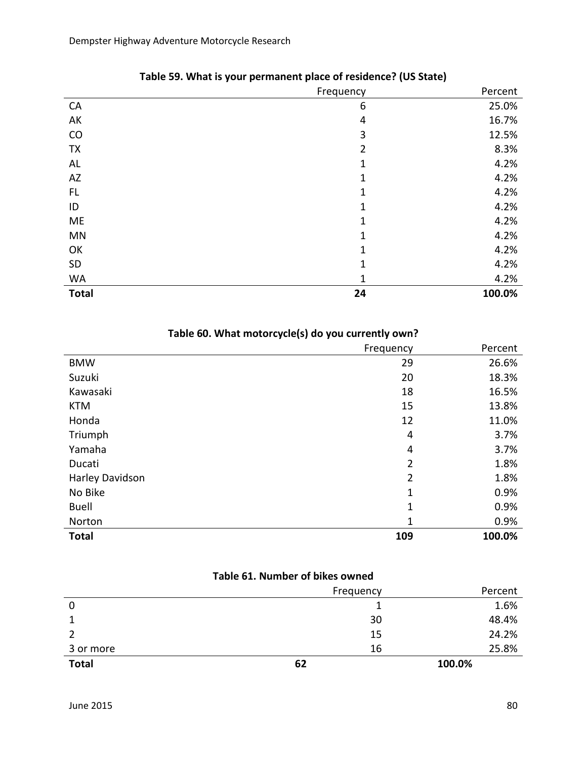**Table 59. What is your permanent place of residence? (US State)**

| | Frequency | Percent |
|---|---|---|
| CA | 6 | 25.0% |
| AK | 4 | 16.7% |
| CO | 3 | 12.5% |
| TX | 2 | 8.3% |
| AL | 1 | 4.2% |
| AZ | 1 | 4.2% |
| FL | 1 | 4.2% |
| ID | 1 | 4.2% |
| ME | 1 | 4.2% |
| MN | 1 | 4.2% |
| OK | 1 | 4.2% |
| SD | 1 | 4.2% |
| WA | 1 | 4.2% |
| **Total** | **24** | **100.0%** |

**Table 60. What motorcycle(s) do you currently own?**

| | Frequency | Percent |
|---|---|---|
| BMW | 29 | 26.6% |
| Suzuki | 20 | 18.3% |
| Kawasaki | 18 | 16.5% |
| KTM | 15 | 13.8% |
| Honda | 12 | 11.0% |
| Triumph | 4 | 3.7% |
| Yamaha | 4 | 3.7% |
| Ducati | 2 | 1.8% |
| Harley Davidson | 2 | 1.8% |
| No Bike | 1 | 0.9% |
| Buell | 1 | 0.9% |
| Norton | 1 | 0.9% |
| **Total** | **109** | **100.0%** |

**Table 61. Number of bikes owned**

| | Frequency | Percent |
|---|---|---|
| 0 | 1 | 1.6% |
| 1 | 30 | 48.4% |
| 2 | 15 | 24.2% |
| 3 or more | 16 | 25.8% |
| **Total** | **62** | **100.0%** |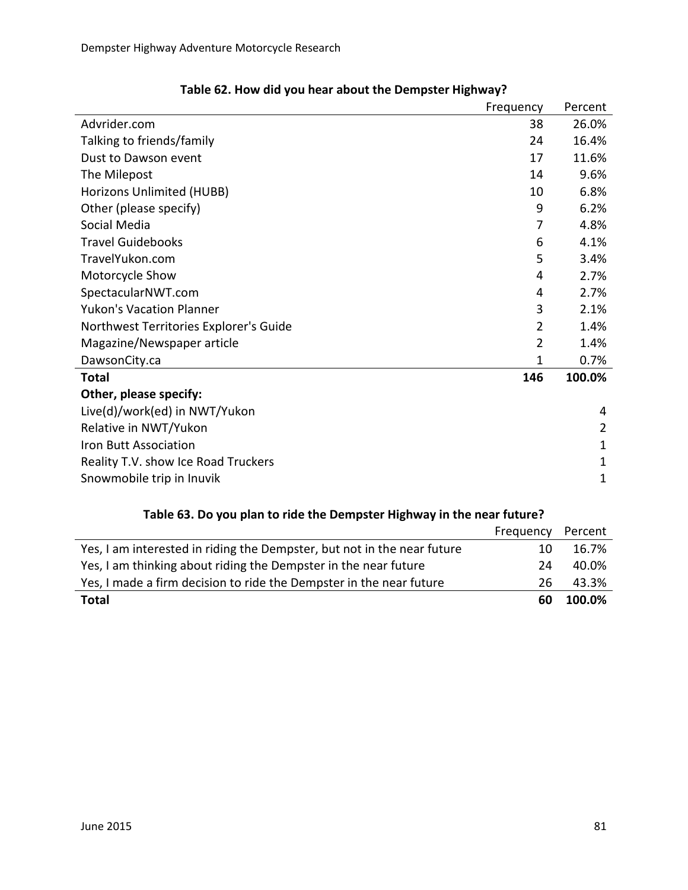**Table 62. How did you hear about the Dempster Highway?**

| | Frequency | Percent |
|---|---|---|
| Advrider.com | 38 | 26.0% |
| Talking to friends/family | 24 | 16.4% |
| Dust to Dawson event | 17 | 11.6% |
| The Milepost | 14 | 9.6% |
| Horizons Unlimited (HUBB) | 10 | 6.8% |
| Other (please specify) | 9 | 6.2% |
| Social Media | 7 | 4.8% |
| Travel Guidebooks | 6 | 4.1% |
| TravelYukon.com | 5 | 3.4% |
| Motorcycle Show | 4 | 2.7% |
| SpectacularNWT.com | 4 | 2.7% |
| Yukon's Vacation Planner | 3 | 2.1% |
| Northwest Territories Explorer's Guide | 2 | 1.4% |
| Magazine/Newspaper article | 2 | 1.4% |
| DawsonCity.ca | 1 | 0.7% |
| **Total** | **146** | **100.0%** |
| **Other, please specify:** | | |
| Live(d)/work(ed) in NWT/Yukon | | 4 |
| Relative in NWT/Yukon | | 2 |
| Iron Butt Association | | 1 |
| Reality T.V. show Ice Road Truckers | | 1 |
| Snowmobile trip in Inuvik | | 1 |

**Table 63. Do you plan to ride the Dempster Highway in the near future?**

| | Frequency | Percent |
|---|---|---|
| Yes, I am interested in riding the Dempster, but not in the near future | 10 | 16.7% |
| Yes, I am thinking about riding the Dempster in the near future | 24 | 40.0% |
| Yes, I made a firm decision to ride the Dempster in the near future | 26 | 43.3% |
| **Total** | **60** | **100.0%** |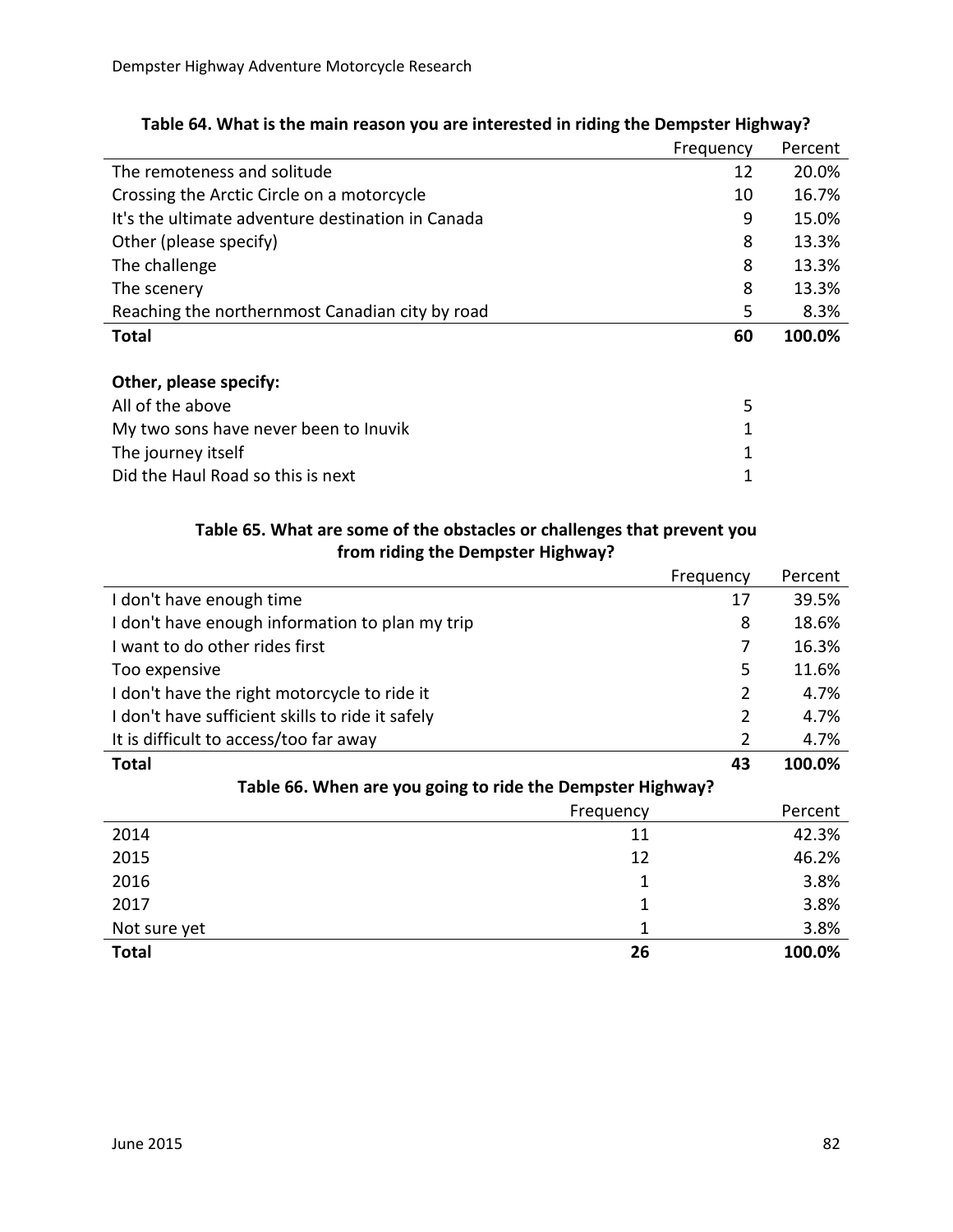**Table 64. What is the main reason you are interested in riding the Dempster Highway?**

| | Frequency | Percent |
|---|---|---|
| The remoteness and solitude | 12 | 20.0% |
| Crossing the Arctic Circle on a motorcycle | 10 | 16.7% |
| It's the ultimate adventure destination in Canada | 9 | 15.0% |
| Other (please specify) | 8 | 13.3% |
| The challenge | 8 | 13.3% |
| The scenery | 8 | 13.3% |
| Reaching the northernmost Canadian city by road | 5 | 8.3% |
| **Total** | **60** | **100.0%** |

**Other, please specify:**

| | |
|---|---|
| All of the above | 5 |
| My two sons have never been to Inuvik | 1 |
| The journey itself | 1 |
| Did the Haul Road so this is next | 1 |

**Table 65. What are some of the obstacles or challenges that prevent you from riding the Dempster Highway?**

| | Frequency | Percent |
|---|---|---|
| I don't have enough time | 17 | 39.5% |
| I don't have enough information to plan my trip | 8 | 18.6% |
| I want to do other rides first | 7 | 16.3% |
| Too expensive | 5 | 11.6% |
| I don't have the right motorcycle to ride it | 2 | 4.7% |
| I don't have sufficient skills to ride it safely | 2 | 4.7% |
| It is difficult to access/too far away | 2 | 4.7% |
| **Total** | **43** | **100.0%** |

**Table 66. When are you going to ride the Dempster Highway?**

| | Frequency | Percent |
|---|---|---|
| 2014 | 11 | 42.3% |
| 2015 | 12 | 46.2% |
| 2016 | 1 | 3.8% |
| 2017 | 1 | 3.8% |
| Not sure yet | 1 | 3.8% |
| **Total** | **26** | **100.0%** |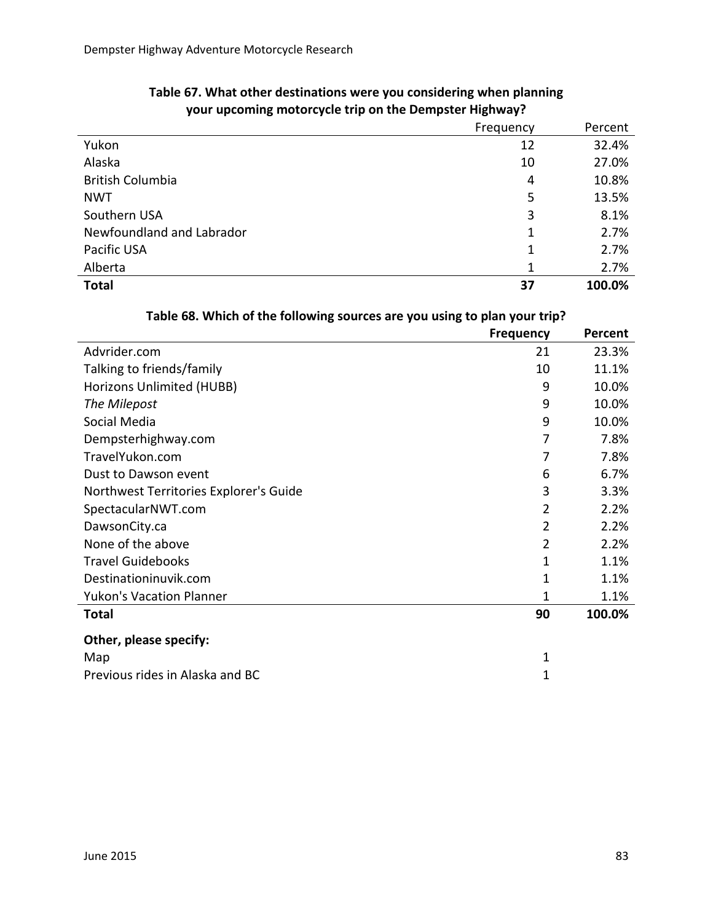**Table 67. What other destinations were you considering when planning your upcoming motorcycle trip on the Dempster Highway?**

| | Frequency | Percent |
|---|---|---|
| Yukon | 12 | 32.4% |
| Alaska | 10 | 27.0% |
| British Columbia | 4 | 10.8% |
| NWT | 5 | 13.5% |
| Southern USA | 3 | 8.1% |
| Newfoundland and Labrador | 1 | 2.7% |
| Pacific USA | 1 | 2.7% |
| Alberta | 1 | 2.7% |
| **Total** | **37** | **100.0%** |

**Table 68. Which of the following sources are you using to plan your trip?**

| | **Frequency** | **Percent** |
|---|---|---|
| Advrider.com | 21 | 23.3% |
| Talking to friends/family | 10 | 11.1% |
| Horizons Unlimited (HUBB) | 9 | 10.0% |
| *The Milepost* | 9 | 10.0% |
| Social Media | 9 | 10.0% |
| Dempsterhighway.com | 7 | 7.8% |
| TravelYukon.com | 7 | 7.8% |
| Dust to Dawson event | 6 | 6.7% |
| Northwest Territories Explorer's Guide | 3 | 3.3% |
| SpectacularNWT.com | 2 | 2.2% |
| DawsonCity.ca | 2 | 2.2% |
| None of the above | 2 | 2.2% |
| Travel Guidebooks | 1 | 1.1% |
| Destinationinuvik.com | 1 | 1.1% |
| Yukon's Vacation Planner | 1 | 1.1% |
| **Total** | **90** | **100.0%** |
| **Other, please specify:** | | |
| Map | 1 | |
| Previous rides in Alaska and BC | 1 | |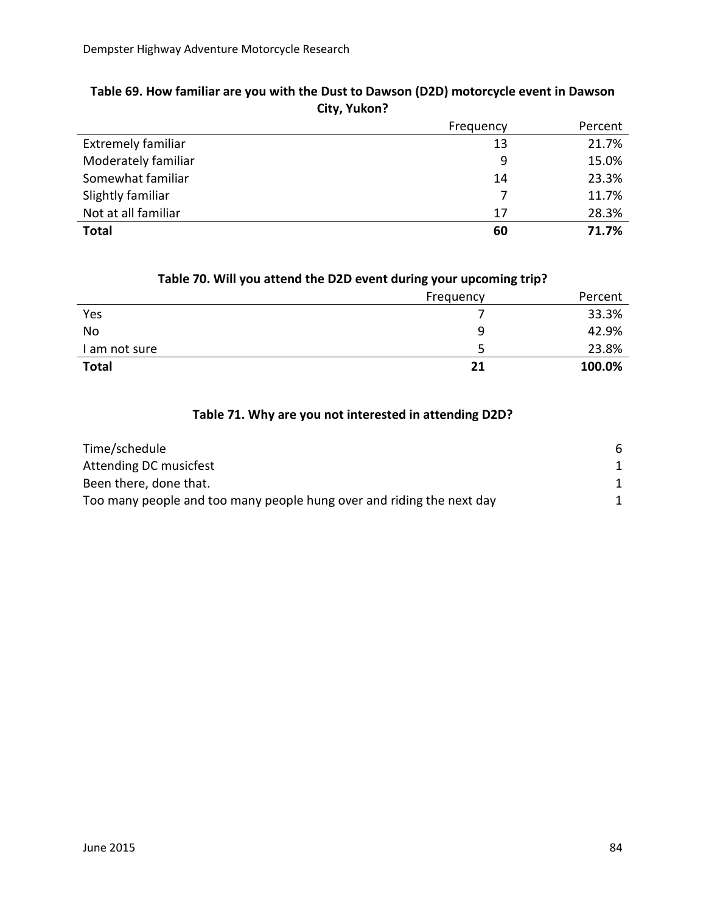**Table 69. How familiar are you with the Dust to Dawson (D2D) motorcycle event in Dawson City, Yukon?**

| | Frequency | Percent |
|---|---|---|
| Extremely familiar | 13 | 21.7% |
| Moderately familiar | 9 | 15.0% |
| Somewhat familiar | 14 | 23.3% |
| Slightly familiar | 7 | 11.7% |
| Not at all familiar | 17 | 28.3% |
| **Total** | **60** | **71.7%** |

**Table 70. Will you attend the D2D event during your upcoming trip?**

| | Frequency | Percent |
|---|---|---|
| Yes | 7 | 33.3% |
| No | 9 | 42.9% |
| I am not sure | 5 | 23.8% |
| **Total** | **21** | **100.0%** |

**Table 71. Why are you not interested in attending D2D?**

| | |
|---|---|
| Time/schedule | 6 |
| Attending DC musicfest | 1 |
| Been there, done that. | 1 |
| Too many people and too many people hung over and riding the next day | 1 |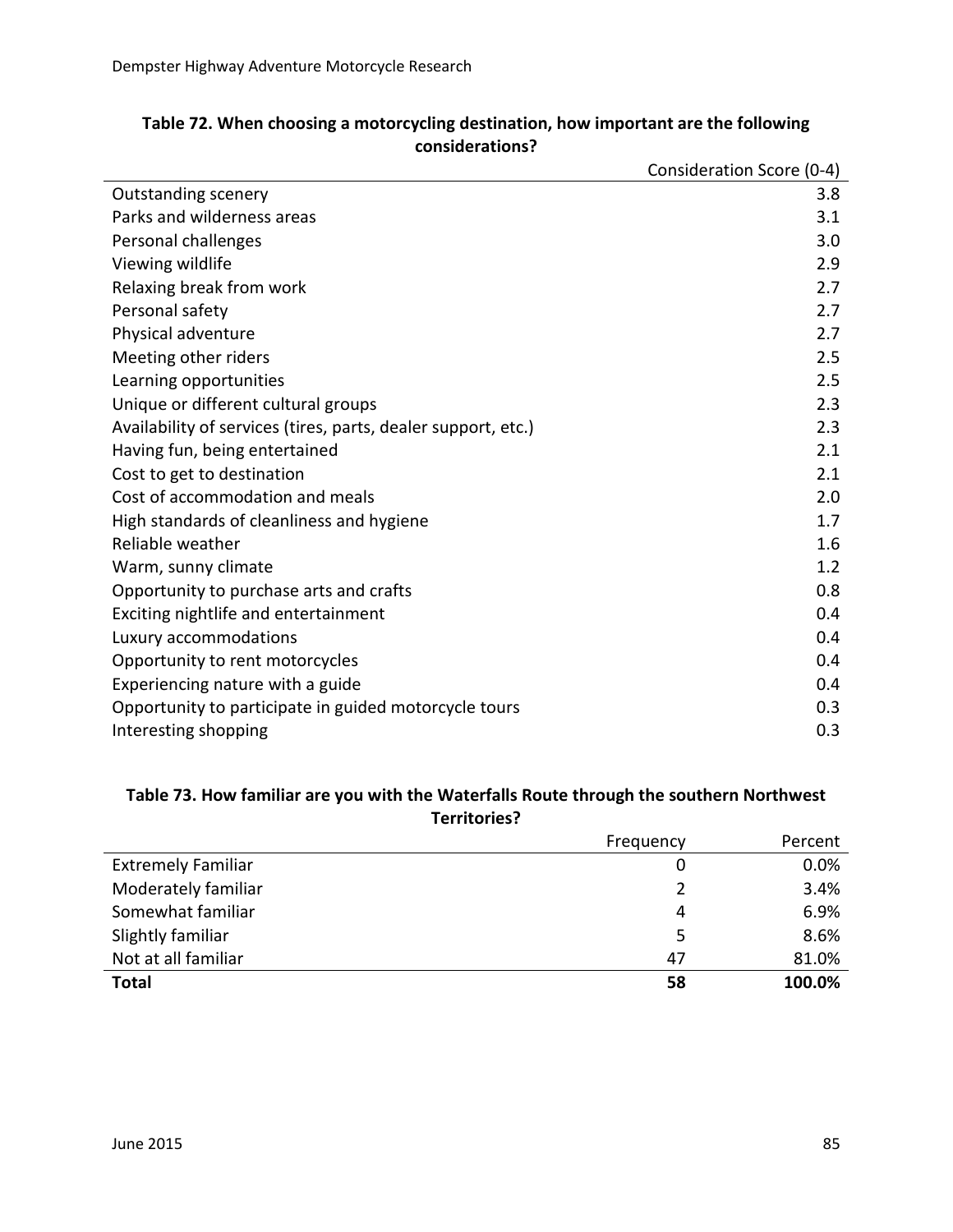**Table 72. When choosing a motorcycling destination, how important are the following considerations?**

| | Consideration Score (0-4) |
|---|---|
| Outstanding scenery | 3.8 |
| Parks and wilderness areas | 3.1 |
| Personal challenges | 3.0 |
| Viewing wildlife | 2.9 |
| Relaxing break from work | 2.7 |
| Personal safety | 2.7 |
| Physical adventure | 2.7 |
| Meeting other riders | 2.5 |
| Learning opportunities | 2.5 |
| Unique or different cultural groups | 2.3 |
| Availability of services (tires, parts, dealer support, etc.) | 2.3 |
| Having fun, being entertained | 2.1 |
| Cost to get to destination | 2.1 |
| Cost of accommodation and meals | 2.0 |
| High standards of cleanliness and hygiene | 1.7 |
| Reliable weather | 1.6 |
| Warm, sunny climate | 1.2 |
| Opportunity to purchase arts and crafts | 0.8 |
| Exciting nightlife and entertainment | 0.4 |
| Luxury accommodations | 0.4 |
| Opportunity to rent motorcycles | 0.4 |
| Experiencing nature with a guide | 0.4 |
| Opportunity to participate in guided motorcycle tours | 0.3 |
| Interesting shopping | 0.3 |

**Table 73. How familiar are you with the Waterfalls Route through the southern Northwest Territories?**

| | Frequency | Percent |
|---|---|---|
| Extremely Familiar | 0 | 0.0% |
| Moderately familiar | 2 | 3.4% |
| Somewhat familiar | 4 | 6.9% |
| Slightly familiar | 5 | 8.6% |
| Not at all familiar | 47 | 81.0% |
| **Total** | **58** | **100.0%** |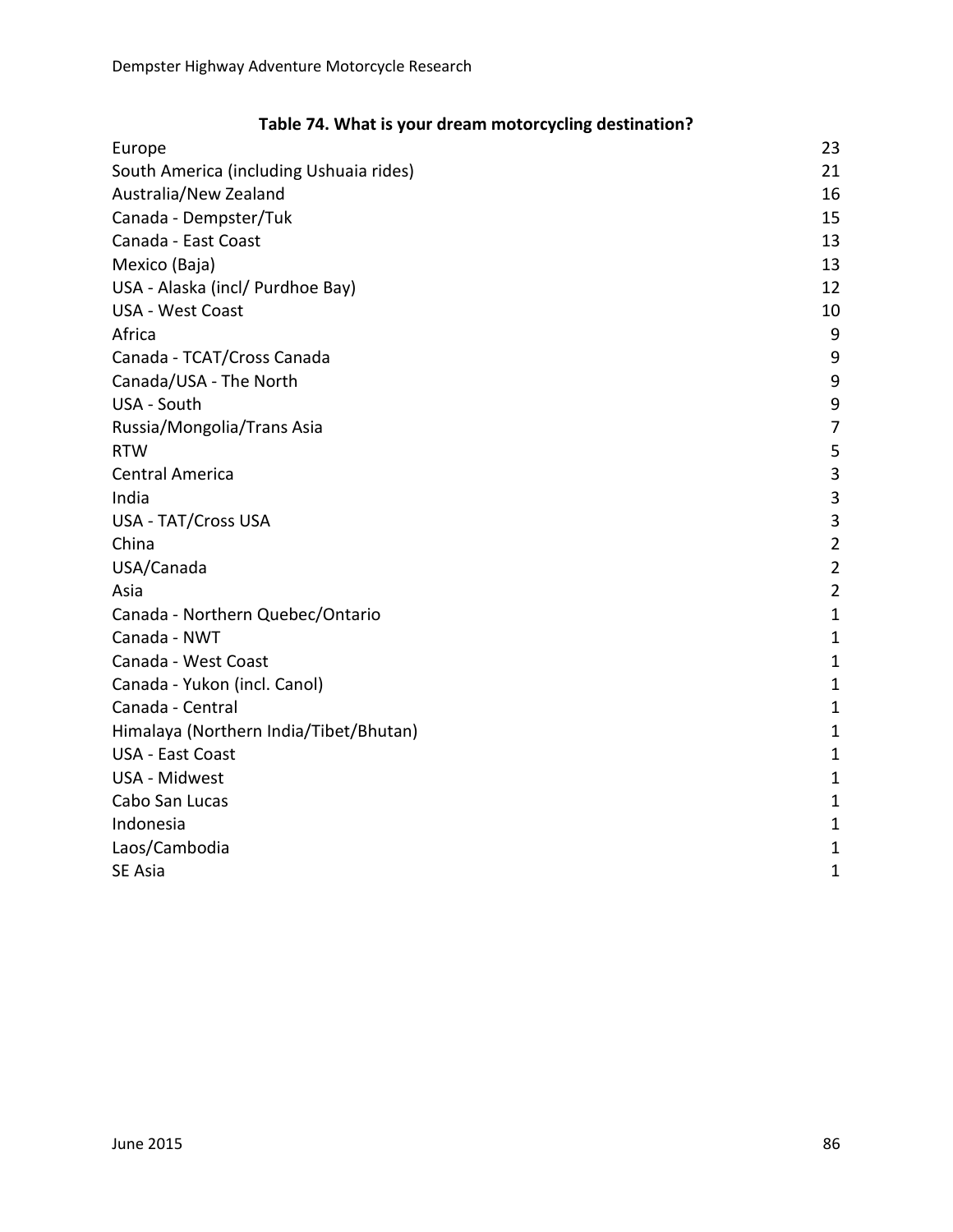**Table 74. What is your dream motorcycling destination?**

| | |
|---|---|
| Europe | 23 |
| South America (including Ushuaia rides) | 21 |
| Australia/New Zealand | 16 |
| Canada - Dempster/Tuk | 15 |
| Canada - East Coast | 13 |
| Mexico (Baja) | 13 |
| USA - Alaska (incl/ Purdhoe Bay) | 12 |
| USA - West Coast | 10 |
| Africa | 9 |
| Canada - TCAT/Cross Canada | 9 |
| Canada/USA - The North | 9 |
| USA - South | 9 |
| Russia/Mongolia/Trans Asia | 7 |
| RTW | 5 |
| Central America | 3 |
| India | 3 |
| USA - TAT/Cross USA | 3 |
| China | 2 |
| USA/Canada | 2 |
| Asia | 2 |
| Canada - Northern Quebec/Ontario | 1 |
| Canada - NWT | 1 |
| Canada - West Coast | 1 |
| Canada - Yukon (incl. Canol) | 1 |
| Canada - Central | 1 |
| Himalaya (Northern India/Tibet/Bhutan) | 1 |
| USA - East Coast | 1 |
| USA - Midwest | 1 |
| Cabo San Lucas | 1 |
| Indonesia | 1 |
| Laos/Cambodia | 1 |
| SE Asia | 1 |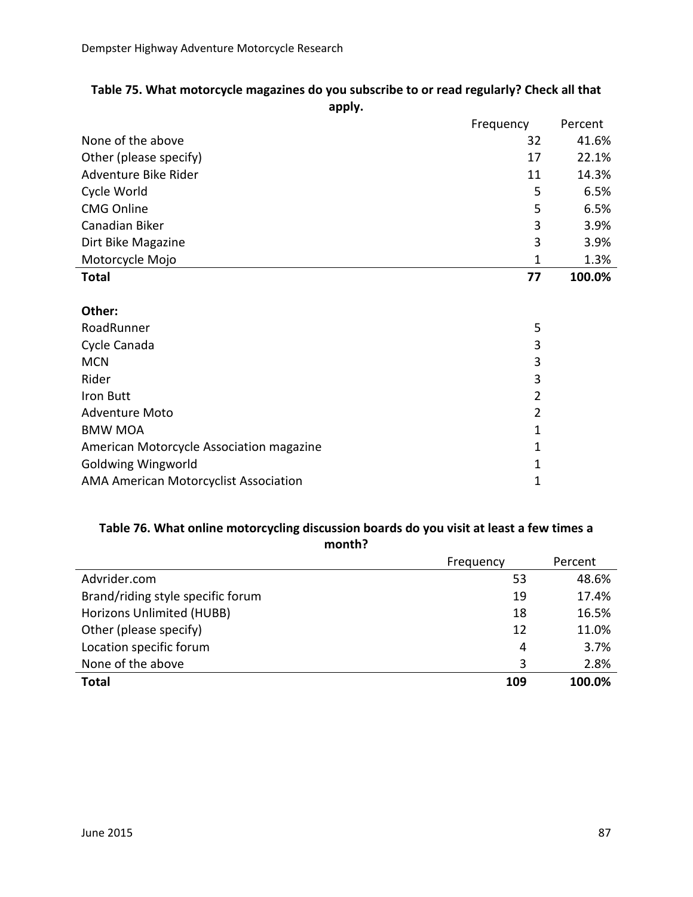**Table 75. What motorcycle magazines do you subscribe to or read regularly? Check all that apply.**

| | Frequency | Percent |
|---|---|---|
| None of the above | 32 | 41.6% |
| Other (please specify) | 17 | 22.1% |
| Adventure Bike Rider | 11 | 14.3% |
| Cycle World | 5 | 6.5% |
| CMG Online | 5 | 6.5% |
| Canadian Biker | 3 | 3.9% |
| Dirt Bike Magazine | 3 | 3.9% |
| Motorcycle Mojo | 1 | 1.3% |
| **Total** | **77** | **100.0%** |

| **Other:** | |
|---|---|
| RoadRunner | 5 |
| Cycle Canada | 3 |
| MCN | 3 |
| Rider | 3 |
| Iron Butt | 2 |
| Adventure Moto | 2 |
| BMW MOA | 1 |
| American Motorcycle Association magazine | 1 |
| Goldwing Wingworld | 1 |
| AMA American Motorcyclist Association | 1 |

**Table 76. What online motorcycling discussion boards do you visit at least a few times a month?**

| | Frequency | Percent |
|---|---|---|
| Advrider.com | 53 | 48.6% |
| Brand/riding style specific forum | 19 | 17.4% |
| Horizons Unlimited (HUBB) | 18 | 16.5% |
| Other (please specify) | 12 | 11.0% |
| Location specific forum | 4 | 3.7% |
| None of the above | 3 | 2.8% |
| **Total** | **109** | **100.0%** |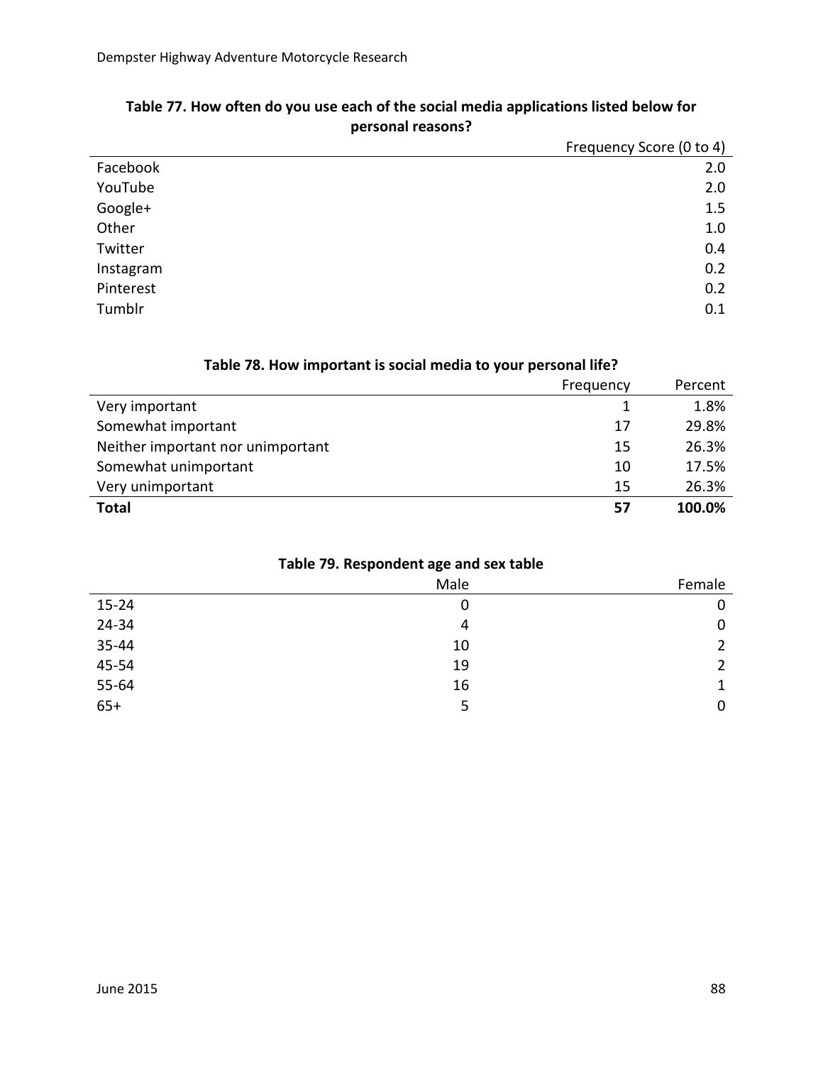**Table 77. How often do you use each of the social media applications listed below for personal reasons?**

| | Frequency Score (0 to 4) |
|---|---|
| Facebook | 2.0 |
| YouTube | 2.0 |
| Google+ | 1.5 |
| Other | 1.0 |
| Twitter | 0.4 |
| Instagram | 0.2 |
| Pinterest | 0.2 |
| Tumblr | 0.1 |

**Table 78. How important is social media to your personal life?**

| | Frequency | Percent |
|---|---|---|
| Very important | 1 | 1.8% |
| Somewhat important | 17 | 29.8% |
| Neither important nor unimportant | 15 | 26.3% |
| Somewhat unimportant | 10 | 17.5% |
| Very unimportant | 15 | 26.3% |
| **Total** | **57** | **100.0%** |

**Table 79. Respondent age and sex table**

| | Male | Female |
|---|---|---|
| 15-24 | 0 | 0 |
| 24-34 | 4 | 0 |
| 35-44 | 10 | 2 |
| 45-54 | 19 | 2 |
| 55-64 | 16 | 1 |
| 65+ | 5 | 0 |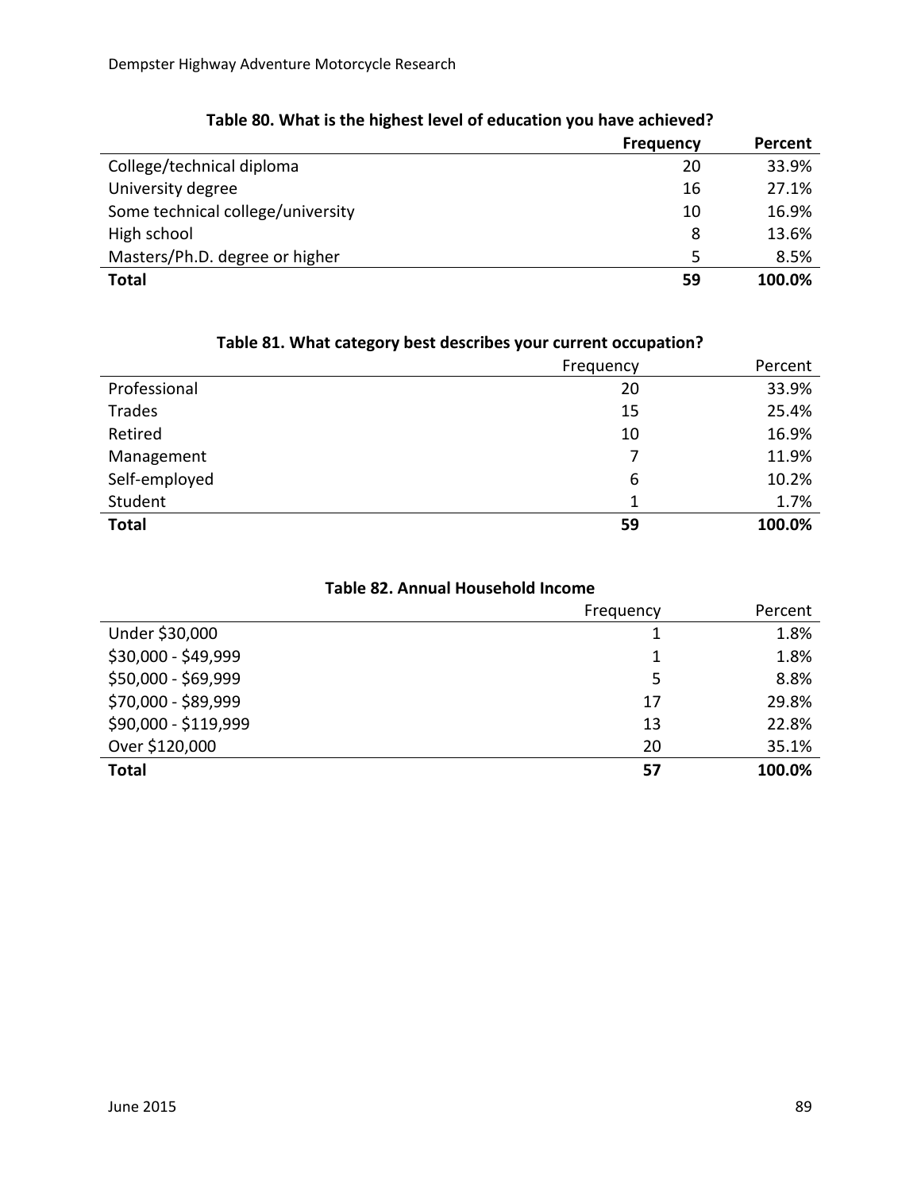**Table 80. What is the highest level of education you have achieved?**

| | Frequency | Percent |
|---|---|---|
| College/technical diploma | 20 | 33.9% |
| University degree | 16 | 27.1% |
| Some technical college/university | 10 | 16.9% |
| High school | 8 | 13.6% |
| Masters/Ph.D. degree or higher | 5 | 8.5% |
| **Total** | **59** | **100.0%** |

**Table 81. What category best describes your current occupation?**

| | Frequency | Percent |
|---|---|---|
| Professional | 20 | 33.9% |
| Trades | 15 | 25.4% |
| Retired | 10 | 16.9% |
| Management | 7 | 11.9% |
| Self-employed | 6 | 10.2% |
| Student | 1 | 1.7% |
| **Total** | **59** | **100.0%** |

**Table 82. Annual Household Income**

| | Frequency | Percent |
|---|---|---|
| Under $30,000 | 1 | 1.8% |
| $30,000 - $49,999 | 1 | 1.8% |
| $50,000 - $69,999 | 5 | 8.8% |
| $70,000 - $89,999 | 17 | 29.8% |
| $90,000 - $119,999 | 13 | 22.8% |
| Over $120,000 | 20 | 35.1% |
| **Total** | **57** | **100.0%** |